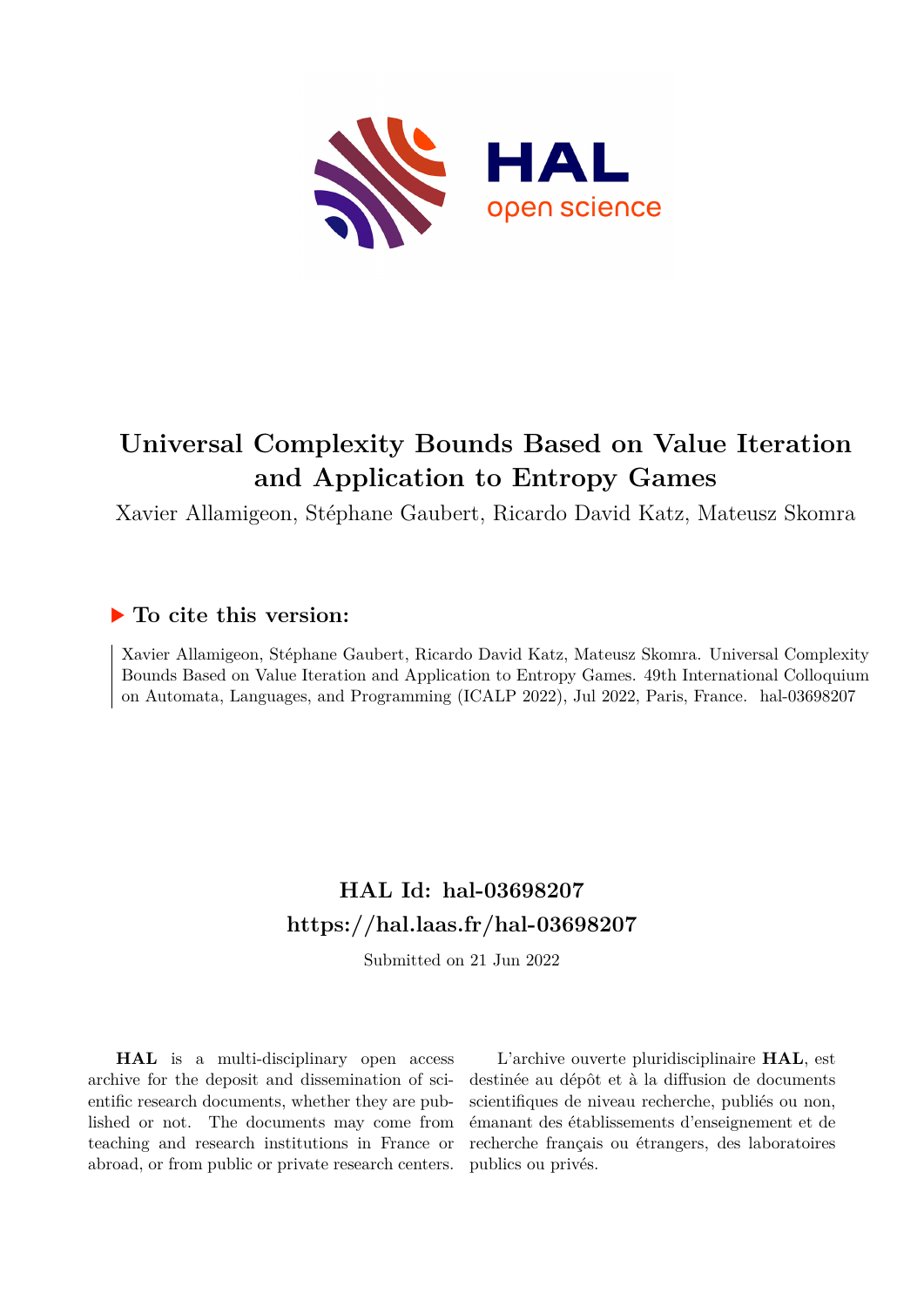# Universal Complexity Bounds Based on Value Iteration and Application to Entropy Games

Xavier Allamigeon, Stéphane Gaubert, Ricardo David Katz, Mateusz Skomra

## ▶ To cite this version:

Xavier Allamigeon, Stéphane Gaubert, Ricardo David Katz, Mateusz Skomra. Universal Complexity Bounds Based on Value Iteration and Application to Entropy Games. 49th International Colloquium on Automata, Languages, and Programming (ICALP 2022), Jul 2022, Paris, France. hal-03698207

## HAL Id: hal-03698207

## https://hal.laas.fr/hal-03698207

Submitted on 21 Jun 2022

**HAL** is a multi-disciplinary open access archive for the deposit and dissemination of scientific research documents, whether they are published or not. The documents may come from teaching and research institutions in France or abroad, or from public or private research centers.

L'archive ouverte pluridisciplinaire **HAL**, est destinée au dépôt et à la diffusion de documents scientifiques de niveau recherche, publiés ou non, émanant des établissements d'enseignement et de recherche français ou étrangers, des laboratoires publics ou privés.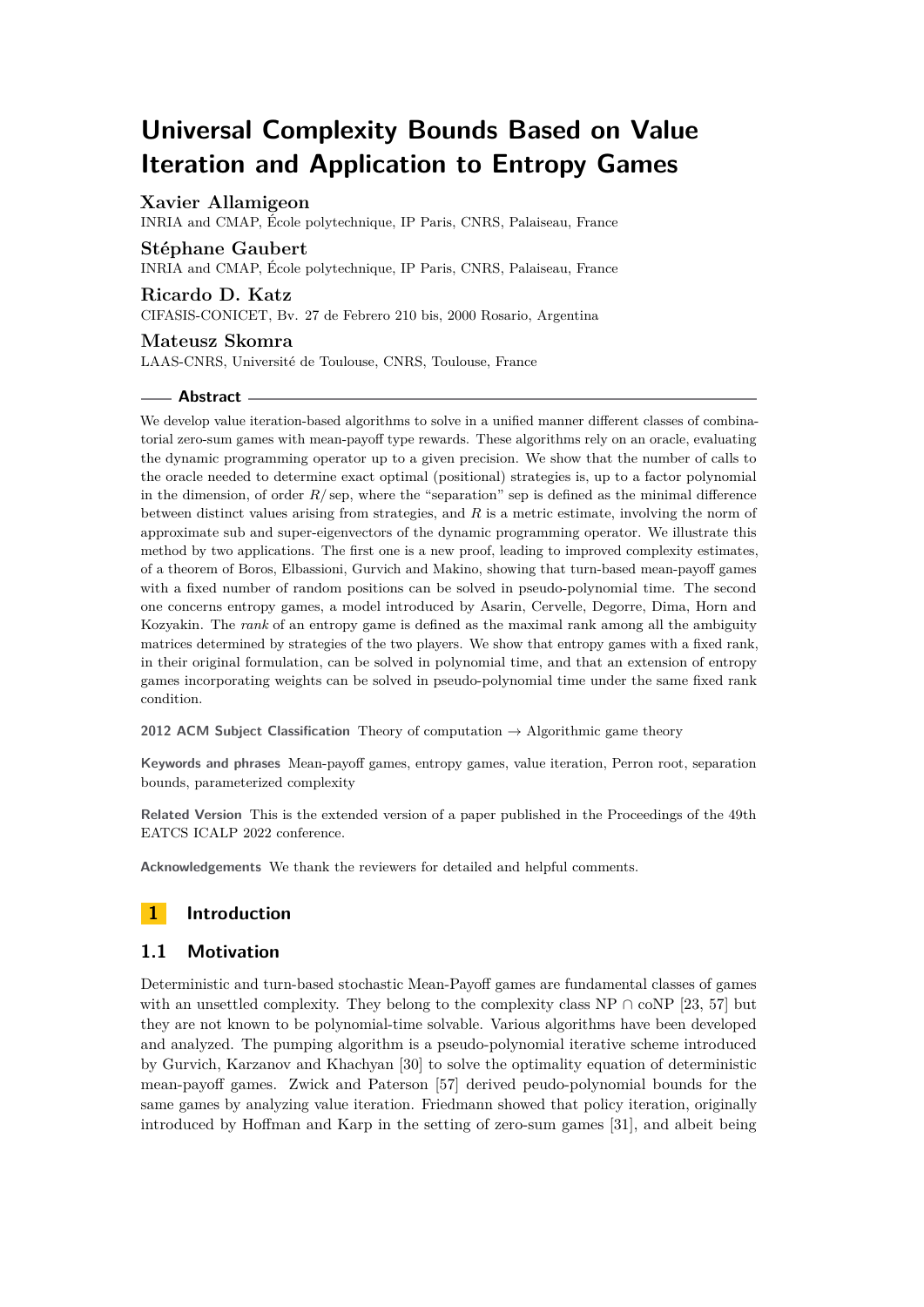# Universal Complexity Bounds Based on Value Iteration and Application to Entropy Games

**Xavier Allamigeon**
INRIA and CMAP, École polytechnique, IP Paris, CNRS, Palaiseau, France

**Stéphane Gaubert**
INRIA and CMAP, École polytechnique, IP Paris, CNRS, Palaiseau, France

**Ricardo D. Katz**
CIFASIS-CONICET, Bv. 27 de Febrero 210 bis, 2000 Rosario, Argentina

**Mateusz Skomra**
LAAS-CNRS, Université de Toulouse, CNRS, Toulouse, France

## Abstract

We develop value iteration-based algorithms to solve in a unified manner different classes of combinatorial zero-sum games with mean-payoff type rewards. These algorithms rely on an oracle, evaluating the dynamic programming operator up to a given precision. We show that the number of calls to the oracle needed to determine exact optimal (positional) strategies is, up to a factor polynomial in the dimension, of order $R/\operatorname{sep}$, where the "separation" sep is defined as the minimal difference between distinct values arising from strategies, and $R$ is a metric estimate, involving the norm of approximate sub and super-eigenvectors of the dynamic programming operator. We illustrate this method by two applications. The first one is a new proof, leading to improved complexity estimates, of a theorem of Boros, Elbassioni, Gurvich and Makino, showing that turn-based mean-payoff games with a fixed number of random positions can be solved in pseudo-polynomial time. The second one concerns entropy games, a model introduced by Asarin, Cervelle, Degorre, Dima, Horn and Kozyakin. The *rank* of an entropy game is defined as the maximal rank among all the ambiguity matrices determined by strategies of the two players. We show that entropy games with a fixed rank, in their original formulation, can be solved in polynomial time, and that an extension of entropy games incorporating weights can be solved in pseudo-polynomial time under the same fixed rank condition.

**2012 ACM Subject Classification** Theory of computation → Algorithmic game theory

**Keywords and phrases** Mean-payoff games, entropy games, value iteration, Perron root, separation bounds, parameterized complexity

**Related Version** This is the extended version of a paper published in the Proceedings of the 49th EATCS ICALP 2022 conference.

**Acknowledgements** We thank the reviewers for detailed and helpful comments.

## 1 Introduction

### 1.1 Motivation

Deterministic and turn-based stochastic Mean-Payoff games are fundamental classes of games with an unsettled complexity. They belong to the complexity class NP ∩ coNP [23, 57] but they are not known to be polynomial-time solvable. Various algorithms have been developed and analyzed. The pumping algorithm is a pseudo-polynomial iterative scheme introduced by Gurvich, Karzanov and Khachyan [30] to solve the optimality equation of deterministic mean-payoff games. Zwick and Paterson [57] derived peudo-polynomial bounds for the same games by analyzing value iteration. Friedmann showed that policy iteration, originally introduced by Hoffman and Karp in the setting of zero-sum games [31], and albeit being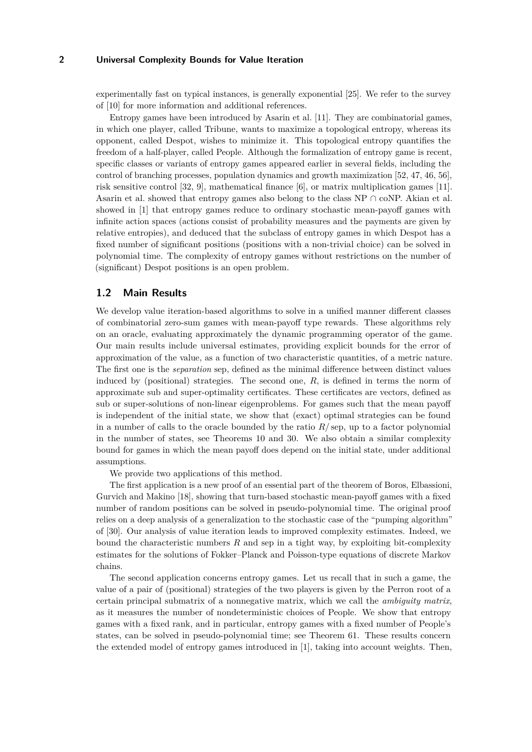experimentally fast on typical instances, is generally exponential [25]. We refer to the survey of [10] for more information and additional references.

Entropy games have been introduced by Asarin et al. [11]. They are combinatorial games, in which one player, called Tribune, wants to maximize a topological entropy, whereas its opponent, called Despot, wishes to minimize it. This topological entropy quantifies the freedom of a half-player, called People. Although the formalization of entropy game is recent, specific classes or variants of entropy games appeared earlier in several fields, including the control of branching processes, population dynamics and growth maximization [52, 47, 46, 56], risk sensitive control [32, 9], mathematical finance [6], or matrix multiplication games [11]. Asarin et al. showed that entropy games also belong to the class NP $\cap$ coNP. Akian et al. showed in [1] that entropy games reduce to ordinary stochastic mean-payoff games with infinite action spaces (actions consist of probability measures and the payments are given by relative entropies), and deduced that the subclass of entropy games in which Despot has a fixed number of significant positions (positions with a non-trivial choice) can be solved in polynomial time. The complexity of entropy games without restrictions on the number of (significant) Despot positions is an open problem.

## 1.2 Main Results

We develop value iteration-based algorithms to solve in a unified manner different classes of combinatorial zero-sum games with mean-payoff type rewards. These algorithms rely on an oracle, evaluating approximately the dynamic programming operator of the game. Our main results include universal estimates, providing explicit bounds for the error of approximation of the value, as a function of two characteristic quantities, of a metric nature. The first one is the *separation* sep, defined as the minimal difference between distinct values induced by (positional) strategies. The second one, $R$, is defined in terms the norm of approximate sub and super-optimality certificates. These certificates are vectors, defined as sub or super-solutions of non-linear eigenproblems. For games such that the mean payoff is independent of the initial state, we show that (exact) optimal strategies can be found in a number of calls to the oracle bounded by the ratio $R/\operatorname{sep}$, up to a factor polynomial in the number of states, see Theorems 10 and 30. We also obtain a similar complexity bound for games in which the mean payoff does depend on the initial state, under additional assumptions.

We provide two applications of this method.

The first application is a new proof of an essential part of the theorem of Boros, Elbassioni, Gurvich and Makino [18], showing that turn-based stochastic mean-payoff games with a fixed number of random positions can be solved in pseudo-polynomial time. The original proof relies on a deep analysis of a generalization to the stochastic case of the "pumping algorithm" of [30]. Our analysis of value iteration leads to improved complexity estimates. Indeed, we bound the characteristic numbers $R$ and sep in a tight way, by exploiting bit-complexity estimates for the solutions of Fokker–Planck and Poisson-type equations of discrete Markov chains.

The second application concerns entropy games. Let us recall that in such a game, the value of a pair of (positional) strategies of the two players is given by the Perron root of a certain principal submatrix of a nonnegative matrix, which we call the *ambiguity matrix*, as it measures the number of nondeterministic choices of People. We show that entropy games with a fixed rank, and in particular, entropy games with a fixed number of People's states, can be solved in pseudo-polynomial time; see Theorem 61. These results concern the extended model of entropy games introduced in [1], taking into account weights. Then,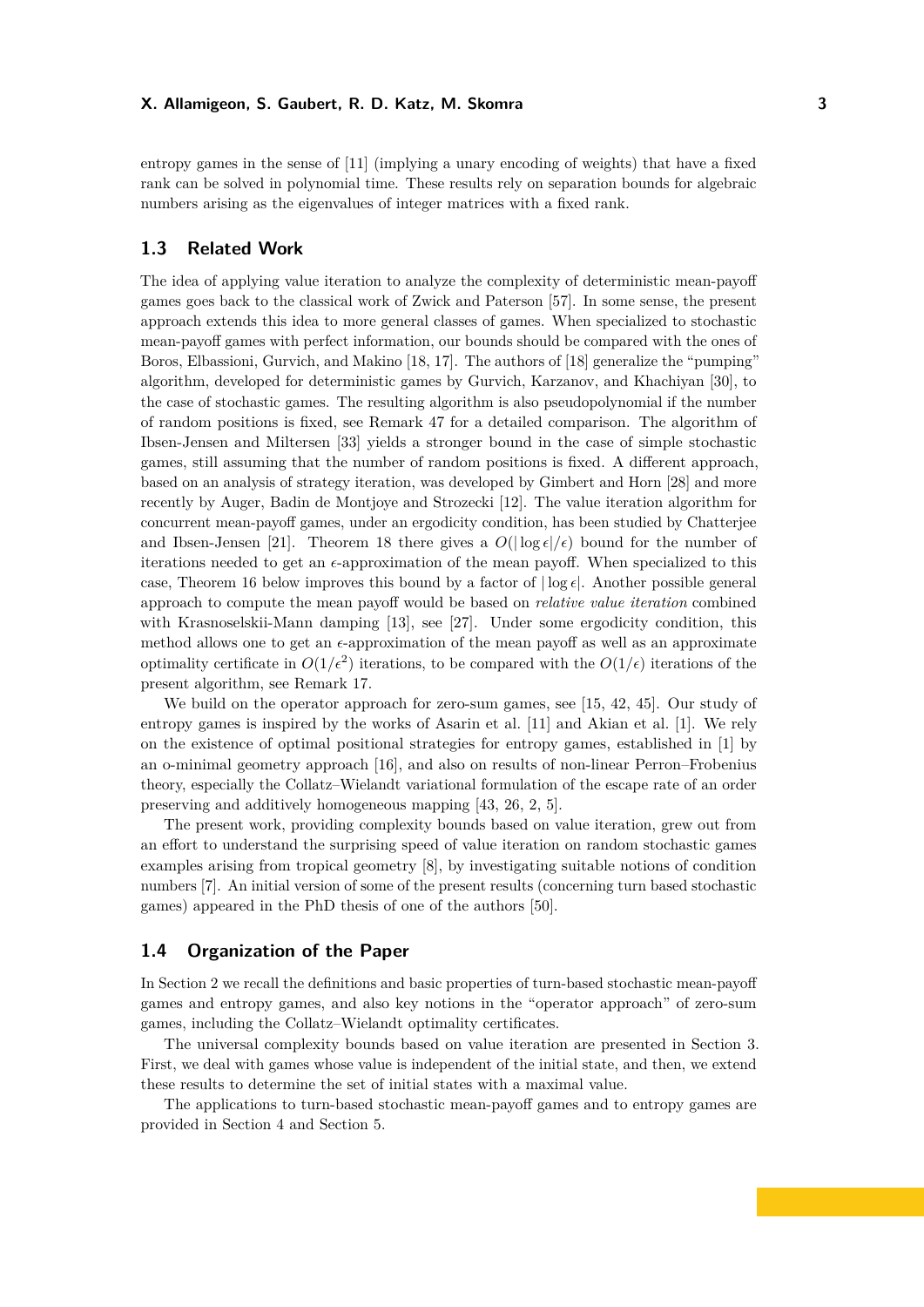entropy games in the sense of [11] (implying a unary encoding of weights) that have a fixed rank can be solved in polynomial time. These results rely on separation bounds for algebraic numbers arising as the eigenvalues of integer matrices with a fixed rank.

## 1.3 Related Work

The idea of applying value iteration to analyze the complexity of deterministic mean-payoff games goes back to the classical work of Zwick and Paterson [57]. In some sense, the present approach extends this idea to more general classes of games. When specialized to stochastic mean-payoff games with perfect information, our bounds should be compared with the ones of Boros, Elbassioni, Gurvich, and Makino [18, 17]. The authors of [18] generalize the "pumping" algorithm, developed for deterministic games by Gurvich, Karzanov, and Khachiyan [30], to the case of stochastic games. The resulting algorithm is also pseudopolynomial if the number of random positions is fixed, see Remark 47 for a detailed comparison. The algorithm of Ibsen-Jensen and Miltersen [33] yields a stronger bound in the case of simple stochastic games, still assuming that the number of random positions is fixed. A different approach, based on an analysis of strategy iteration, was developed by Gimbert and Horn [28] and more recently by Auger, Badin de Montjoye and Strozecki [12]. The value iteration algorithm for concurrent mean-payoff games, under an ergodicity condition, has been studied by Chatterjee and Ibsen-Jensen [21]. Theorem 18 there gives a $O(|\log \epsilon|/\epsilon)$ bound for the number of iterations needed to get an $\epsilon$-approximation of the mean payoff. When specialized to this case, Theorem 16 below improves this bound by a factor of $|\log \epsilon|$. Another possible general approach to compute the mean payoff would be based on *relative value iteration* combined with Krasnoselskii-Mann damping [13], see [27]. Under some ergodicity condition, this method allows one to get an $\epsilon$-approximation of the mean payoff as well as an approximate optimality certificate in $O(1/\epsilon^2)$ iterations, to be compared with the $O(1/\epsilon)$ iterations of the present algorithm, see Remark 17.

We build on the operator approach for zero-sum games, see [15, 42, 45]. Our study of entropy games is inspired by the works of Asarin et al. [11] and Akian et al. [1]. We rely on the existence of optimal positional strategies for entropy games, established in [1] by an o-minimal geometry approach [16], and also on results of non-linear Perron–Frobenius theory, especially the Collatz–Wielandt variational formulation of the escape rate of an order preserving and additively homogeneous mapping [43, 26, 2, 5].

The present work, providing complexity bounds based on value iteration, grew out from an effort to understand the surprising speed of value iteration on random stochastic games examples arising from tropical geometry [8], by investigating suitable notions of condition numbers [7]. An initial version of some of the present results (concerning turn based stochastic games) appeared in the PhD thesis of one of the authors [50].

## 1.4 Organization of the Paper

In Section 2 we recall the definitions and basic properties of turn-based stochastic mean-payoff games and entropy games, and also key notions in the "operator approach" of zero-sum games, including the Collatz–Wielandt optimality certificates.

The universal complexity bounds based on value iteration are presented in Section 3. First, we deal with games whose value is independent of the initial state, and then, we extend these results to determine the set of initial states with a maximal value.

The applications to turn-based stochastic mean-payoff games and to entropy games are provided in Section 4 and Section 5.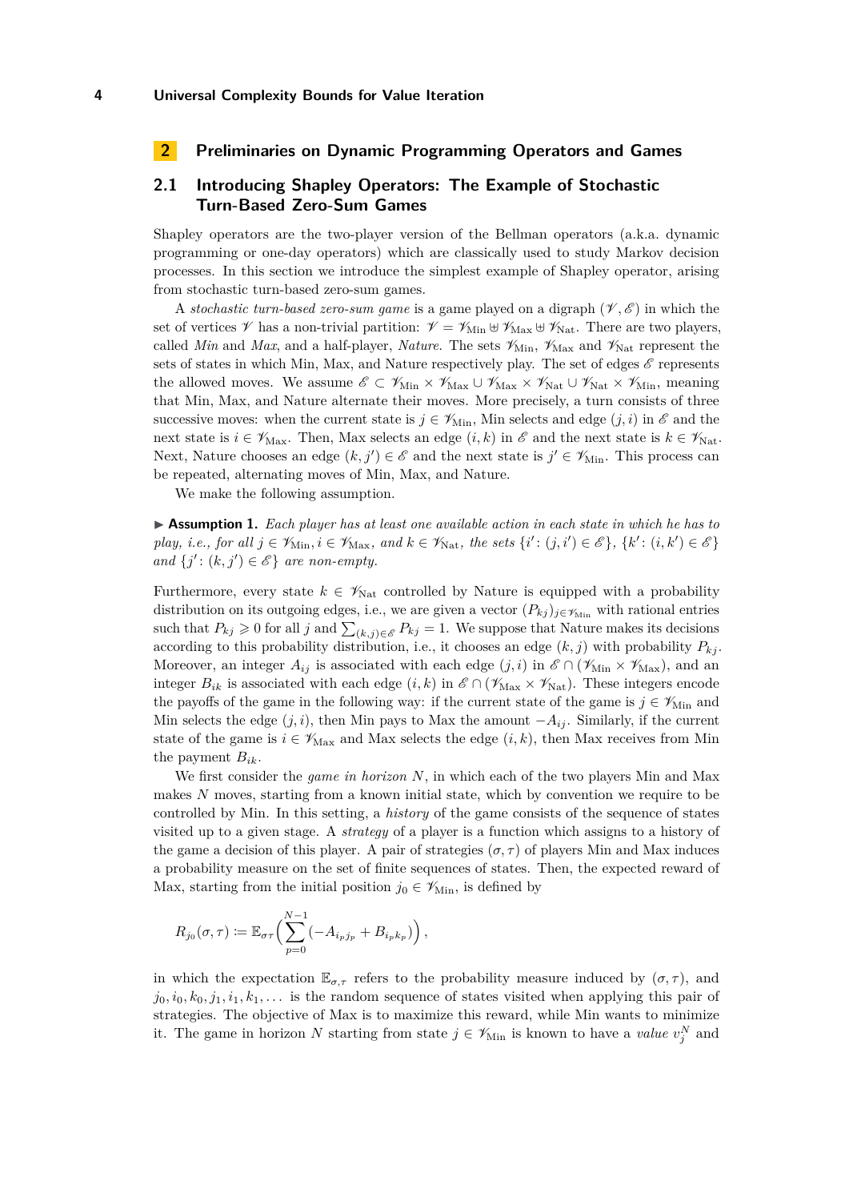## 2 Preliminaries on Dynamic Programming Operators and Games

### 2.1 Introducing Shapley Operators: The Example of Stochastic Turn-Based Zero-Sum Games

Shapley operators are the two-player version of the Bellman operators (a.k.a. dynamic programming or one-day operators) which are classically used to study Markov decision processes. In this section we introduce the simplest example of Shapley operator, arising from stochastic turn-based zero-sum games.

A *stochastic turn-based zero-sum game* is a game played on a digraph $(\mathscr{V}, \mathscr{E})$ in which the set of vertices $\mathscr{V}$ has a non-trivial partition: $\mathscr{V} = \mathscr{V}_{\mathrm{Min}} \uplus \mathscr{V}_{\mathrm{Max}} \uplus \mathscr{V}_{\mathrm{Nat}}$. There are two players, called *Min* and *Max*, and a half-player, *Nature*. The sets $\mathscr{V}_{\mathrm{Min}}$, $\mathscr{V}_{\mathrm{Max}}$ and $\mathscr{V}_{\mathrm{Nat}}$ represent the sets of states in which Min, Max, and Nature respectively play. The set of edges $\mathscr{E}$ represents the allowed moves. We assume $\mathscr{E} \subset \mathscr{V}_{\mathrm{Min}} \times \mathscr{V}_{\mathrm{Max}} \cup \mathscr{V}_{\mathrm{Max}} \times \mathscr{V}_{\mathrm{Nat}} \cup \mathscr{V}_{\mathrm{Nat}} \times \mathscr{V}_{\mathrm{Min}}$, meaning that Min, Max, and Nature alternate their moves. More precisely, a turn consists of three successive moves: when the current state is $j \in \mathscr{V}_{\mathrm{Min}}$, Min selects and edge $(j, i)$ in $\mathscr{E}$ and the next state is $i \in \mathscr{V}_{\mathrm{Max}}$. Then, Max selects an edge $(i, k)$ in $\mathscr{E}$ and the next state is $k \in \mathscr{V}_{\mathrm{Nat}}$. Next, Nature chooses an edge $(k, j') \in \mathscr{E}$ and the next state is $j' \in \mathscr{V}_{\mathrm{Min}}$. This process can be repeated, alternating moves of Min, Max, and Nature.

We make the following assumption.

▶ **Assumption 1.** *Each player has at least one available action in each state in which he has to play, i.e., for all $j \in \mathscr{V}_{\mathrm{Min}}, i \in \mathscr{V}_{\mathrm{Max}}$, and $k \in \mathscr{V}_{\mathrm{Nat}}$, the sets $\{i' : (j, i') \in \mathscr{E}\}$, $\{k' : (i, k') \in \mathscr{E}\}$ and $\{j' : (k, j') \in \mathscr{E}\}$ are non-empty.*

Furthermore, every state $k \in \mathscr{V}_{\mathrm{Nat}}$ controlled by Nature is equipped with a probability distribution on its outgoing edges, i.e., we are given a vector $(P_{kj})_{j \in \mathscr{V}_{\mathrm{Min}}}$ with rational entries such that $P_{kj} \geqslant 0$ for all $j$ and $\sum_{(k,j) \in \mathscr{E}} P_{kj} = 1$. We suppose that Nature makes its decisions according to this probability distribution, i.e., it chooses an edge $(k, j)$ with probability $P_{kj}$. Moreover, an integer $A_{ij}$ is associated with each edge $(j, i)$ in $\mathscr{E} \cap (\mathscr{V}_{\mathrm{Min}} \times \mathscr{V}_{\mathrm{Max}})$, and an integer $B_{ik}$ is associated with each edge $(i, k)$ in $\mathscr{E} \cap (\mathscr{V}_{\mathrm{Max}} \times \mathscr{V}_{\mathrm{Nat}})$. These integers encode the payoffs of the game in the following way: if the current state of the game is $j \in \mathscr{V}_{\mathrm{Min}}$ and Min selects the edge $(j, i)$, then Min pays to Max the amount $-A_{ij}$. Similarly, if the current state of the game is $i \in \mathscr{V}_{\mathrm{Max}}$ and Max selects the edge $(i, k)$, then Max receives from Min the payment $B_{ik}$.

We first consider the *game in horizon* $N$, in which each of the two players Min and Max makes $N$ moves, starting from a known initial state, which by convention we require to be controlled by Min. In this setting, a *history* of the game consists of the sequence of states visited up to a given stage. A *strategy* of a player is a function which assigns to a history of the game a decision of this player. A pair of strategies $(\sigma, \tau)$ of players Min and Max induces a probability measure on the set of finite sequences of states. Then, the expected reward of Max, starting from the initial position $j_0 \in \mathscr{V}_{\mathrm{Min}}$, is defined by

$$R_{j_0}(\sigma, \tau) \coloneqq \mathbb{E}_{\sigma\tau}\Big(\sum_{p=0}^{N-1}(-A_{i_p j_p} + B_{i_p k_p})\Big)\,,$$

in which the expectation $\mathbb{E}_{\sigma,\tau}$ refers to the probability measure induced by $(\sigma, \tau)$, and $j_0, i_0, k_0, j_1, i_1, k_1, \ldots$ is the random sequence of states visited when applying this pair of strategies. The objective of Max is to maximize this reward, while Min wants to minimize it. The game in horizon $N$ starting from state $j \in \mathscr{V}_{\mathrm{Min}}$ is known to have a *value* $v_j^N$ and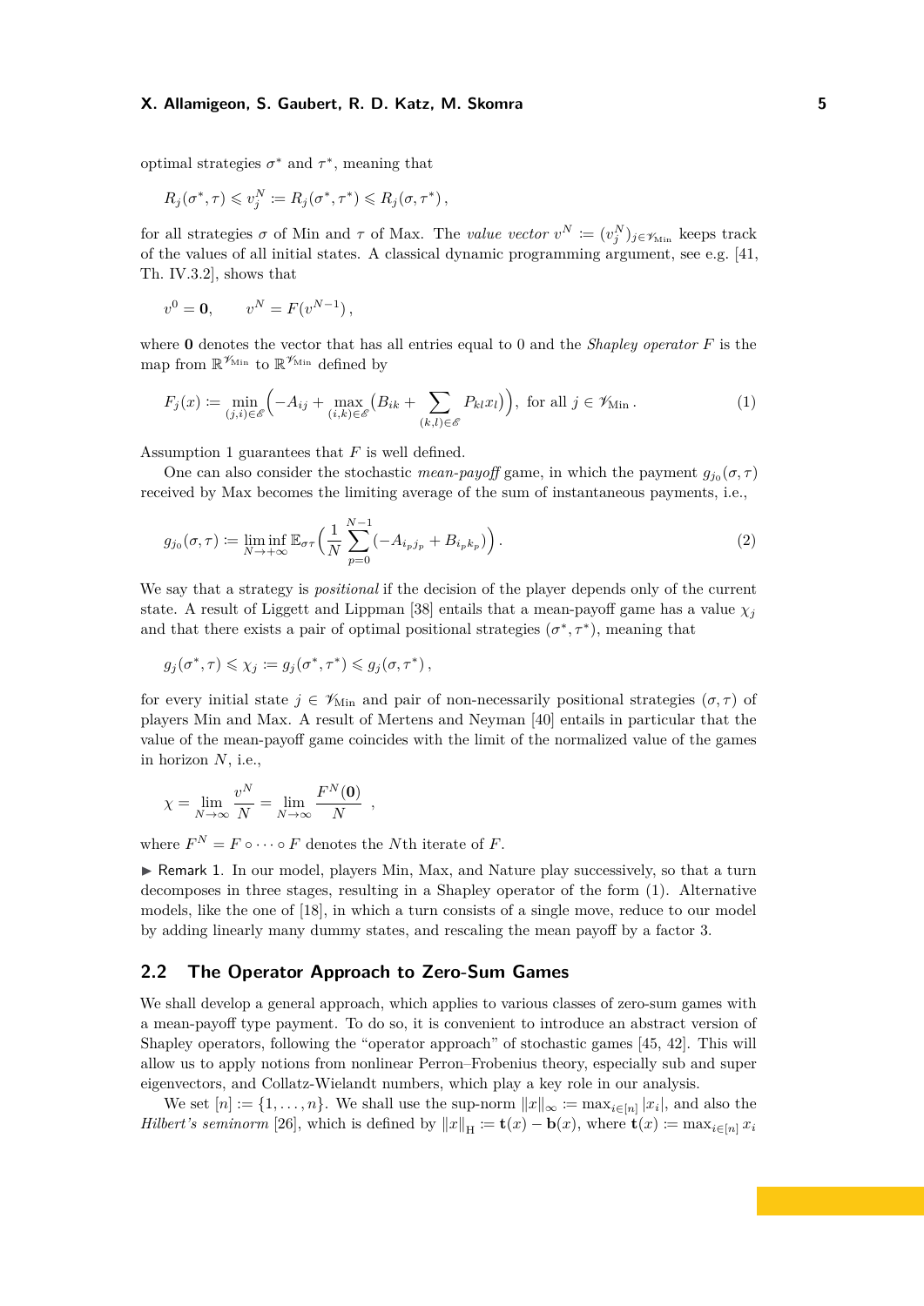optimal strategies $\sigma^*$ and $\tau^*$, meaning that

$$R_j(\sigma^*, \tau) \leqslant v_j^N := R_j(\sigma^*, \tau^*) \leqslant R_j(\sigma, \tau^*) \,,$$

for all strategies $\sigma$ of Min and $\tau$ of Max. The *value vector* $v^N := (v_j^N)_{j \in \mathscr{V}_{\mathrm{Min}}}$ keeps track of the values of all initial states. A classical dynamic programming argument, see e.g. [41, Th. IV.3.2], shows that

$$v^0 = \mathbf{0}, \qquad v^N = F(v^{N-1}) \,,$$

where $\mathbf{0}$ denotes the vector that has all entries equal to 0 and the *Shapley operator* $F$ is the map from $\mathbb{R}^{\mathscr{V}_{\mathrm{Min}}}$ to $\mathbb{R}^{\mathscr{V}_{\mathrm{Min}}}$ defined by

$$F_j(x) := \min_{(j,i) \in \mathscr{E}} \Bigl( -A_{ij} + \max_{(i,k) \in \mathscr{E}} \bigl( B_{ik} + \sum_{(k,l) \in \mathscr{E}} P_{kl} x_l \bigr) \Bigr), \text{ for all } j \in \mathscr{V}_{\mathrm{Min}} \,. \tag{1}$$

Assumption 1 guarantees that $F$ is well defined.

One can also consider the stochastic *mean-payoff* game, in which the payment $g_{j_0}(\sigma, \tau)$ received by Max becomes the limiting average of the sum of instantaneous payments, i.e.,

$$g_{j_0}(\sigma, \tau) := \liminf_{N \to +\infty} \mathbb{E}_{\sigma\tau} \Bigl( \frac{1}{N} \sum_{p=0}^{N-1} (-A_{i_p j_p} + B_{i_p k_p}) \Bigr) \,. \tag{2}$$

We say that a strategy is *positional* if the decision of the player depends only of the current state. A result of Liggett and Lippman [38] entails that a mean-payoff game has a value $\chi_j$ and that there exists a pair of optimal positional strategies $(\sigma^*, \tau^*)$, meaning that

$$g_j(\sigma^*, \tau) \leqslant \chi_j := g_j(\sigma^*, \tau^*) \leqslant g_j(\sigma, \tau^*) \,,$$

for every initial state $j \in \mathscr{V}_{\mathrm{Min}}$ and pair of non-necessarily positional strategies $(\sigma, \tau)$ of players Min and Max. A result of Mertens and Neyman [40] entails in particular that the value of the mean-payoff game coincides with the limit of the normalized value of the games in horizon $N$, i.e.,

$$\chi = \lim_{N \to \infty} \frac{v^N}{N} = \lim_{N \to \infty} \frac{F^N(\mathbf{0})}{N} \quad ,$$

where $F^N = F \circ \cdots \circ F$ denotes the $N$th iterate of $F$.

▶ Remark 1. In our model, players Min, Max, and Nature play successively, so that a turn decomposes in three stages, resulting in a Shapley operator of the form (1). Alternative models, like the one of [18], in which a turn consists of a single move, reduce to our model by adding linearly many dummy states, and rescaling the mean payoff by a factor 3.

## 2.2 The Operator Approach to Zero-Sum Games

We shall develop a general approach, which applies to various classes of zero-sum games with a mean-payoff type payment. To do so, it is convenient to introduce an abstract version of Shapley operators, following the "operator approach" of stochastic games [45, 42]. This will allow us to apply notions from nonlinear Perron–Frobenius theory, especially sub and super eigenvectors, and Collatz-Wielandt numbers, which play a key role in our analysis.

We set $[n] := \{1, \dots, n\}$. We shall use the sup-norm $\|x\|_\infty := \max_{i \in [n]} |x_i|$, and also the *Hilbert's seminorm* [26], which is defined by $\|x\|_{\mathrm{H}} := \mathbf{t}(x) - \mathbf{b}(x)$, where $\mathbf{t}(x) := \max_{i \in [n]} x_i$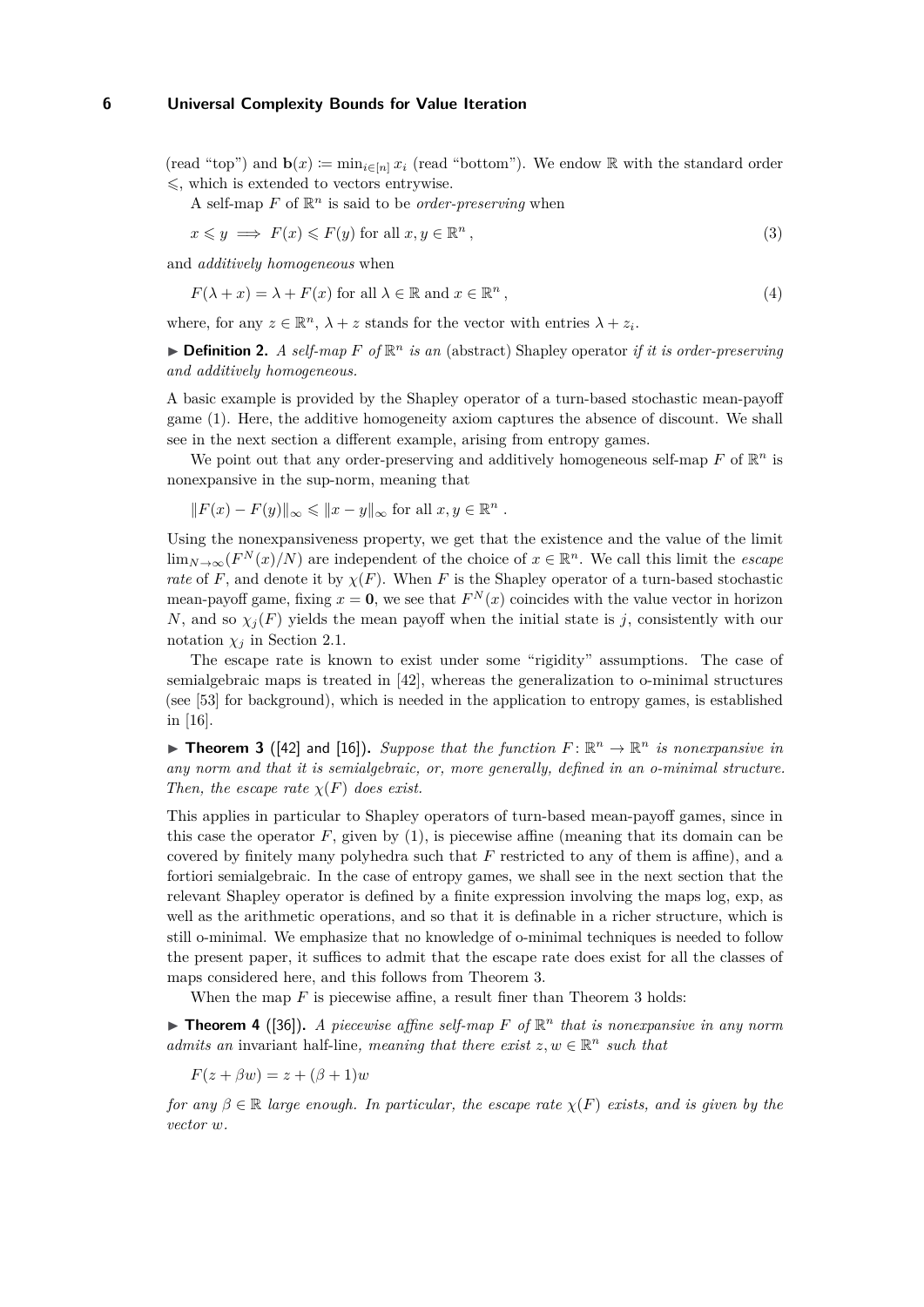(read "top") and $\mathbf{b}(x) := \min_{i\in[n]} x_i$ (read "bottom"). We endow $\mathbb{R}$ with the standard order $\leqslant$, which is extended to vectors entrywise.

A self-map $F$ of $\mathbb{R}^n$ is said to be *order-preserving* when

$$x \leqslant y \implies F(x) \leqslant F(y) \text{ for all } x, y \in \mathbb{R}^n , \tag{3}$$

and *additively homogeneous* when

$$F(\lambda + x) = \lambda + F(x) \text{ for all } \lambda \in \mathbb{R} \text{ and } x \in \mathbb{R}^n , \tag{4}$$

where, for any $z \in \mathbb{R}^n$, $\lambda + z$ stands for the vector with entries $\lambda + z_i$.

▶ **Definition 2.** *A self-map $F$ of $\mathbb{R}^n$ is an* (abstract) Shapley operator *if it is order-preserving and additively homogeneous.*

A basic example is provided by the Shapley operator of a turn-based stochastic mean-payoff game (1). Here, the additive homogeneity axiom captures the absence of discount. We shall see in the next section a different example, arising from entropy games.

We point out that any order-preserving and additively homogeneous self-map $F$ of $\mathbb{R}^n$ is nonexpansive in the sup-norm, meaning that

$$\|F(x) - F(y)\|_\infty \leqslant \|x - y\|_\infty \text{ for all } x, y \in \mathbb{R}^n .$$

Using the nonexpansiveness property, we get that the existence and the value of the limit $\lim_{N\to\infty}(F^N(x)/N)$ are independent of the choice of $x \in \mathbb{R}^n$. We call this limit the *escape rate* of $F$, and denote it by $\chi(F)$. When $F$ is the Shapley operator of a turn-based stochastic mean-payoff game, fixing $x = \mathbf{0}$, we see that $F^N(x)$ coincides with the value vector in horizon $N$, and so $\chi_j(F)$ yields the mean payoff when the initial state is $j$, consistently with our notation $\chi_j$ in Section 2.1.

The escape rate is known to exist under some "rigidity" assumptions. The case of semialgebraic maps is treated in [42], whereas the generalization to o-minimal structures (see [53] for background), which is needed in the application to entropy games, is established in [16].

▶ **Theorem 3** ([42] and [16])**.** *Suppose that the function $F : \mathbb{R}^n \to \mathbb{R}^n$ is nonexpansive in any norm and that it is semialgebraic, or, more generally, defined in an o-minimal structure. Then, the escape rate $\chi(F)$ does exist.*

This applies in particular to Shapley operators of turn-based mean-payoff games, since in this case the operator $F$, given by (1), is piecewise affine (meaning that its domain can be covered by finitely many polyhedra such that $F$ restricted to any of them is affine), and a fortiori semialgebraic. In the case of entropy games, we shall see in the next section that the relevant Shapley operator is defined by a finite expression involving the maps log, exp, as well as the arithmetic operations, and so that it is definable in a richer structure, which is still o-minimal. We emphasize that no knowledge of o-minimal techniques is needed to follow the present paper, it suffices to admit that the escape rate does exist for all the classes of maps considered here, and this follows from Theorem 3.

When the map $F$ is piecewise affine, a result finer than Theorem 3 holds:

▶ **Theorem 4** ([36])**.** *A piecewise affine self-map $F$ of $\mathbb{R}^n$ that is nonexpansive in any norm admits an* invariant half-line*, meaning that there exist $z, w \in \mathbb{R}^n$ such that*

$$F(z + \beta w) = z + (\beta + 1)w$$

*for any $\beta \in \mathbb{R}$ large enough. In particular, the escape rate $\chi(F)$ exists, and is given by the vector $w$.*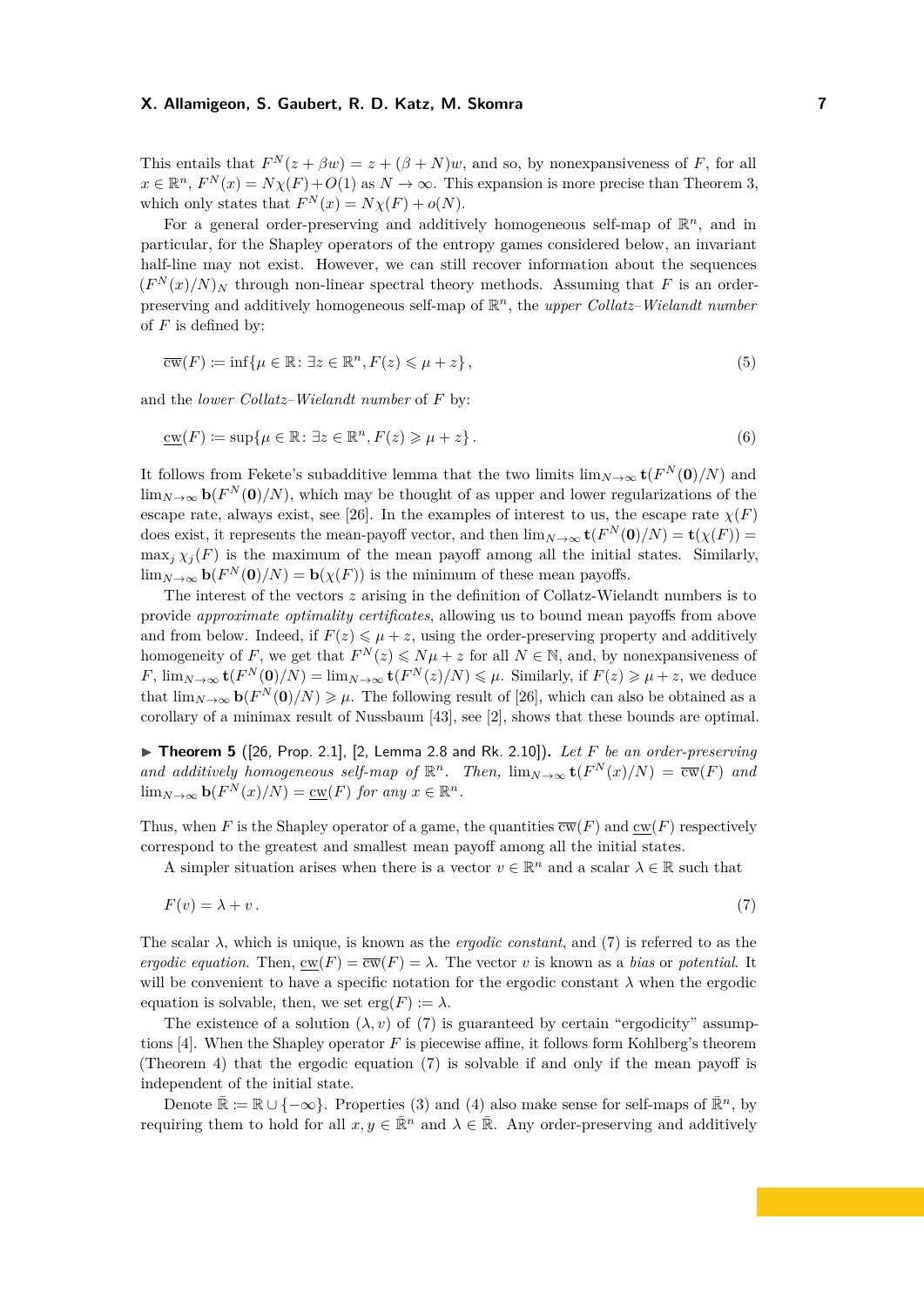This entails that $F^N(z + \beta w) = z + (\beta + N)w$, and so, by nonexpansiveness of $F$, for all $x \in \mathbb{R}^n$, $F^N(x) = N\chi(F) + O(1)$ as $N \to \infty$. This expansion is more precise than Theorem 3, which only states that $F^N(x) = N\chi(F) + o(N)$.

For a general order-preserving and additively homogeneous self-map of $\mathbb{R}^n$, and in particular, for the Shapley operators of the entropy games considered below, an invariant half-line may not exist. However, we can still recover information about the sequences $(F^N(x)/N)_N$ through non-linear spectral theory methods. Assuming that $F$ is an order-preserving and additively homogeneous self-map of $\mathbb{R}^n$, the *upper Collatz–Wielandt number* of $F$ is defined by:

$$\overline{\mathrm{cw}}(F) := \inf\{\mu \in \mathbb{R} \colon \exists z \in \mathbb{R}^n, F(z) \leqslant \mu + z\}\,, \tag{5}$$

and the *lower Collatz–Wielandt number* of $F$ by:

$$\underline{\mathrm{cw}}(F) := \sup\{\mu \in \mathbb{R} \colon \exists z \in \mathbb{R}^n, F(z) \geqslant \mu + z\}\,. \tag{6}$$

It follows from Fekete's subadditive lemma that the two limits $\lim_{N\to\infty} \mathbf{t}(F^N(\mathbf{0})/N)$ and $\lim_{N\to\infty} \mathbf{b}(F^N(\mathbf{0})/N)$, which may be thought of as upper and lower regularizations of the escape rate, always exist, see [26]. In the examples of interest to us, the escape rate $\chi(F)$ does exist, it represents the mean-payoff vector, and then $\lim_{N\to\infty} \mathbf{t}(F^N(\mathbf{0})/N) = \mathbf{t}(\chi(F)) = \max_j \chi_j(F)$ is the maximum of the mean payoff among all the initial states. Similarly, $\lim_{N\to\infty} \mathbf{b}(F^N(\mathbf{0})/N) = \mathbf{b}(\chi(F))$ is the minimum of these mean payoffs.

The interest of the vectors $z$ arising in the definition of Collatz-Wielandt numbers is to provide *approximate optimality certificates*, allowing us to bound mean payoffs from above and from below. Indeed, if $F(z) \leqslant \mu + z$, using the order-preserving property and additively homogeneity of $F$, we get that $F^N(z) \leqslant N\mu + z$ for all $N \in \mathbb{N}$, and, by nonexpansiveness of $F$, $\lim_{N\to\infty} \mathbf{t}(F^N(\mathbf{0})/N) = \lim_{N\to\infty} \mathbf{t}(F^N(z)/N) \leqslant \mu$. Similarly, if $F(z) \geqslant \mu + z$, we deduce that $\lim_{N\to\infty} \mathbf{b}(F^N(\mathbf{0})/N) \geqslant \mu$. The following result of [26], which can also be obtained as a corollary of a minimax result of Nussbaum [43], see [2], shows that these bounds are optimal.

▶ **Theorem 5** ([26, Prop. 2.1], [2, Lemma 2.8 and Rk. 2.10]). *Let $F$ be an order-preserving and additively homogeneous self-map of $\mathbb{R}^n$. Then, $\lim_{N\to\infty} \mathbf{t}(F^N(x)/N) = \overline{\mathrm{cw}}(F)$ and $\lim_{N\to\infty} \mathbf{b}(F^N(x)/N) = \underline{\mathrm{cw}}(F)$ for any $x \in \mathbb{R}^n$.*

Thus, when $F$ is the Shapley operator of a game, the quantities $\overline{\mathrm{cw}}(F)$ and $\underline{\mathrm{cw}}(F)$ respectively correspond to the greatest and smallest mean payoff among all the initial states.

A simpler situation arises when there is a vector $v \in \mathbb{R}^n$ and a scalar $\lambda \in \mathbb{R}$ such that

$$F(v) = \lambda + v\,. \tag{7}$$

The scalar $\lambda$, which is unique, is known as the *ergodic constant*, and (7) is referred to as the *ergodic equation*. Then, $\underline{\mathrm{cw}}(F) = \overline{\mathrm{cw}}(F) = \lambda$. The vector $v$ is known as a *bias* or *potential*. It will be convenient to have a specific notation for the ergodic constant $\lambda$ when the ergodic equation is solvable, then, we set $\mathrm{erg}(F) := \lambda$.

The existence of a solution $(\lambda, v)$ of (7) is guaranteed by certain "ergodicity" assumptions [4]. When the Shapley operator $F$ is piecewise affine, it follows form Kohlberg's theorem (Theorem 4) that the ergodic equation (7) is solvable if and only if the mean payoff is independent of the initial state.

Denote $\bar{\mathbb{R}} := \mathbb{R} \cup \{-\infty\}$. Properties (3) and (4) also make sense for self-maps of $\bar{\mathbb{R}}^n$, by requiring them to hold for all $x, y \in \bar{\mathbb{R}}^n$ and $\lambda \in \bar{\mathbb{R}}$. Any order-preserving and additively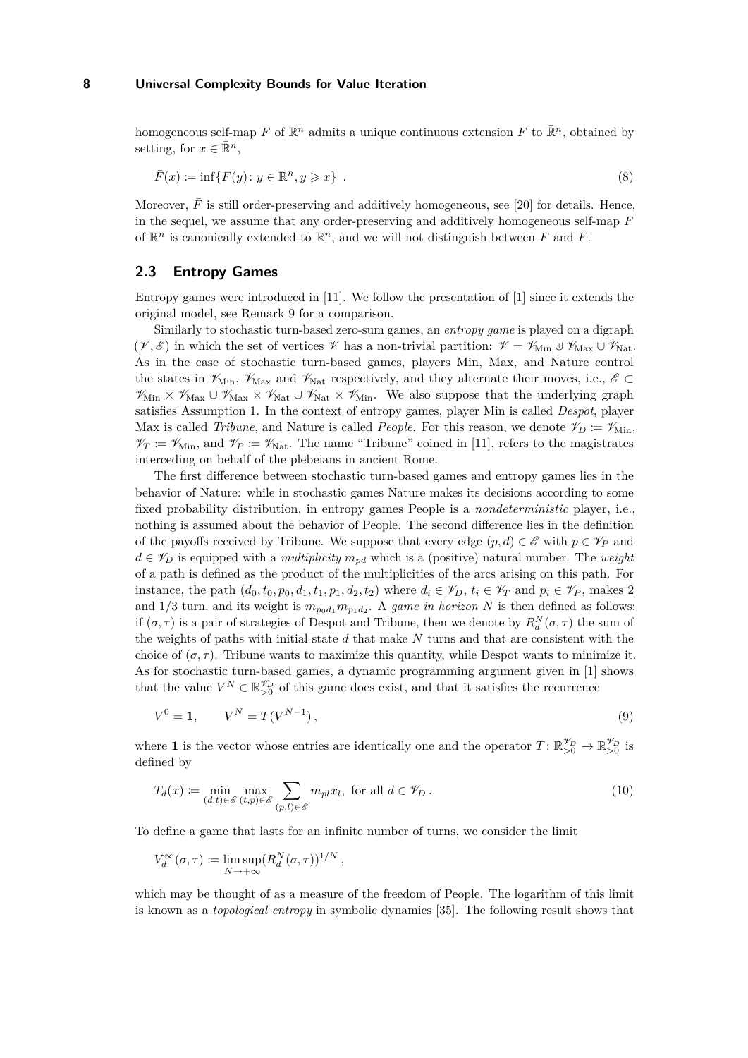homogeneous self-map $F$ of $\mathbb{R}^n$ admits a unique continuous extension $\bar{F}$ to $\bar{\mathbb{R}}^n$, obtained by setting, for $x \in \bar{\mathbb{R}}^n$,

$$\bar{F}(x) := \inf\{F(y) \colon y \in \mathbb{R}^n, y \geqslant x\} \ . \tag{8}$$

Moreover, $\bar{F}$ is still order-preserving and additively homogeneous, see [20] for details. Hence, in the sequel, we assume that any order-preserving and additively homogeneous self-map $F$ of $\mathbb{R}^n$ is canonically extended to $\bar{\mathbb{R}}^n$, and we will not distinguish between $F$ and $\bar{F}$.

## 2.3 Entropy Games

Entropy games were introduced in [11]. We follow the presentation of [1] since it extends the original model, see Remark 9 for a comparison.

Similarly to stochastic turn-based zero-sum games, an *entropy game* is played on a digraph $(\mathscr{V}, \mathscr{E})$ in which the set of vertices $\mathscr{V}$ has a non-trivial partition: $\mathscr{V} = \mathscr{V}_{\mathrm{Min}} \uplus \mathscr{V}_{\mathrm{Max}} \uplus \mathscr{V}_{\mathrm{Nat}}$. As in the case of stochastic turn-based games, players Min, Max, and Nature control the states in $\mathscr{V}_{\mathrm{Min}}$, $\mathscr{V}_{\mathrm{Max}}$ and $\mathscr{V}_{\mathrm{Nat}}$ respectively, and they alternate their moves, i.e., $\mathscr{E} \subset \mathscr{V}_{\mathrm{Min}} \times \mathscr{V}_{\mathrm{Max}} \cup \mathscr{V}_{\mathrm{Max}} \times \mathscr{V}_{\mathrm{Nat}} \cup \mathscr{V}_{\mathrm{Nat}} \times \mathscr{V}_{\mathrm{Min}}$. We also suppose that the underlying graph satisfies Assumption 1. In the context of entropy games, player Min is called *Despot*, player Max is called *Tribune*, and Nature is called *People*. For this reason, we denote $\mathscr{V}_D := \mathscr{V}_{\mathrm{Min}}$, $\mathscr{V}_T := \mathscr{V}_{\mathrm{Min}}$, and $\mathscr{V}_P := \mathscr{V}_{\mathrm{Nat}}$. The name "Tribune" coined in [11], refers to the magistrates interceding on behalf of the plebeians in ancient Rome.

The first difference between stochastic turn-based games and entropy games lies in the behavior of Nature: while in stochastic games Nature makes its decisions according to some fixed probability distribution, in entropy games People is a *nondeterministic* player, i.e., nothing is assumed about the behavior of People. The second difference lies in the definition of the payoffs received by Tribune. We suppose that every edge $(p, d) \in \mathscr{E}$ with $p \in \mathscr{V}_P$ and $d \in \mathscr{V}_D$ is equipped with a *multiplicity* $m_{pd}$ which is a (positive) natural number. The *weight* of a path is defined as the product of the multiplicities of the arcs arising on this path. For instance, the path $(d_0, t_0, p_0, d_1, t_1, p_1, d_2, t_2)$ where $d_i \in \mathscr{V}_D$, $t_i \in \mathscr{V}_T$ and $p_i \in \mathscr{V}_P$, makes 2 and 1/3 turn, and its weight is $m_{p_0 d_1} m_{p_1 d_2}$. A *game in horizon* $N$ is then defined as follows: if $(\sigma, \tau)$ is a pair of strategies of Despot and Tribune, then we denote by $R_d^N(\sigma, \tau)$ the sum of the weights of paths with initial state $d$ that make $N$ turns and that are consistent with the choice of $(\sigma, \tau)$. Tribune wants to maximize this quantity, while Despot wants to minimize it. As for stochastic turn-based games, a dynamic programming argument given in [1] shows that the value $V^N \in \mathbb{R}_{>0}^{\mathscr{V}_D}$ of this game does exist, and that it satisfies the recurrence

$$V^0 = \mathbf{1}, \qquad V^N = T(V^{N-1}), \tag{9}$$

where $\mathbf{1}$ is the vector whose entries are identically one and the operator $T \colon \mathbb{R}_{>0}^{\mathscr{V}_D} \to \mathbb{R}_{>0}^{\mathscr{V}_D}$ is defined by

$$T_d(x) := \min_{(d,t) \in \mathscr{E}} \max_{(t,p) \in \mathscr{E}} \sum_{(p,l) \in \mathscr{E}} m_{pl} x_l, \text{ for all } d \in \mathscr{V}_D \, . \tag{10}$$

To define a game that lasts for an infinite number of turns, we consider the limit

$$V_d^\infty(\sigma, \tau) := \limsup_{N \to +\infty} (R_d^N(\sigma, \tau))^{1/N} \, ,$$

which may be thought of as a measure of the freedom of People. The logarithm of this limit is known as a *topological entropy* in symbolic dynamics [35]. The following result shows that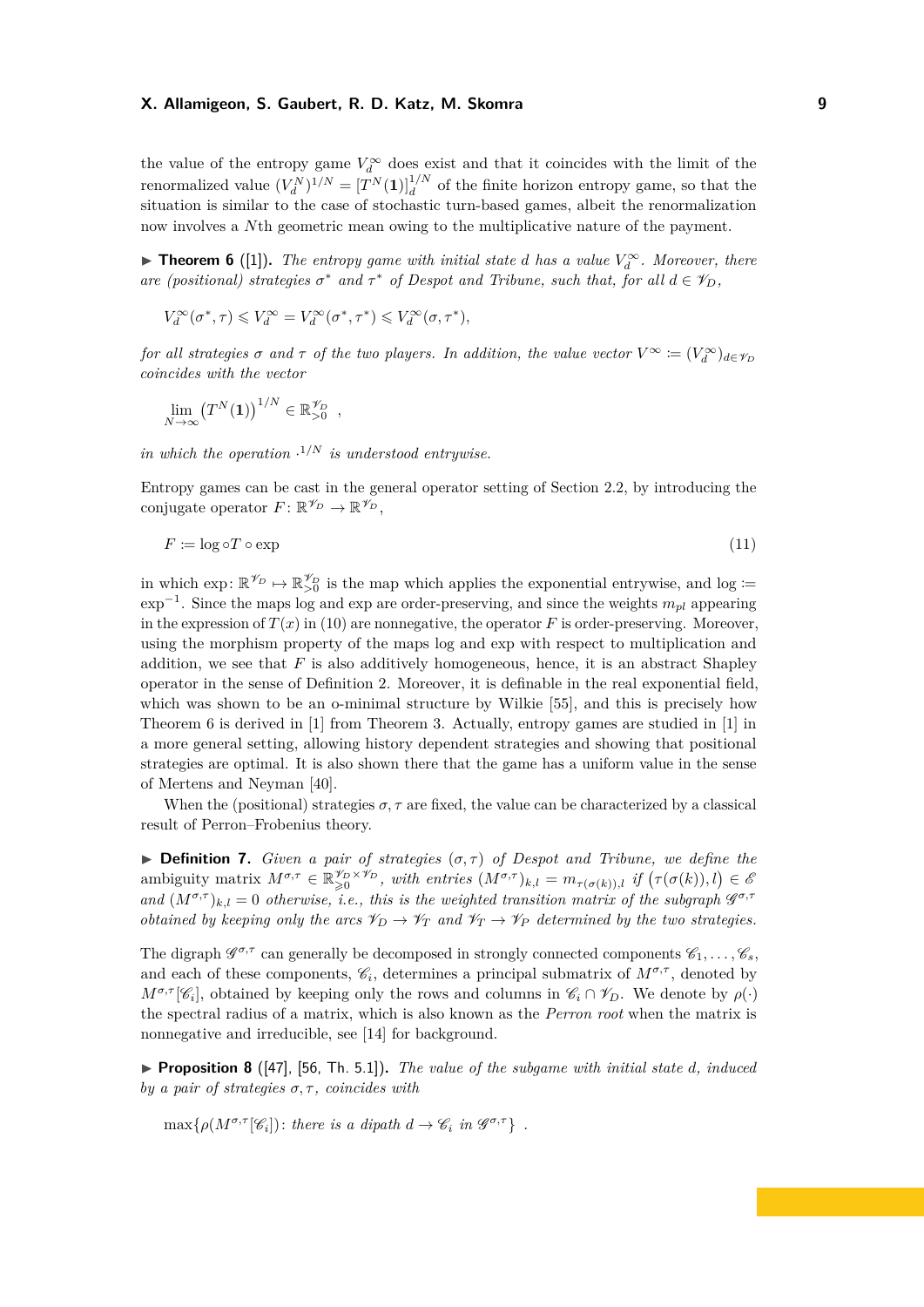the value of the entropy game $V_d^\infty$ does exist and that it coincides with the limit of the renormalized value $(V_d^N)^{1/N} = [T^N(\mathbf{1})]_d^{1/N}$ of the finite horizon entropy game, so that the situation is similar to the case of stochastic turn-based games, albeit the renormalization now involves a $N$th geometric mean owing to the multiplicative nature of the payment.

▶ **Theorem 6** ([1])**.** *The entropy game with initial state $d$ has a value $V_d^\infty$. Moreover, there are (positional) strategies $\sigma^*$ and $\tau^*$ of Despot and Tribune, such that, for all $d \in \mathscr{V}_D$,*

$$V_d^\infty(\sigma^*, \tau) \leqslant V_d^\infty = V_d^\infty(\sigma^*, \tau^*) \leqslant V_d^\infty(\sigma, \tau^*),$$

*for all strategies $\sigma$ and $\tau$ of the two players. In addition, the value vector $V^\infty := (V_d^\infty)_{d \in \mathscr{V}_D}$ coincides with the vector*

$$\lim_{N \to \infty} \left(T^N(\mathbf{1})\right)^{1/N} \in \mathbb{R}_{>0}^{\mathscr{V}_D} ,$$

*in which the operation $\cdot^{1/N}$ is understood entrywise.*

Entropy games can be cast in the general operator setting of Section 2.2, by introducing the conjugate operator $F \colon \mathbb{R}^{\mathscr{V}_D} \to \mathbb{R}^{\mathscr{V}_D}$,

$$F := \log \circ T \circ \exp \tag{11}$$

in which $\exp \colon \mathbb{R}^{\mathscr{V}_D} \mapsto \mathbb{R}_{>0}^{\mathscr{V}_D}$ is the map which applies the exponential entrywise, and $\log := \exp^{-1}$. Since the maps log and exp are order-preserving, and since the weights $m_{pl}$ appearing in the expression of $T(x)$ in (10) are nonnegative, the operator $F$ is order-preserving. Moreover, using the morphism property of the maps log and exp with respect to multiplication and addition, we see that $F$ is also additively homogeneous, hence, it is an abstract Shapley operator in the sense of Definition 2. Moreover, it is definable in the real exponential field, which was shown to be an o-minimal structure by Wilkie [55], and this is precisely how Theorem 6 is derived in [1] from Theorem 3. Actually, entropy games are studied in [1] in a more general setting, allowing history dependent strategies and showing that positional strategies are optimal. It is also shown there that the game has a uniform value in the sense of Mertens and Neyman [40].

When the (positional) strategies $\sigma, \tau$ are fixed, the value can be characterized by a classical result of Perron–Frobenius theory.

▶ **Definition 7.** *Given a pair of strategies $(\sigma, \tau)$ of Despot and Tribune, we define the* ambiguity matrix *$M^{\sigma,\tau} \in \mathbb{R}_{\geqslant 0}^{\mathscr{V}_D \times \mathscr{V}_D}$, with entries $(M^{\sigma,\tau})_{k,l} = m_{\tau(\sigma(k)),l}$ if $\big(\tau(\sigma(k)), l\big) \in \mathscr{E}$ and $(M^{\sigma,\tau})_{k,l} = 0$ otherwise, i.e., this is the weighted transition matrix of the subgraph $\mathscr{G}^{\sigma,\tau}$ obtained by keeping only the arcs $\mathscr{V}_D \to \mathscr{V}_T$ and $\mathscr{V}_T \to \mathscr{V}_P$ determined by the two strategies.*

The digraph $\mathscr{G}^{\sigma,\tau}$ can generally be decomposed in strongly connected components $\mathscr{C}_1, \dots, \mathscr{C}_s$, and each of these components, $\mathscr{C}_i$, determines a principal submatrix of $M^{\sigma,\tau}$, denoted by $M^{\sigma,\tau}[\mathscr{C}_i]$, obtained by keeping only the rows and columns in $\mathscr{C}_i \cap \mathscr{V}_D$. We denote by $\rho(\cdot)$ the spectral radius of a matrix, which is also known as the *Perron root* when the matrix is nonnegative and irreducible, see [14] for background.

▶ **Proposition 8** ([47], [56, Th. 5.1])**.** *The value of the subgame with initial state $d$, induced by a pair of strategies $\sigma, \tau$, coincides with*

$$\max\{\rho(M^{\sigma,\tau}[\mathscr{C}_i]) \colon \text{there is a dipath } d \to \mathscr{C}_i \text{ in } \mathscr{G}^{\sigma,\tau}\} .$$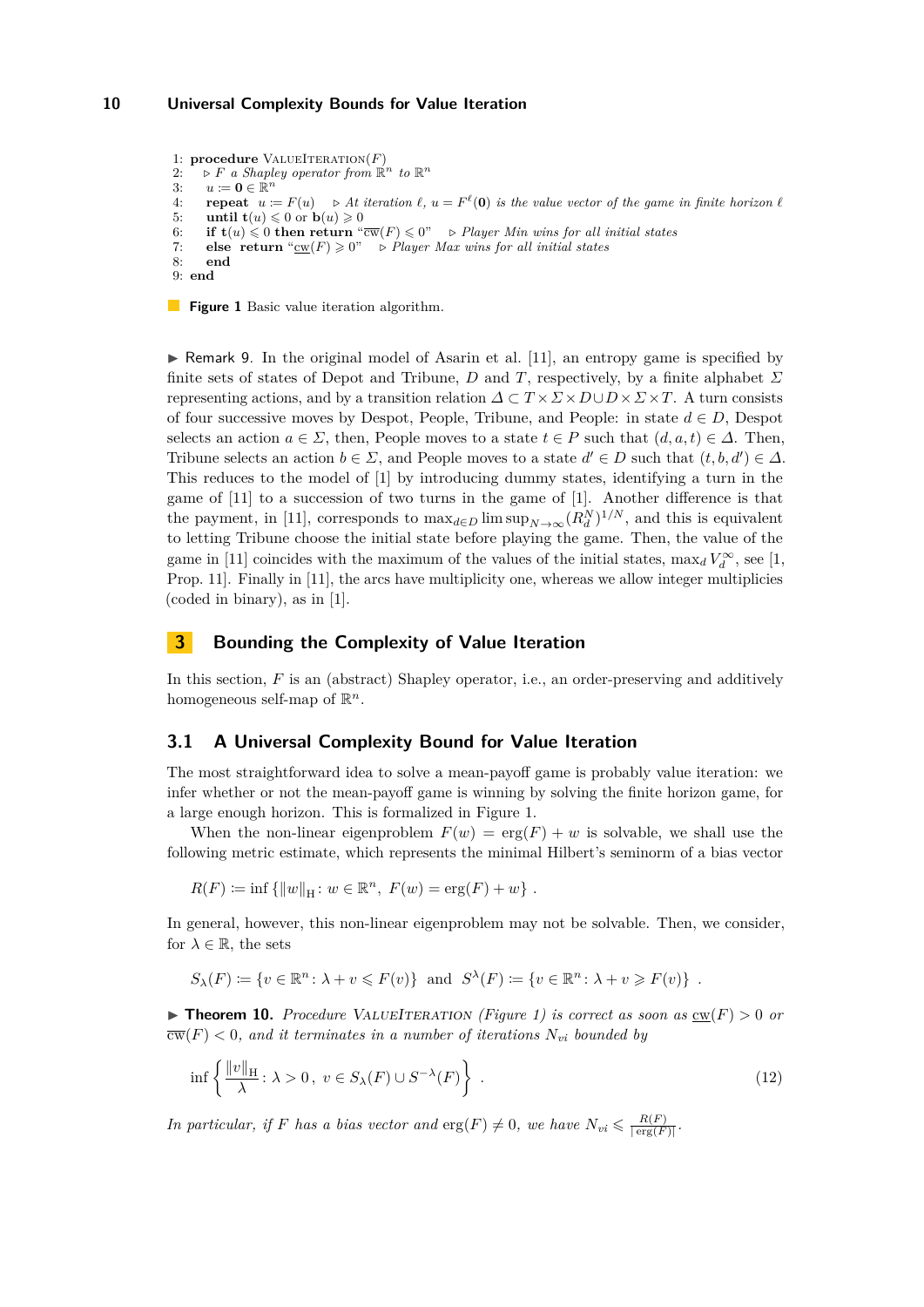```
1: procedure ValueIteration(F)
2:    ▷ F a Shapley operator from ℝ^n to ℝ^n
3:    u := 0 ∈ ℝ^n
4:    repeat  u := F(u)    ▷ At iteration ℓ, u = F^ℓ(0) is the value vector of the game in finite horizon ℓ
5:    until t(u) ⩽ 0 or b(u) ⩾ 0
6:    if t(u) ⩽ 0 then return "c̄w(F) ⩽ 0"   ▷ Player Min wins for all initial states
7:    else  return "cw(F) ⩾ 0"   ▷ Player Max wins for all initial states
8:    end
9: end
```

**Figure 1** Basic value iteration algorithm.

▶ Remark 9. In the original model of Asarin et al. [11], an entropy game is specified by finite sets of states of Depot and Tribune, $D$ and $T$, respectively, by a finite alphabet $\Sigma$ representing actions, and by a transition relation $\Delta \subset T \times \Sigma \times D \cup D \times \Sigma \times T$. A turn consists of four successive moves by Despot, People, Tribune, and People: in state $d \in D$, Despot selects an action $a \in \Sigma$, then, People moves to a state $t \in P$ such that $(d, a, t) \in \Delta$. Then, Tribune selects an action $b \in \Sigma$, and People moves to a state $d' \in D$ such that $(t, b, d') \in \Delta$. This reduces to the model of [1] by introducing dummy states, identifying a turn in the game of [11] to a succession of two turns in the game of [1]. Another difference is that the payment, in [11], corresponds to $\max_{d \in D} \limsup_{N \to \infty} (R_d^N)^{1/N}$, and this is equivalent to letting Tribune choose the initial state before playing the game. Then, the value of the game in [11] coincides with the maximum of the values of the initial states, $\max_d V_d^\infty$, see [1, Prop. 11]. Finally in [11], the arcs have multiplicity one, whereas we allow integer multiplicies (coded in binary), as in [1].

## 3 Bounding the Complexity of Value Iteration

In this section, $F$ is an (abstract) Shapley operator, i.e., an order-preserving and additively homogeneous self-map of $\mathbb{R}^n$.

### 3.1 A Universal Complexity Bound for Value Iteration

The most straightforward idea to solve a mean-payoff game is probably value iteration: we infer whether or not the mean-payoff game is winning by solving the finite horizon game, for a large enough horizon. This is formalized in Figure 1.

When the non-linear eigenproblem $F(w) = \operatorname{erg}(F) + w$ is solvable, we shall use the following metric estimate, which represents the minimal Hilbert's seminorm of a bias vector

$$R(F) := \inf \left\{ \|w\|_{\mathrm{H}} \colon w \in \mathbb{R}^n,\ F(w) = \operatorname{erg}(F) + w \right\} .$$

In general, however, this non-linear eigenproblem may not be solvable. Then, we consider, for $\lambda \in \mathbb{R}$, the sets

$$S_\lambda(F) := \{ v \in \mathbb{R}^n \colon \lambda + v \leqslant F(v) \} \quad \text{and} \quad S^\lambda(F) := \{ v \in \mathbb{R}^n \colon \lambda + v \geqslant F(v) \} .$$

▶ **Theorem 10.** *Procedure* ValueIteration *(Figure 1) is correct as soon as* $\underline{\mathrm{cw}}(F) > 0$ *or* $\overline{\mathrm{cw}}(F) < 0$*, and it terminates in a number of iterations* $N_{vi}$ *bounded by*

$$\inf \left\{ \frac{\|v\|_{\mathrm{H}}}{\lambda} \colon \lambda > 0\,,\ v \in S_\lambda(F) \cup S^{-\lambda}(F) \right\} . \tag{12}$$

*In particular, if* $F$ *has a bias vector and* $\operatorname{erg}(F) \neq 0$*, we have* $N_{vi} \leqslant \frac{R(F)}{|\operatorname{erg}(F)|}$*.*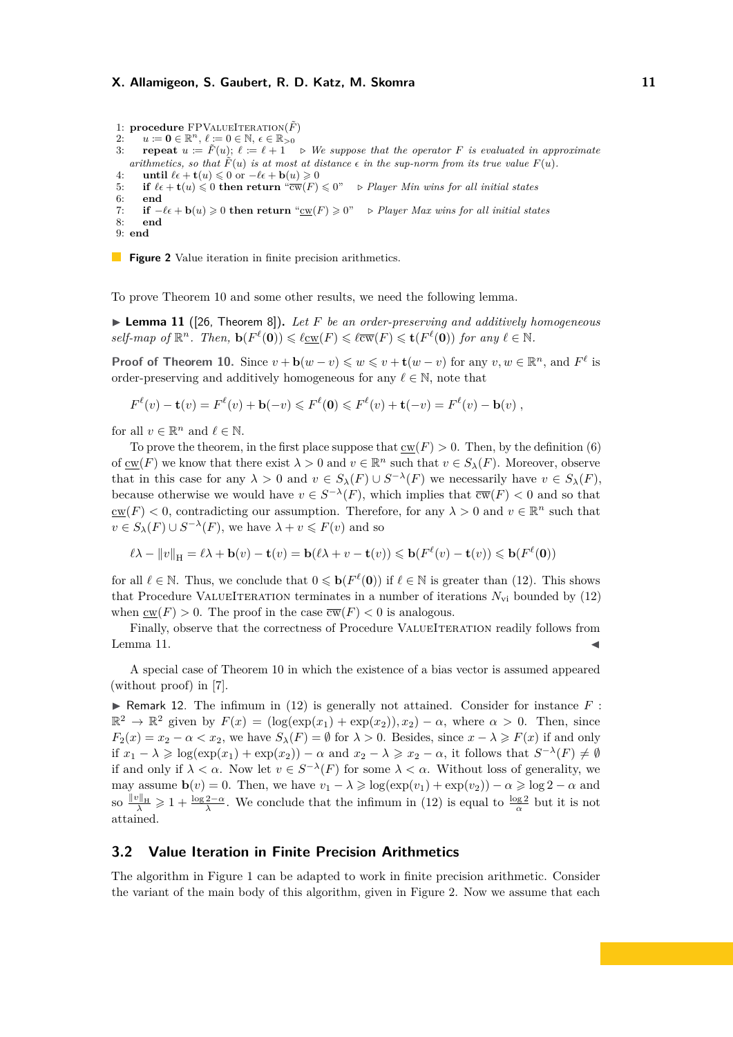```
1: procedure FPValueIteration(F̃)
2:     u := 0 ∈ ℝ^n, ℓ := 0 ∈ ℕ, ϵ ∈ ℝ_{>0}
3:     repeat u := F̃(u); ℓ := ℓ + 1    ▷ We suppose that the operator F is evaluated in approximate
       arithmetics, so that F̃(u) is at most at distance ϵ in the sup-norm from its true value F(u).
4:     until ℓϵ + t(u) ⩽ 0 or −ℓϵ + b(u) ⩾ 0
5:     if ℓϵ + t(u) ⩽ 0 then return "cw̄(F) ⩽ 0"    ▷ Player Min wins for all initial states
6:     end
7:     if −ℓϵ + b(u) ⩾ 0 then return "cw(F) ⩾ 0"    ▷ Player Max wins for all initial states
8:     end
9: end
```

**Figure 2** Value iteration in finite precision arithmetics.

To prove Theorem 10 and some other results, we need the following lemma.

▶ **Lemma 11** ([26, Theorem 8]). *Let $F$ be an order-preserving and additively homogeneous self-map of $\mathbb{R}^n$. Then, $\mathbf{b}(F^\ell(\mathbf{0})) \leqslant \ell \underline{\mathrm{cw}}(F) \leqslant \ell \overline{\mathrm{cw}}(F) \leqslant \mathbf{t}(F^\ell(\mathbf{0}))$ for any $\ell \in \mathbb{N}$.*

**Proof of Theorem 10.** Since $v + \mathbf{b}(w - v) \leqslant w \leqslant v + \mathbf{t}(w - v)$ for any $v, w \in \mathbb{R}^n$, and $F^\ell$ is order-preserving and additively homogeneous for any $\ell \in \mathbb{N}$, note that

$$F^\ell(v) - \mathbf{t}(v) = F^\ell(v) + \mathbf{b}(-v) \leqslant F^\ell(\mathbf{0}) \leqslant F^\ell(v) + \mathbf{t}(-v) = F^\ell(v) - \mathbf{b}(v) ,$$

for all $v \in \mathbb{R}^n$ and $\ell \in \mathbb{N}$.

To prove the theorem, in the first place suppose that $\underline{\mathrm{cw}}(F) > 0$. Then, by the definition (6) of $\underline{\mathrm{cw}}(F)$ we know that there exist $\lambda > 0$ and $v \in \mathbb{R}^n$ such that $v \in S_\lambda(F)$. Moreover, observe that in this case for any $\lambda > 0$ and $v \in S_\lambda(F) \cup S^{-\lambda}(F)$ we necessarily have $v \in S_\lambda(F)$, because otherwise we would have $v \in S^{-\lambda}(F)$, which implies that $\overline{\mathrm{cw}}(F) < 0$ and so that $\underline{\mathrm{cw}}(F) < 0$, contradicting our assumption. Therefore, for any $\lambda > 0$ and $v \in \mathbb{R}^n$ such that $v \in S_\lambda(F) \cup S^{-\lambda}(F)$, we have $\lambda + v \leqslant F(v)$ and so

$$\ell\lambda - \|v\|_{\mathrm{H}} = \ell\lambda + \mathbf{b}(v) - \mathbf{t}(v) = \mathbf{b}(\ell\lambda + v - \mathbf{t}(v)) \leqslant \mathbf{b}(F^\ell(v) - \mathbf{t}(v)) \leqslant \mathbf{b}(F^\ell(\mathbf{0}))$$

for all $\ell \in \mathbb{N}$. Thus, we conclude that $0 \leqslant \mathbf{b}(F^\ell(\mathbf{0}))$ if $\ell \in \mathbb{N}$ is greater than (12). This shows that Procedure ValueIteration terminates in a number of iterations $N_{\mathrm{vi}}$ bounded by (12) when $\underline{\mathrm{cw}}(F) > 0$. The proof in the case $\overline{\mathrm{cw}}(F) < 0$ is analogous.

Finally, observe that the correctness of Procedure ValueIteration readily follows from Lemma 11. ◀

A special case of Theorem 10 in which the existence of a bias vector is assumed appeared (without proof) in [7].

▶ Remark 12. The infimum in (12) is generally not attained. Consider for instance $F : \mathbb{R}^2 \to \mathbb{R}^2$ given by $F(x) = (\log(\exp(x_1) + \exp(x_2)), x_2) - \alpha$, where $\alpha > 0$. Then, since $F_2(x) = x_2 - \alpha < x_2$, we have $S_\lambda(F) = \emptyset$ for $\lambda > 0$. Besides, since $x - \lambda \geqslant F(x)$ if and only if $x_1 - \lambda \geqslant \log(\exp(x_1) + \exp(x_2)) - \alpha$ and $x_2 - \lambda \geqslant x_2 - \alpha$, it follows that $S^{-\lambda}(F) \neq \emptyset$ if and only if $\lambda < \alpha$. Now let $v \in S^{-\lambda}(F)$ for some $\lambda < \alpha$. Without loss of generality, we may assume $\mathbf{b}(v) = 0$. Then, we have $v_1 - \lambda \geqslant \log(\exp(v_1) + \exp(v_2)) - \alpha \geqslant \log 2 - \alpha$ and so $\frac{\|v\|_{\mathrm{H}}}{\lambda} \geqslant 1 + \frac{\log 2 - \alpha}{\lambda}$. We conclude that the infimum in (12) is equal to $\frac{\log 2}{\alpha}$ but it is not attained.

### 3.2 Value Iteration in Finite Precision Arithmetics

The algorithm in Figure 1 can be adapted to work in finite precision arithmetic. Consider the variant of the main body of this algorithm, given in Figure 2. Now we assume that each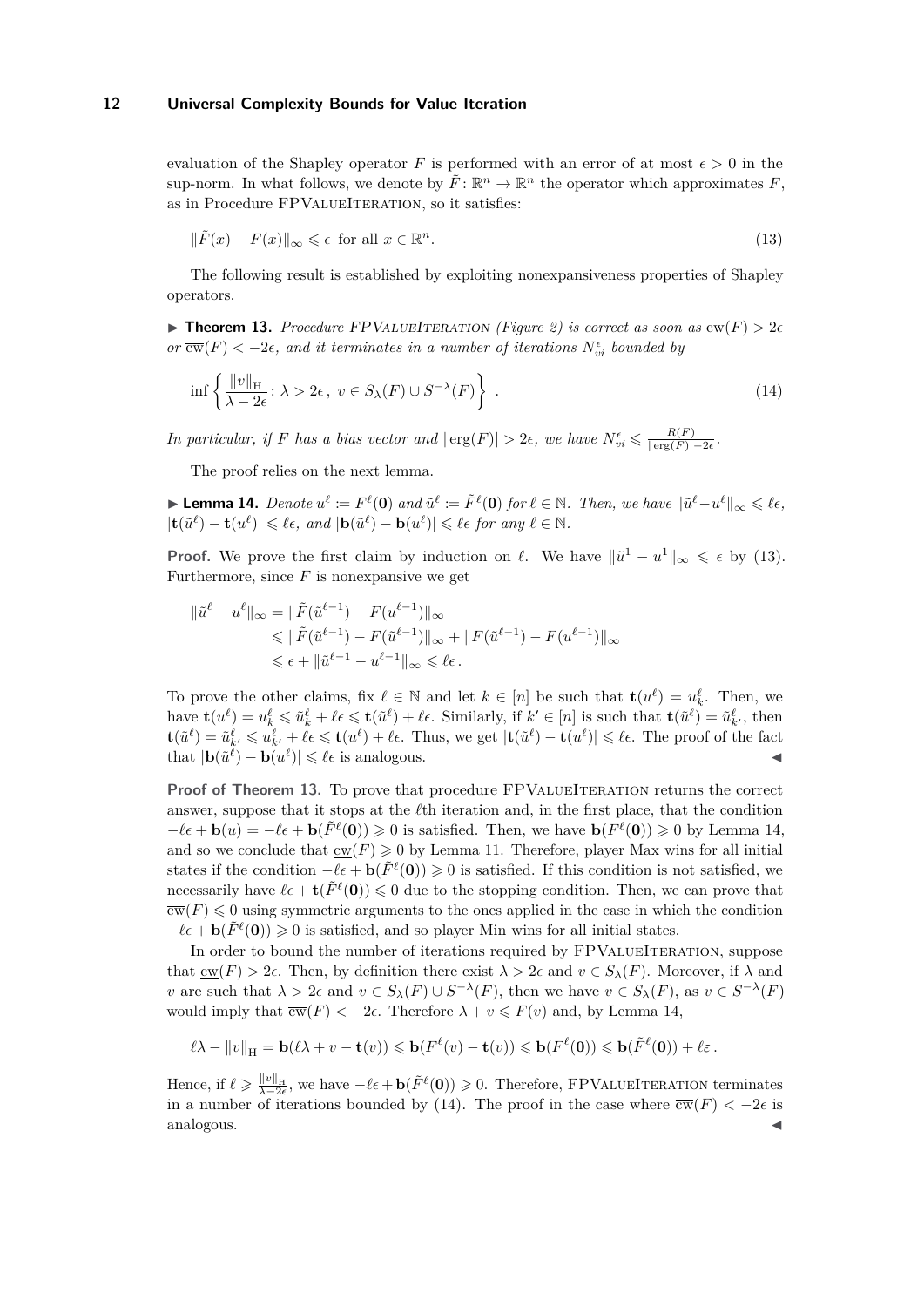evaluation of the Shapley operator $F$ is performed with an error of at most $\epsilon > 0$ in the sup-norm. In what follows, we denote by $\tilde{F}\colon \mathbb{R}^n \to \mathbb{R}^n$ the operator which approximates $F$, as in Procedure FPValueIteration, so it satisfies:

$$\|\tilde{F}(x) - F(x)\|_\infty \leqslant \epsilon \text{ for all } x \in \mathbb{R}^n. \tag{13}$$

The following result is established by exploiting nonexpansiveness properties of Shapley operators.

▶ **Theorem 13.** *Procedure FPValueIteration (Figure 2) is correct as soon as $\underline{\mathrm{cw}}(F) > 2\epsilon$ or $\overline{\mathrm{cw}}(F) < -2\epsilon$, and it terminates in a number of iterations $N_{vi}^{\epsilon}$ bounded by*

$$\inf\left\{ \frac{\|v\|_{\mathrm{H}}}{\lambda - 2\epsilon} \colon \lambda > 2\epsilon\,,\ v \in S_\lambda(F) \cup S^{-\lambda}(F) \right\}\,. \tag{14}$$

*In particular, if $F$ has a bias vector and $|\operatorname{erg}(F)| > 2\epsilon$, we have $N_{vi}^{\epsilon} \leqslant \frac{R(F)}{|\operatorname{erg}(F)| - 2\epsilon}$.*

The proof relies on the next lemma.

▶ **Lemma 14.** *Denote $u^\ell \coloneqq F^\ell(\mathbf{0})$ and $\tilde{u}^\ell \coloneqq \tilde{F}^\ell(\mathbf{0})$ for $\ell \in \mathbb{N}$. Then, we have $\|\tilde{u}^\ell - u^\ell\|_\infty \leqslant \ell\epsilon$, $|\mathbf{t}(\tilde{u}^\ell) - \mathbf{t}(u^\ell)| \leqslant \ell\epsilon$, and $|\mathbf{b}(\tilde{u}^\ell) - \mathbf{b}(u^\ell)| \leqslant \ell\epsilon$ for any $\ell \in \mathbb{N}$.*

**Proof.** We prove the first claim by induction on $\ell$. We have $\|\tilde{u}^1 - u^1\|_\infty \leqslant \epsilon$ by (13). Furthermore, since $F$ is nonexpansive we get

$$\begin{aligned}
\|\tilde{u}^\ell - u^\ell\|_\infty &= \|\tilde{F}(\tilde{u}^{\ell-1}) - F(u^{\ell-1})\|_\infty \\
&\leqslant \|\tilde{F}(\tilde{u}^{\ell-1}) - F(\tilde{u}^{\ell-1})\|_\infty + \|F(\tilde{u}^{\ell-1}) - F(u^{\ell-1})\|_\infty \\
&\leqslant \epsilon + \|\tilde{u}^{\ell-1} - u^{\ell-1}\|_\infty \leqslant \ell\epsilon\,.
\end{aligned}$$

To prove the other claims, fix $\ell \in \mathbb{N}$ and let $k \in [n]$ be such that $\mathbf{t}(u^\ell) = u^\ell_k$. Then, we have $\mathbf{t}(u^\ell) = u^\ell_k \leqslant \tilde{u}^\ell_k + \ell\epsilon \leqslant \mathbf{t}(\tilde{u}^\ell) + \ell\epsilon$. Similarly, if $k' \in [n]$ is such that $\mathbf{t}(\tilde{u}^\ell) = \tilde{u}^\ell_{k'}$, then $\mathbf{t}(\tilde{u}^\ell) = \tilde{u}^\ell_{k'} \leqslant u^\ell_{k'} + \ell\epsilon \leqslant \mathbf{t}(u^\ell) + \ell\epsilon$. Thus, we get $|\mathbf{t}(\tilde{u}^\ell) - \mathbf{t}(u^\ell)| \leqslant \ell\epsilon$. The proof of the fact that $|\mathbf{b}(\tilde{u}^\ell) - \mathbf{b}(u^\ell)| \leqslant \ell\epsilon$ is analogous. ◀

**Proof of Theorem 13.** To prove that procedure FPValueIteration returns the correct answer, suppose that it stops at the $\ell$th iteration and, in the first place, that the condition $-\ell\epsilon + \mathbf{b}(u) = -\ell\epsilon + \mathbf{b}(\tilde{F}^\ell(\mathbf{0})) \geqslant 0$ is satisfied. Then, we have $\mathbf{b}(F^\ell(\mathbf{0})) \geqslant 0$ by Lemma 14, and so we conclude that $\underline{\mathrm{cw}}(F) \geqslant 0$ by Lemma 11. Therefore, player Max wins for all initial states if the condition $-\ell\epsilon + \mathbf{b}(\tilde{F}^\ell(\mathbf{0})) \geqslant 0$ is satisfied. If this condition is not satisfied, we necessarily have $\ell\epsilon + \mathbf{t}(\tilde{F}^\ell(\mathbf{0})) \leqslant 0$ due to the stopping condition. Then, we can prove that $\overline{\mathrm{cw}}(F) \leqslant 0$ using symmetric arguments to the ones applied in the case in which the condition $-\ell\epsilon + \mathbf{b}(\tilde{F}^\ell(\mathbf{0})) \geqslant 0$ is satisfied, and so player Min wins for all initial states.

In order to bound the number of iterations required by FPValueIteration, suppose that $\underline{\mathrm{cw}}(F) > 2\epsilon$. Then, by definition there exist $\lambda > 2\epsilon$ and $v \in S_\lambda(F)$. Moreover, if $\lambda$ and $v$ are such that $\lambda > 2\epsilon$ and $v \in S_\lambda(F) \cup S^{-\lambda}(F)$, then we have $v \in S_\lambda(F)$, as $v \in S^{-\lambda}(F)$ would imply that $\overline{\mathrm{cw}}(F) < -2\epsilon$. Therefore $\lambda + v \leqslant F(v)$ and, by Lemma 14,

$$\ell\lambda - \|v\|_{\mathrm{H}} = \mathbf{b}(\ell\lambda + v - \mathbf{t}(v)) \leqslant \mathbf{b}(F^\ell(v) - \mathbf{t}(v)) \leqslant \mathbf{b}(F^\ell(\mathbf{0})) \leqslant \mathbf{b}(\tilde{F}^\ell(\mathbf{0})) + \ell\varepsilon\,.$$

Hence, if $\ell \geqslant \frac{\|v\|_{\mathrm{H}}}{\lambda - 2\epsilon}$, we have $-\ell\epsilon + \mathbf{b}(\tilde{F}^\ell(\mathbf{0})) \geqslant 0$. Therefore, FPValueIteration terminates in a number of iterations bounded by (14). The proof in the case where $\overline{\mathrm{cw}}(F) < -2\epsilon$ is analogous. ◀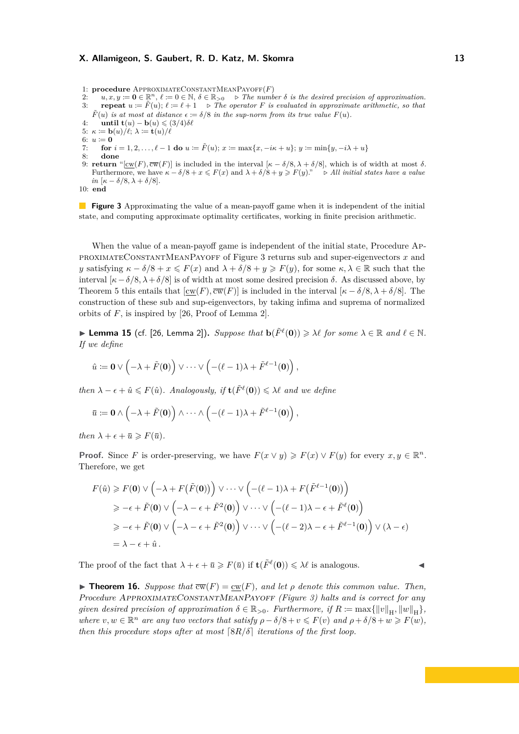```
1: procedure ApproximateConstantMeanPayoff(F)
2:     u, x, y := 0 ∈ ℝ^n, ℓ := 0 ∈ ℕ, δ ∈ ℝ_{>0}    ▷ The number δ is the desired precision of approximation.
3:     repeat u := F̃(u); ℓ := ℓ + 1    ▷ The operator F is evaluated in approximate arithmetic, so that
       F̃(u) is at most at distance ε := δ/8 in the sup-norm from its true value F(u).
4:     until t(u) − b(u) ⩽ (3/4)δℓ
5: κ := b(u)/ℓ; λ := t(u)/ℓ
6: u := 0
7:     for i = 1, 2, ..., ℓ − 1 do u := F̃(u); x := max{x, −iκ + u}; y := min{y, −iλ + u}
8:     done
9: return "[cw(F), cw(F)] is included in the interval [κ − δ/8, λ + δ/8], which is of width at most δ.
   Furthermore, we have κ − δ/8 + x ⩽ F(x) and λ + δ/8 + y ⩾ F(y)."    ▷ All initial states have a value
   in [κ − δ/8, λ + δ/8].
10: end
```

**Figure 3** Approximating the value of a mean-payoff game when it is independent of the initial state, and computing approximate optimality certificates, working in finite precision arithmetic.

When the value of a mean-payoff game is independent of the initial state, Procedure ApproximateConstantMeanPayoff of Figure 3 returns sub and super-eigenvectors $x$ and $y$ satisfying $\kappa - \delta/8 + x \leqslant F(x)$ and $\lambda + \delta/8 + y \geqslant F(y)$, for some $\kappa, \lambda \in \mathbb{R}$ such that the interval $[\kappa - \delta/8, \lambda + \delta/8]$ is of width at most some desired precision $\delta$. As discussed above, by Theorem 5 this entails that $[\underline{\mathrm{cw}}(F), \overline{\mathrm{cw}}(F)]$ is included in the interval $[\kappa - \delta/8, \lambda + \delta/8]$. The construction of these sub and sup-eigenvectors, by taking infima and suprema of normalized orbits of $F$, is inspired by [26, Proof of Lemma 2].

▶ **Lemma 15** (cf. [26, Lemma 2]). *Suppose that $\mathbf{b}(\tilde{F}^{\ell}(\mathbf{0})) \geqslant \lambda\ell$ for some $\lambda \in \mathbb{R}$ and $\ell \in \mathbb{N}$. If we define*

$$\hat{u} := \mathbf{0} \vee \left(-\lambda + \tilde{F}(\mathbf{0})\right) \vee \cdots \vee \left(-(\ell-1)\lambda + \tilde{F}^{\ell-1}(\mathbf{0})\right),$$

*then $\lambda - \epsilon + \hat{u} \leqslant F(\hat{u})$. Analogously, if $\mathbf{t}(\tilde{F}^{\ell}(\mathbf{0})) \leqslant \lambda\ell$ and we define*

$$\bar{u} := \mathbf{0} \wedge \left(-\lambda + \tilde{F}(\mathbf{0})\right) \wedge \cdots \wedge \left(-(\ell-1)\lambda + \tilde{F}^{\ell-1}(\mathbf{0})\right),$$

*then $\lambda + \epsilon + \bar{u} \geqslant F(\bar{u})$.*

**Proof.** Since $F$ is order-preserving, we have $F(x \vee y) \geqslant F(x) \vee F(y)$ for every $x, y \in \mathbb{R}^n$. Therefore, we get

$$\begin{aligned}
F(\hat{u}) &\geqslant F(\mathbf{0}) \vee \left(-\lambda + F(\tilde{F}(\mathbf{0}))\right) \vee \cdots \vee \left(-(\ell-1)\lambda + F(\tilde{F}^{\ell-1}(\mathbf{0}))\right) \\
&\geqslant -\epsilon + \tilde{F}(\mathbf{0}) \vee \left(-\lambda - \epsilon + \tilde{F}^{2}(\mathbf{0})\right) \vee \cdots \vee \left(-(\ell-1)\lambda - \epsilon + \tilde{F}^{\ell}(\mathbf{0})\right) \\
&\geqslant -\epsilon + \tilde{F}(\mathbf{0}) \vee \left(-\lambda - \epsilon + \tilde{F}^{2}(\mathbf{0})\right) \vee \cdots \vee \left(-(\ell-2)\lambda - \epsilon + \tilde{F}^{\ell-1}(\mathbf{0})\right) \vee (\lambda - \epsilon) \\
&= \lambda - \epsilon + \hat{u}\,.
\end{aligned}$$

The proof of the fact that $\lambda + \epsilon + \bar{u} \geqslant F(\bar{u})$ if $\mathbf{t}(\tilde{F}^{\ell}(\mathbf{0})) \leqslant \lambda\ell$ is analogous. ◀

▶ **Theorem 16.** *Suppose that $\overline{\mathrm{cw}}(F) = \underline{\mathrm{cw}}(F)$, and let $\rho$ denote this common value. Then, Procedure ApproximateConstantMeanPayoff (Figure 3) halts and is correct for any given desired precision of approximation $\delta \in \mathbb{R}_{>0}$. Furthermore, if $R := \max\{\|v\|_{\mathrm{H}}, \|w\|_{\mathrm{H}}\}$, where $v, w \in \mathbb{R}^n$ are any two vectors that satisfy $\rho - \delta/8 + v \leqslant F(v)$ and $\rho + \delta/8 + w \geqslant F(w)$, then this procedure stops after at most $\lceil 8R/\delta \rceil$ iterations of the first loop.*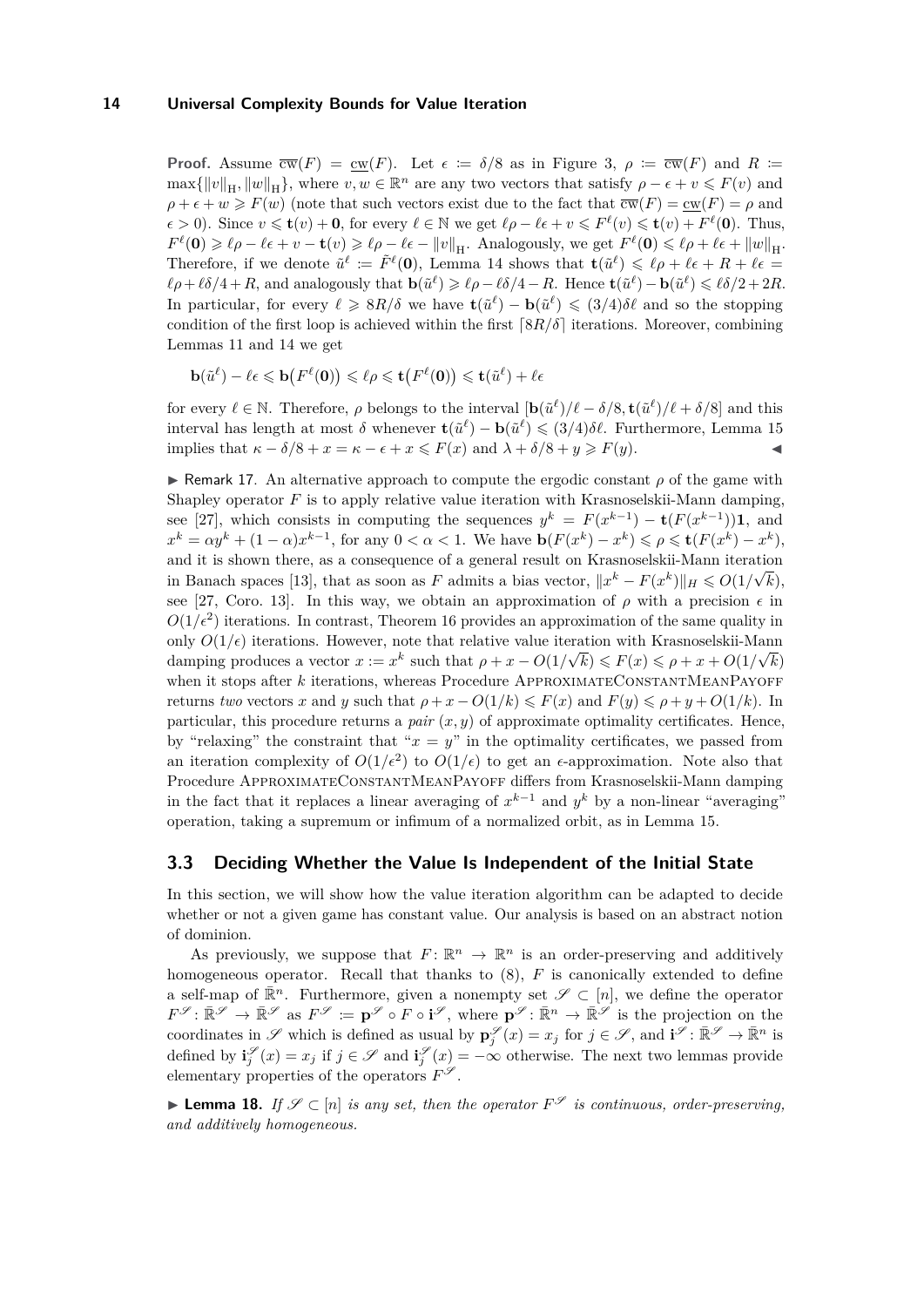**Proof.** Assume $\overline{\mathrm{cw}}(F) = \underline{\mathrm{cw}}(F)$. Let $\epsilon := \delta/8$ as in Figure 3, $\rho := \overline{\mathrm{cw}}(F)$ and $R := \max\{\|v\|_{\mathrm{H}}, \|w\|_{\mathrm{H}}\}$, where $v, w \in \mathbb{R}^n$ are any two vectors that satisfy $\rho - \epsilon + v \leqslant F(v)$ and $\rho + \epsilon + w \geqslant F(w)$ (note that such vectors exist due to the fact that $\overline{\mathrm{cw}}(F) = \underline{\mathrm{cw}}(F) = \rho$ and $\epsilon > 0$). Since $v \leqslant \mathbf{t}(v) + \mathbf{0}$, for every $\ell \in \mathbb{N}$ we get $\ell\rho - \ell\epsilon + v \leqslant F^\ell(v) \leqslant \mathbf{t}(v) + F^\ell(\mathbf{0})$. Thus, $F^\ell(\mathbf{0}) \geqslant \ell\rho - \ell\epsilon + v - \mathbf{t}(v) \geqslant \ell\rho - \ell\epsilon - \|v\|_{\mathrm{H}}$. Analogously, we get $F^\ell(\mathbf{0}) \leqslant \ell\rho + \ell\epsilon + \|w\|_{\mathrm{H}}$. Therefore, if we denote $\tilde{u}^\ell := \tilde{F}^\ell(\mathbf{0})$, Lemma 14 shows that $\mathbf{t}(\tilde{u}^\ell) \leqslant \ell\rho + \ell\epsilon + R + \ell\epsilon = \ell\rho + \ell\delta/4 + R$, and analogously that $\mathbf{b}(\tilde{u}^\ell) \geqslant \ell\rho - \ell\delta/4 - R$. Hence $\mathbf{t}(\tilde{u}^\ell) - \mathbf{b}(\tilde{u}^\ell) \leqslant \ell\delta/2 + 2R$. In particular, for every $\ell \geqslant 8R/\delta$ we have $\mathbf{t}(\tilde{u}^\ell) - \mathbf{b}(\tilde{u}^\ell) \leqslant (3/4)\delta\ell$ and so the stopping condition of the first loop is achieved within the first $\lceil 8R/\delta \rceil$ iterations. Moreover, combining Lemmas 11 and 14 we get

$$\mathbf{b}(\tilde{u}^\ell) - \ell\epsilon \leqslant \mathbf{b}\big(F^\ell(\mathbf{0})\big) \leqslant \ell\rho \leqslant \mathbf{t}\big(F^\ell(\mathbf{0})\big) \leqslant \mathbf{t}(\tilde{u}^\ell) + \ell\epsilon$$

for every $\ell \in \mathbb{N}$. Therefore, $\rho$ belongs to the interval $[\mathbf{b}(\tilde{u}^\ell)/\ell - \delta/8, \mathbf{t}(\tilde{u}^\ell)/\ell + \delta/8]$ and this interval has length at most $\delta$ whenever $\mathbf{t}(\tilde{u}^\ell) - \mathbf{b}(\tilde{u}^\ell) \leqslant (3/4)\delta\ell$. Furthermore, Lemma 15 implies that $\kappa - \delta/8 + x = \kappa - \epsilon + x \leqslant F(x)$ and $\lambda + \delta/8 + y \geqslant F(y)$. ◀

▶ Remark 17. An alternative approach to compute the ergodic constant $\rho$ of the game with Shapley operator $F$ is to apply relative value iteration with Krasnoselskii-Mann damping, see [27], which consists in computing the sequences $y^k = F(x^{k-1}) - \mathbf{t}(F(x^{k-1}))\mathbf{1}$, and $x^k = \alpha y^k + (1-\alpha)x^{k-1}$, for any $0 < \alpha < 1$. We have $\mathbf{b}(F(x^k) - x^k) \leqslant \rho \leqslant \mathbf{t}(F(x^k) - x^k)$, and it is shown there, as a consequence of a general result on Krasnoselskii-Mann iteration in Banach spaces [13], that as soon as $F$ admits a bias vector, $\|x^k - F(x^k)\|_H \leqslant O(1/\sqrt{k})$, see [27, Coro. 13]. In this way, we obtain an approximation of $\rho$ with a precision $\epsilon$ in $O(1/\epsilon^2)$ iterations. In contrast, Theorem 16 provides an approximation of the same quality in only $O(1/\epsilon)$ iterations. However, note that relative value iteration with Krasnoselskii-Mann damping produces a vector $x := x^k$ such that $\rho + x - O(1/\sqrt{k}) \leqslant F(x) \leqslant \rho + x + O(1/\sqrt{k})$ when it stops after $k$ iterations, whereas Procedure ApproximateConstantMeanPayoff returns *two* vectors $x$ and $y$ such that $\rho + x - O(1/k) \leqslant F(x)$ and $F(y) \leqslant \rho + y + O(1/k)$. In particular, this procedure returns a *pair* $(x, y)$ of approximate optimality certificates. Hence, by "relaxing" the constraint that "$x = y$" in the optimality certificates, we passed from an iteration complexity of $O(1/\epsilon^2)$ to $O(1/\epsilon)$ to get an $\epsilon$-approximation. Note also that Procedure ApproximateConstantMeanPayoff differs from Krasnoselskii-Mann damping in the fact that it replaces a linear averaging of $x^{k-1}$ and $y^k$ by a non-linear "averaging" operation, taking a supremum or infimum of a normalized orbit, as in Lemma 15.

### 3.3 Deciding Whether the Value Is Independent of the Initial State

In this section, we will show how the value iteration algorithm can be adapted to decide whether or not a given game has constant value. Our analysis is based on an abstract notion of dominion.

As previously, we suppose that $F\colon \mathbb{R}^n \to \mathbb{R}^n$ is an order-preserving and additively homogeneous operator. Recall that thanks to (8), $F$ is canonically extended to define a self-map of $\bar{\mathbb{R}}^n$. Furthermore, given a nonempty set $\mathscr{S} \subset [n]$, we define the operator $F^{\mathscr{S}}\colon \bar{\mathbb{R}}^{\mathscr{S}} \to \bar{\mathbb{R}}^{\mathscr{S}}$ as $F^{\mathscr{S}} := \mathbf{p}^{\mathscr{S}} \circ F \circ \mathbf{i}^{\mathscr{S}}$, where $\mathbf{p}^{\mathscr{S}}\colon \bar{\mathbb{R}}^n \to \bar{\mathbb{R}}^{\mathscr{S}}$ is the projection on the coordinates in $\mathscr{S}$ which is defined as usual by $\mathbf{p}^{\mathscr{S}}_j(x) = x_j$ for $j \in \mathscr{S}$, and $\mathbf{i}^{\mathscr{S}}\colon \bar{\mathbb{R}}^{\mathscr{S}} \to \bar{\mathbb{R}}^n$ is defined by $\mathbf{i}^{\mathscr{S}}_j(x) = x_j$ if $j \in \mathscr{S}$ and $\mathbf{i}^{\mathscr{S}}_j(x) = -\infty$ otherwise. The next two lemmas provide elementary properties of the operators $F^{\mathscr{S}}$.

▶ **Lemma 18.** *If $\mathscr{S} \subset [n]$ is any set, then the operator $F^{\mathscr{S}}$ is continuous, order-preserving, and additively homogeneous.*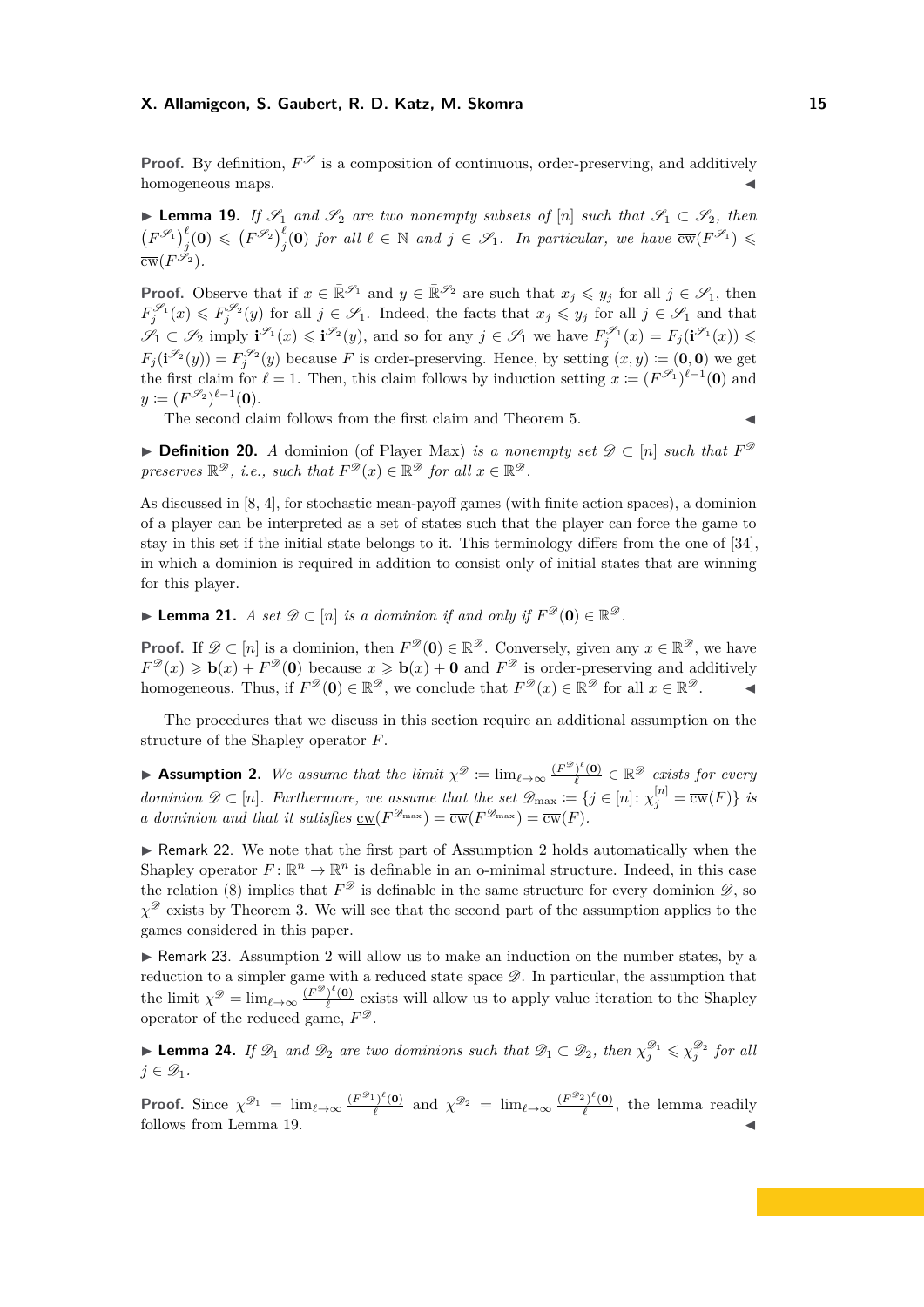**Proof.** By definition, $F^{\mathscr{S}}$ is a composition of continuous, order-preserving, and additively homogeneous maps. ◀

▶ **Lemma 19.** *If $\mathscr{S}_1$ and $\mathscr{S}_2$ are two nonempty subsets of $[n]$ such that $\mathscr{S}_1 \subset \mathscr{S}_2$, then $\left(F^{\mathscr{S}_1}\right)^{\ell}_j(\mathbf{0}) \leqslant \left(F^{\mathscr{S}_2}\right)^{\ell}_j(\mathbf{0})$ for all $\ell \in \mathbb{N}$ and $j \in \mathscr{S}_1$. In particular, we have $\overline{\mathrm{cw}}(F^{\mathscr{S}_1}) \leqslant \overline{\mathrm{cw}}(F^{\mathscr{S}_2})$.*

**Proof.** Observe that if $x \in \bar{\mathbb{R}}^{\mathscr{S}_1}$ and $y \in \bar{\mathbb{R}}^{\mathscr{S}_2}$ are such that $x_j \leqslant y_j$ for all $j \in \mathscr{S}_1$, then $F^{\mathscr{S}_1}_j(x) \leqslant F^{\mathscr{S}_2}_j(y)$ for all $j \in \mathscr{S}_1$. Indeed, the facts that $x_j \leqslant y_j$ for all $j \in \mathscr{S}_1$ and that $\mathscr{S}_1 \subset \mathscr{S}_2$ imply $\mathbf{i}^{\mathscr{S}_1}(x) \leqslant \mathbf{i}^{\mathscr{S}_2}(y)$, and so for any $j \in \mathscr{S}_1$ we have $F^{\mathscr{S}_1}_j(x) = F_j(\mathbf{i}^{\mathscr{S}_1}(x)) \leqslant F_j(\mathbf{i}^{\mathscr{S}_2}(y)) = F^{\mathscr{S}_2}_j(y)$ because $F$ is order-preserving. Hence, by setting $(x, y) \coloneqq (\mathbf{0}, \mathbf{0})$ we get the first claim for $\ell = 1$. Then, this claim follows by induction setting $x \coloneqq (F^{\mathscr{S}_1})^{\ell-1}(\mathbf{0})$ and $y \coloneqq (F^{\mathscr{S}_2})^{\ell-1}(\mathbf{0})$.

The second claim follows from the first claim and Theorem 5. ◀

▶ **Definition 20.** *A* dominion *(of Player Max) is a nonempty set $\mathscr{D} \subset [n]$ such that $F^{\mathscr{D}}$ preserves $\mathbb{R}^{\mathscr{D}}$, i.e., such that $F^{\mathscr{D}}(x) \in \mathbb{R}^{\mathscr{D}}$ for all $x \in \mathbb{R}^{\mathscr{D}}$.*

As discussed in [8, 4], for stochastic mean-payoff games (with finite action spaces), a dominion of a player can be interpreted as a set of states such that the player can force the game to stay in this set if the initial state belongs to it. This terminology differs from the one of [34], in which a dominion is required in addition to consist only of initial states that are winning for this player.

▶ **Lemma 21.** *A set $\mathscr{D} \subset [n]$ is a dominion if and only if $F^{\mathscr{D}}(\mathbf{0}) \in \mathbb{R}^{\mathscr{D}}$.*

**Proof.** If $\mathscr{D} \subset [n]$ is a dominion, then $F^{\mathscr{D}}(\mathbf{0}) \in \mathbb{R}^{\mathscr{D}}$. Conversely, given any $x \in \mathbb{R}^{\mathscr{D}}$, we have $F^{\mathscr{D}}(x) \geqslant \mathbf{b}(x) + F^{\mathscr{D}}(\mathbf{0})$ because $x \geqslant \mathbf{b}(x) + \mathbf{0}$ and $F^{\mathscr{D}}$ is order-preserving and additively homogeneous. Thus, if $F^{\mathscr{D}}(\mathbf{0}) \in \mathbb{R}^{\mathscr{D}}$, we conclude that $F^{\mathscr{D}}(x) \in \mathbb{R}^{\mathscr{D}}$ for all $x \in \mathbb{R}^{\mathscr{D}}$. ◀

The procedures that we discuss in this section require an additional assumption on the structure of the Shapley operator $F$.

▶ **Assumption 2.** *We assume that the limit $\chi^{\mathscr{D}} \coloneqq \lim_{\ell \to \infty} \frac{(F^{\mathscr{D}})^{\ell}(\mathbf{0})}{\ell} \in \mathbb{R}^{\mathscr{D}}$ exists for every dominion $\mathscr{D} \subset [n]$. Furthermore, we assume that the set $\mathscr{D}_{\max} \coloneqq \{j \in [n] \colon \chi^{[n]}_j = \overline{\mathrm{cw}}(F)\}$ is a dominion and that it satisfies $\underline{\mathrm{cw}}(F^{\mathscr{D}_{\max}}) = \overline{\mathrm{cw}}(F^{\mathscr{D}_{\max}}) = \overline{\mathrm{cw}}(F)$.*

▶ Remark 22. We note that the first part of Assumption 2 holds automatically when the Shapley operator $F \colon \mathbb{R}^n \to \mathbb{R}^n$ is definable in an o-minimal structure. Indeed, in this case the relation (8) implies that $F^{\mathscr{D}}$ is definable in the same structure for every dominion $\mathscr{D}$, so $\chi^{\mathscr{D}}$ exists by Theorem 3. We will see that the second part of the assumption applies to the games considered in this paper.

▶ Remark 23. Assumption 2 will allow us to make an induction on the number states, by a reduction to a simpler game with a reduced state space $\mathscr{D}$. In particular, the assumption that the limit $\chi^{\mathscr{D}} = \lim_{\ell \to \infty} \frac{(F^{\mathscr{D}})^{\ell}(\mathbf{0})}{\ell}$ exists will allow us to apply value iteration to the Shapley operator of the reduced game, $F^{\mathscr{D}}$.

▶ **Lemma 24.** *If $\mathscr{D}_1$ and $\mathscr{D}_2$ are two dominions such that $\mathscr{D}_1 \subset \mathscr{D}_2$, then $\chi^{\mathscr{D}_1}_j \leqslant \chi^{\mathscr{D}_2}_j$ for all $j \in \mathscr{D}_1$.*

**Proof.** Since $\chi^{\mathscr{D}_1} = \lim_{\ell \to \infty} \frac{(F^{\mathscr{D}_1})^{\ell}(\mathbf{0})}{\ell}$ and $\chi^{\mathscr{D}_2} = \lim_{\ell \to \infty} \frac{(F^{\mathscr{D}_2})^{\ell}(\mathbf{0})}{\ell}$, the lemma readily follows from Lemma 19. ◀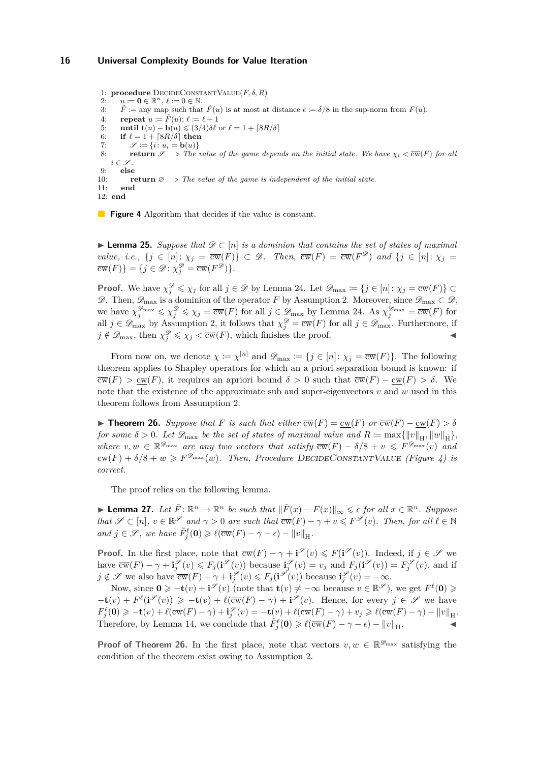```
1: procedure DecideConstantValue(F, δ, R)
2:     u := 0 ∈ ℝ^n, ℓ := 0 ∈ ℕ.
3:     F̃ := any map such that F̃(u) is at most at distance ϵ := δ/8 in the sup-norm from F(u).
4:     repeat u := F̃(u); ℓ := ℓ + 1
5:     until t(u) − b(u) ⩽ (3/4)δℓ or ℓ = 1 + ⌈8R/δ⌉
6:     if ℓ = 1 + ⌈8R/δ⌉ then
7:         𝒮 := {i : u_i = b(u)}
8:         return 𝒮    ▷ The value of the game depends on the initial state. We have χ_i < c̄w(F) for all i ∈ 𝒮.
9:     else
10:        return ∅    ▷ The value of the game is independent of the initial state.
11:    end
12: end
```

**Figure 4** Algorithm that decides if the value is constant.

▶ **Lemma 25.** *Suppose that $\mathscr{D} \subset [n]$ is a dominion that contains the set of states of maximal value, i.e., $\{j \in [n] \colon \chi_j = \overline{\mathrm{cw}}(F)\} \subset \mathscr{D}$. Then, $\overline{\mathrm{cw}}(F) = \overline{\mathrm{cw}}(F^{\mathscr{D}})$ and $\{j \in [n] \colon \chi_j = \overline{\mathrm{cw}}(F)\} = \{j \in \mathscr{D} \colon \chi^{\mathscr{D}}_j = \overline{\mathrm{cw}}(F^{\mathscr{D}})\}$.*

**Proof.** We have $\chi^{\mathscr{D}}_j \leqslant \chi_j$ for all $j \in \mathscr{D}$ by Lemma 24. Let $\mathscr{D}_{\max} := \{j \in [n] \colon \chi_j = \overline{\mathrm{cw}}(F)\} \subset \mathscr{D}$. Then, $\mathscr{D}_{\max}$ is a dominion of the operator $F$ by Assumption 2. Moreover, since $\mathscr{D}_{\max} \subset \mathscr{D}$, we have $\chi^{\mathscr{D}_{\max}}_j \leqslant \chi^{\mathscr{D}}_j \leqslant \chi_j = \overline{\mathrm{cw}}(F)$ for all $j \in \mathscr{D}_{\max}$ by Lemma 24. As $\chi^{\mathscr{D}_{\max}}_j = \overline{\mathrm{cw}}(F)$ for all $j \in \mathscr{D}_{\max}$ by Assumption 2, it follows that $\chi^{\mathscr{D}}_j = \overline{\mathrm{cw}}(F)$ for all $j \in \mathscr{D}_{\max}$. Furthermore, if $j \notin \mathscr{D}_{\max}$, then $\chi^{\mathscr{D}}_j \leqslant \chi_j < \overline{\mathrm{cw}}(F)$, which finishes the proof. ◀

From now on, we denote $\chi := \chi^{[n]}$ and $\mathscr{D}_{\max} := \{j \in [n] \colon \chi_j = \overline{\mathrm{cw}}(F)\}$. The following theorem applies to Shapley operators for which an a priori separation bound is known: if $\overline{\mathrm{cw}}(F) > \underline{\mathrm{cw}}(F)$, it requires an apriori bound $\delta > 0$ such that $\overline{\mathrm{cw}}(F) - \underline{\mathrm{cw}}(F) > \delta$. We note that the existence of the approximate sub and super-eigenvectors $v$ and $w$ used in this theorem follows from Assumption 2.

▶ **Theorem 26.** *Suppose that $F$ is such that either $\overline{\mathrm{cw}}(F) = \underline{\mathrm{cw}}(F)$ or $\overline{\mathrm{cw}}(F) - \underline{\mathrm{cw}}(F) > \delta$ for some $\delta > 0$. Let $\mathscr{D}_{\max}$ be the set of states of maximal value and $R := \max\{\|v\|_{\mathrm{H}}, \|w\|_{\mathrm{H}}\}$, where $v, w \in \mathbb{R}^{\mathscr{D}_{\max}}$ are any two vectors that satisfy $\overline{\mathrm{cw}}(F) - \delta/8 + v \leqslant F^{\mathscr{D}_{\max}}(v)$ and $\overline{\mathrm{cw}}(F) + \delta/8 + w \geqslant F^{\mathscr{D}_{\max}}(w)$. Then, Procedure* DecideConstantValue *(Figure 4) is correct.*

The proof relies on the following lemma.

▶ **Lemma 27.** *Let $\tilde{F} \colon \mathbb{R}^n \to \mathbb{R}^n$ be such that $\|\tilde{F}(x) - F(x)\|_\infty \leqslant \epsilon$ for all $x \in \mathbb{R}^n$. Suppose that $\mathscr{S} \subset [n]$, $v \in \mathbb{R}^{\mathscr{S}}$ and $\gamma > 0$ are such that $\overline{\mathrm{cw}}(F) - \gamma + v \leqslant F^{\mathscr{S}}(v)$. Then, for all $\ell \in \mathbb{N}$ and $j \in \mathscr{S}$, we have $\tilde{F}^\ell_j(\mathbf{0}) \geqslant \ell(\overline{\mathrm{cw}}(F) - \gamma - \epsilon) - \|v\|_{\mathrm{H}}$.*

**Proof.** In the first place, note that $\overline{\mathrm{cw}}(F) - \gamma + \mathbf{i}^{\mathscr{S}}(v) \leqslant F(\mathbf{i}^{\mathscr{S}}(v))$. Indeed, if $j \in \mathscr{S}$ we have $\overline{\mathrm{cw}}(F) - \gamma + \mathbf{i}^{\mathscr{S}}_j(v) \leqslant F_j(\mathbf{i}^{\mathscr{S}}(v))$ because $\mathbf{i}^{\mathscr{S}}_j(v) = v_j$ and $F_j(\mathbf{i}^{\mathscr{S}}(v)) = F^{\mathscr{S}}_j(v)$, and if $j \notin \mathscr{S}$ we also have $\overline{\mathrm{cw}}(F) - \gamma + \mathbf{i}^{\mathscr{S}}_j(v) \leqslant F_j(\mathbf{i}^{\mathscr{S}}(v))$ because $\mathbf{i}^{\mathscr{S}}_j(v) = -\infty$.

Now, since $\mathbf{0} \geqslant -\mathbf{t}(v) + \mathbf{i}^{\mathscr{S}}(v)$ (note that $\mathbf{t}(v) \neq -\infty$ because $v \in \mathbb{R}^{\mathscr{S}}$), we get $F^\ell(\mathbf{0}) \geqslant -\mathbf{t}(v) + F^\ell(\mathbf{i}^{\mathscr{S}}(v)) \geqslant -\mathbf{t}(v) + \ell(\overline{\mathrm{cw}}(F) - \gamma) + \mathbf{i}^{\mathscr{S}}(v)$. Hence, for every $j \in \mathscr{S}$ we have $F^\ell_j(\mathbf{0}) \geqslant -\mathbf{t}(v) + \ell(\overline{\mathrm{cw}}(F) - \gamma) + \mathbf{i}^{\mathscr{S}}_j(v) = -\mathbf{t}(v) + \ell(\overline{\mathrm{cw}}(F) - \gamma) + v_j \geqslant \ell(\overline{\mathrm{cw}}(F) - \gamma) - \|v\|_{\mathrm{H}}$. Therefore, by Lemma 14, we conclude that $\tilde{F}^\ell_j(\mathbf{0}) \geqslant \ell(\overline{\mathrm{cw}}(F) - \gamma - \epsilon) - \|v\|_{\mathrm{H}}$. ◀

**Proof of Theorem 26.** In the first place, note that vectors $v, w \in \mathbb{R}^{\mathscr{D}_{\max}}$ satisfying the condition of the theorem exist owing to Assumption 2.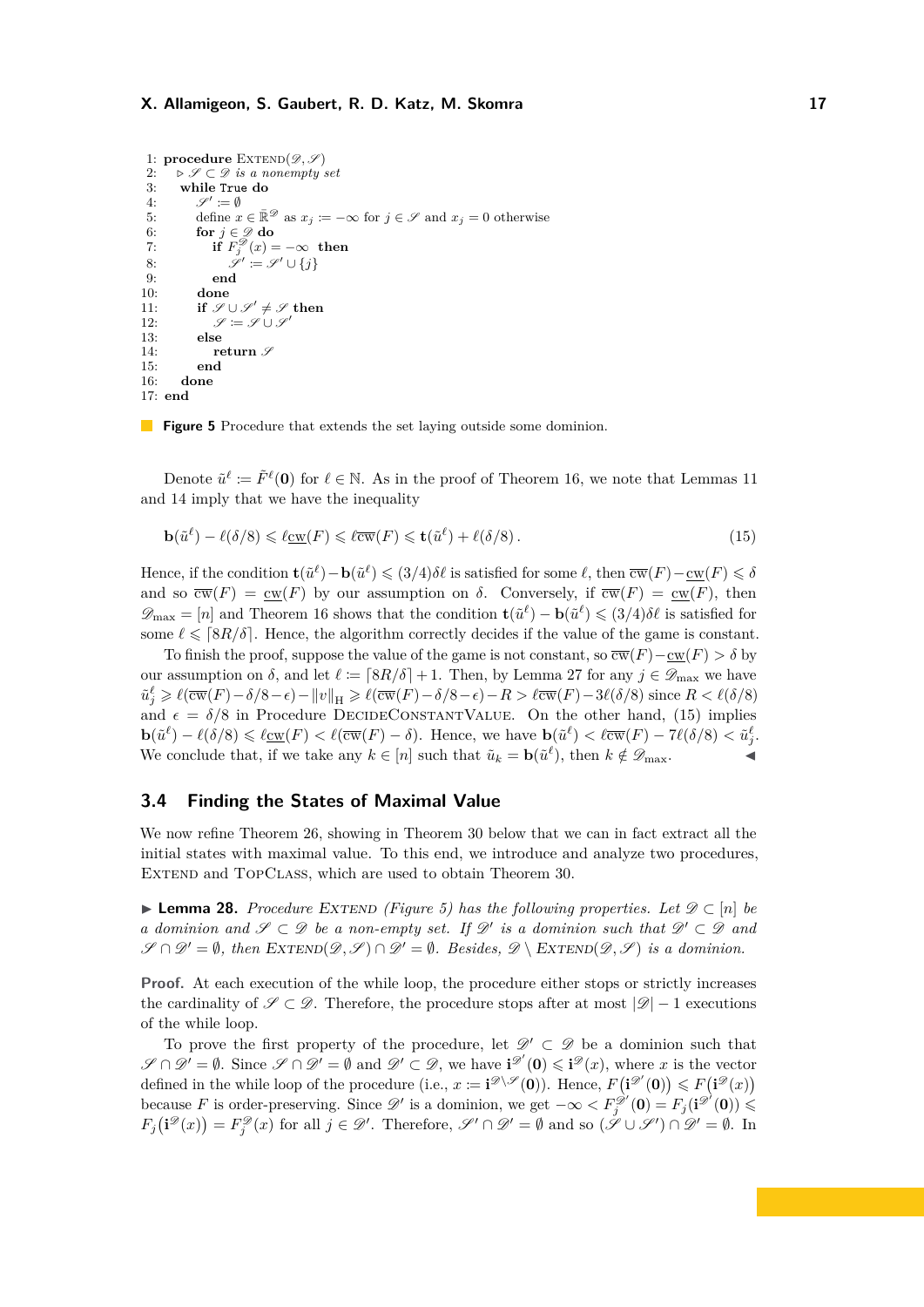```
1: procedure Extend(𝒟, 𝒮)
2:   ▷ 𝒮 ⊂ 𝒟 is a nonempty set
3:   while True do
4:     𝒮' := ∅
5:     define x ∈ ℝ̄^𝒟 as x_j := −∞ for j ∈ 𝒮 and x_j = 0 otherwise
6:     for j ∈ 𝒟 do
7:       if F_j^𝒟(x) = −∞ then
8:         𝒮' := 𝒮' ∪ {j}
9:       end
10:    done
11:    if 𝒮 ∪ 𝒮' ≠ 𝒮 then
12:      𝒮 := 𝒮 ∪ 𝒮'
13:    else
14:      return 𝒮
15:    end
16:  done
17: end
```

**Figure 5** Procedure that extends the set laying outside some dominion.

Denote $\tilde{u}^\ell := \tilde{F}^\ell(\mathbf{0})$ for $\ell \in \mathbb{N}$. As in the proof of Theorem 16, we note that Lemmas 11 and 14 imply that we have the inequality

$$\mathbf{b}(\tilde{u}^\ell) - \ell(\delta/8) \leqslant \ell \underline{\mathrm{cw}}(F) \leqslant \ell \overline{\mathrm{cw}}(F) \leqslant \mathbf{t}(\tilde{u}^\ell) + \ell(\delta/8)\,. \tag{15}$$

Hence, if the condition $\mathbf{t}(\tilde{u}^\ell) - \mathbf{b}(\tilde{u}^\ell) \leqslant (3/4)\delta\ell$ is satisfied for some $\ell$, then $\overline{\mathrm{cw}}(F) - \underline{\mathrm{cw}}(F) \leqslant \delta$ and so $\overline{\mathrm{cw}}(F) = \underline{\mathrm{cw}}(F)$ by our assumption on $\delta$. Conversely, if $\overline{\mathrm{cw}}(F) = \underline{\mathrm{cw}}(F)$, then $\mathscr{D}_{\max} = [n]$ and Theorem 16 shows that the condition $\mathbf{t}(\tilde{u}^\ell) - \mathbf{b}(\tilde{u}^\ell) \leqslant (3/4)\delta\ell$ is satisfied for some $\ell \leqslant \lceil 8R/\delta \rceil$. Hence, the algorithm correctly decides if the value of the game is constant.

To finish the proof, suppose the value of the game is not constant, so $\overline{\mathrm{cw}}(F) - \underline{\mathrm{cw}}(F) > \delta$ by our assumption on $\delta$, and let $\ell := \lceil 8R/\delta \rceil + 1$. Then, by Lemma 27 for any $j \in \mathscr{D}_{\max}$ we have $\tilde{u}_j^\ell \geqslant \ell(\overline{\mathrm{cw}}(F) - \delta/8 - \epsilon) - \|v\|_{\mathrm{H}} \geqslant \ell(\overline{\mathrm{cw}}(F) - \delta/8 - \epsilon) - R > \ell\overline{\mathrm{cw}}(F) - 3\ell(\delta/8)$ since $R < \ell(\delta/8)$ and $\epsilon = \delta/8$ in Procedure DecideConstantValue. On the other hand, (15) implies $\mathbf{b}(\tilde{u}^\ell) - \ell(\delta/8) \leqslant \ell\underline{\mathrm{cw}}(F) < \ell(\overline{\mathrm{cw}}(F) - \delta)$. Hence, we have $\mathbf{b}(\tilde{u}^\ell) < \ell\overline{\mathrm{cw}}(F) - 7\ell(\delta/8) < \tilde{u}_j^\ell$. We conclude that, if we take any $k \in [n]$ such that $\tilde{u}_k = \mathbf{b}(\tilde{u}^\ell)$, then $k \notin \mathscr{D}_{\max}$. ◀

## 3.4 Finding the States of Maximal Value

We now refine Theorem 26, showing in Theorem 30 below that we can in fact extract all the initial states with maximal value. To this end, we introduce and analyze two procedures, Extend and TopClass, which are used to obtain Theorem 30.

▶ **Lemma 28.** *Procedure Extend (Figure 5) has the following properties. Let $\mathscr{D} \subset [n]$ be a dominion and $\mathscr{S} \subset \mathscr{D}$ be a non-empty set. If $\mathscr{D}'$ is a dominion such that $\mathscr{D}' \subset \mathscr{D}$ and $\mathscr{S} \cap \mathscr{D}' = \emptyset$, then $\textsc{Extend}(\mathscr{D}, \mathscr{S}) \cap \mathscr{D}' = \emptyset$. Besides, $\mathscr{D} \setminus \textsc{Extend}(\mathscr{D}, \mathscr{S})$ is a dominion.*

**Proof.** At each execution of the while loop, the procedure either stops or strictly increases the cardinality of $\mathscr{S} \subset \mathscr{D}$. Therefore, the procedure stops after at most $|\mathscr{D}| - 1$ executions of the while loop.

To prove the first property of the procedure, let $\mathscr{D}' \subset \mathscr{D}$ be a dominion such that $\mathscr{S} \cap \mathscr{D}' = \emptyset$. Since $\mathscr{S} \cap \mathscr{D}' = \emptyset$ and $\mathscr{D}' \subset \mathscr{D}$, we have $\mathbf{i}^{\mathscr{D}'}(\mathbf{0}) \leqslant \mathbf{i}^{\mathscr{D}}(x)$, where $x$ is the vector defined in the while loop of the procedure (i.e., $x := \mathbf{i}^{\mathscr{D}\setminus\mathscr{S}}(\mathbf{0})$). Hence, $F\big(\mathbf{i}^{\mathscr{D}'}(\mathbf{0})\big) \leqslant F\big(\mathbf{i}^{\mathscr{D}}(x)\big)$ because $F$ is order-preserving. Since $\mathscr{D}'$ is a dominion, we get $-\infty < F_j^{\mathscr{D}'}(\mathbf{0}) = F_j\big(\mathbf{i}^{\mathscr{D}'}(\mathbf{0})\big) \leqslant F_j\big(\mathbf{i}^{\mathscr{D}}(x)\big) = F_j^{\mathscr{D}}(x)$ for all $j \in \mathscr{D}'$. Therefore, $\mathscr{S}' \cap \mathscr{D}' = \emptyset$ and so $(\mathscr{S} \cup \mathscr{S}') \cap \mathscr{D}' = \emptyset$. In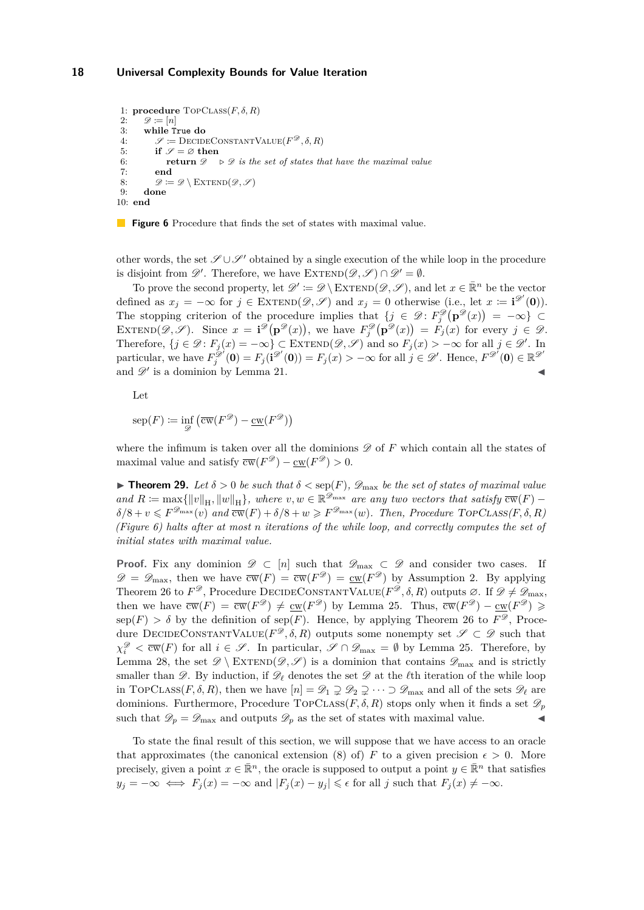```
1: procedure TopClass(F, δ, R)
2:     𝒟 := [n]
3:     while True do
4:         𝒮 := DecideConstantValue(F^𝒟, δ, R)
5:         if 𝒮 = ∅ then
6:             return 𝒟    ▷ 𝒟 is the set of states that have the maximal value
7:         end
8:         𝒟 := 𝒟 \ Extend(𝒟, 𝒮)
9:     done
10: end
```

**Figure 6** Procedure that finds the set of states with maximal value.

other words, the set $\mathscr{S} \cup \mathscr{S}'$ obtained by a single execution of the while loop in the procedure is disjoint from $\mathscr{D}'$. Therefore, we have $\textsc{Extend}(\mathscr{D}, \mathscr{S}) \cap \mathscr{D}' = \emptyset$.

To prove the second property, let $\mathscr{D}' := \mathscr{D} \setminus \textsc{Extend}(\mathscr{D}, \mathscr{S})$, and let $x \in \bar{\mathbb{R}}^n$ be the vector defined as $x_j = -\infty$ for $j \in \textsc{Extend}(\mathscr{D}, \mathscr{S})$ and $x_j = 0$ otherwise (i.e., let $x := \mathbf{i}^{\mathscr{D}'}(\mathbf{0})$). The stopping criterion of the procedure implies that $\{j \in \mathscr{D} \colon F_j^{\mathscr{D}}\big(\mathbf{p}^{\mathscr{D}}(x)\big) = -\infty\} \subset \textsc{Extend}(\mathscr{D}, \mathscr{S})$. Since $x = \mathbf{i}^{\mathscr{D}}(\mathbf{p}^{\mathscr{D}}(x))$, we have $F_j^{\mathscr{D}}\big(\mathbf{p}^{\mathscr{D}}(x)\big) = F_j(x)$ for every $j \in \mathscr{D}$. Therefore, $\{j \in \mathscr{D} \colon F_j(x) = -\infty\} \subset \textsc{Extend}(\mathscr{D}, \mathscr{S})$ and so $F_j(x) > -\infty$ for all $j \in \mathscr{D}'$. In particular, we have $F_j^{\mathscr{D}'}(\mathbf{0}) = F_j(\mathbf{i}^{\mathscr{D}'}(\mathbf{0})) = F_j(x) > -\infty$ for all $j \in \mathscr{D}'$. Hence, $F^{\mathscr{D}'}(\mathbf{0}) \in \mathbb{R}^{\mathscr{D}'}$ and $\mathscr{D}'$ is a dominion by Lemma 21. ◀

Let

$$\operatorname{sep}(F) := \inf_{\mathscr{D}} \big(\overline{\operatorname{cw}}(F^{\mathscr{D}}) - \underline{\operatorname{cw}}(F^{\mathscr{D}})\big)$$

where the infimum is taken over all the dominions $\mathscr{D}$ of $F$ which contain all the states of maximal value and satisfy $\overline{\operatorname{cw}}(F^{\mathscr{D}}) - \underline{\operatorname{cw}}(F^{\mathscr{D}}) > 0$.

▶ **Theorem 29.** *Let $\delta > 0$ be such that $\delta < \operatorname{sep}(F)$, $\mathscr{D}_{\max}$ be the set of states of maximal value and $R := \max\{\|v\|_{\mathrm{H}}, \|w\|_{\mathrm{H}}\}$, where $v, w \in \mathbb{R}^{\mathscr{D}_{\max}}$ are any two vectors that satisfy $\overline{\operatorname{cw}}(F) - \delta/8 + v \leqslant F^{\mathscr{D}_{\max}}(v)$ and $\overline{\operatorname{cw}}(F) + \delta/8 + w \geqslant F^{\mathscr{D}_{\max}}(w)$. Then, Procedure $\textsc{TopClass}(F, \delta, R)$ (Figure 6) halts after at most $n$ iterations of the while loop, and correctly computes the set of initial states with maximal value.*

**Proof.** Fix any dominion $\mathscr{D} \subset [n]$ such that $\mathscr{D}_{\max} \subset \mathscr{D}$ and consider two cases. If $\mathscr{D} = \mathscr{D}_{\max}$, then we have $\overline{\operatorname{cw}}(F) = \overline{\operatorname{cw}}(F^{\mathscr{D}}) = \underline{\operatorname{cw}}(F^{\mathscr{D}})$ by Assumption 2. By applying Theorem 26 to $F^{\mathscr{D}}$, Procedure $\textsc{DecideConstantValue}(F^{\mathscr{D}}, \delta, R)$ outputs $\varnothing$. If $\mathscr{D} \neq \mathscr{D}_{\max}$, then we have $\overline{\operatorname{cw}}(F) = \overline{\operatorname{cw}}(F^{\mathscr{D}}) \neq \underline{\operatorname{cw}}(F^{\mathscr{D}})$ by Lemma 25. Thus, $\overline{\operatorname{cw}}(F^{\mathscr{D}}) - \underline{\operatorname{cw}}(F^{\mathscr{D}}) \geqslant \operatorname{sep}(F) > \delta$ by the definition of $\operatorname{sep}(F)$. Hence, by applying Theorem 26 to $F^{\mathscr{D}}$, Procedure $\textsc{DecideConstantValue}(\mathscr{D}, \delta, R)$ outputs some nonempty set $\mathscr{S} \subset \mathscr{D}$ such that $\chi_i^{\mathscr{D}} < \overline{\operatorname{cw}}(F)$ for all $i \in \mathscr{S}$. In particular, $\mathscr{S} \cap \mathscr{D}_{\max} = \emptyset$ by Lemma 25. Therefore, by Lemma 28, the set $\mathscr{D} \setminus \textsc{Extend}(\mathscr{D}, \mathscr{S})$ is a dominion that contains $\mathscr{D}_{\max}$ and is strictly smaller than $\mathscr{D}$. By induction, if $\mathscr{D}_\ell$ denotes the set $\mathscr{D}$ at the $\ell$th iteration of the while loop in $\textsc{TopClass}(F, \delta, R)$, then we have $[n] = \mathscr{D}_1 \supsetneq \mathscr{D}_2 \supsetneq \dots \supset \mathscr{D}_{\max}$ and all of the sets $\mathscr{D}_\ell$ are dominions. Furthermore, Procedure $\textsc{TopClass}(F, \delta, R)$ stops only when it finds a set $\mathscr{D}_p$ such that $\mathscr{D}_p = \mathscr{D}_{\max}$ and outputs $\mathscr{D}_p$ as the set of states with maximal value. ◀

To state the final result of this section, we will suppose that we have access to an oracle that approximates (the canonical extension (8) of) $F$ to a given precision $\epsilon > 0$. More precisely, given a point $x \in \bar{\mathbb{R}}^n$, the oracle is supposed to output a point $y \in \bar{\mathbb{R}}^n$ that satisfies $y_j = -\infty \iff F_j(x) = -\infty$ and $|F_j(x) - y_j| \leqslant \epsilon$ for all $j$ such that $F_j(x) \neq -\infty$.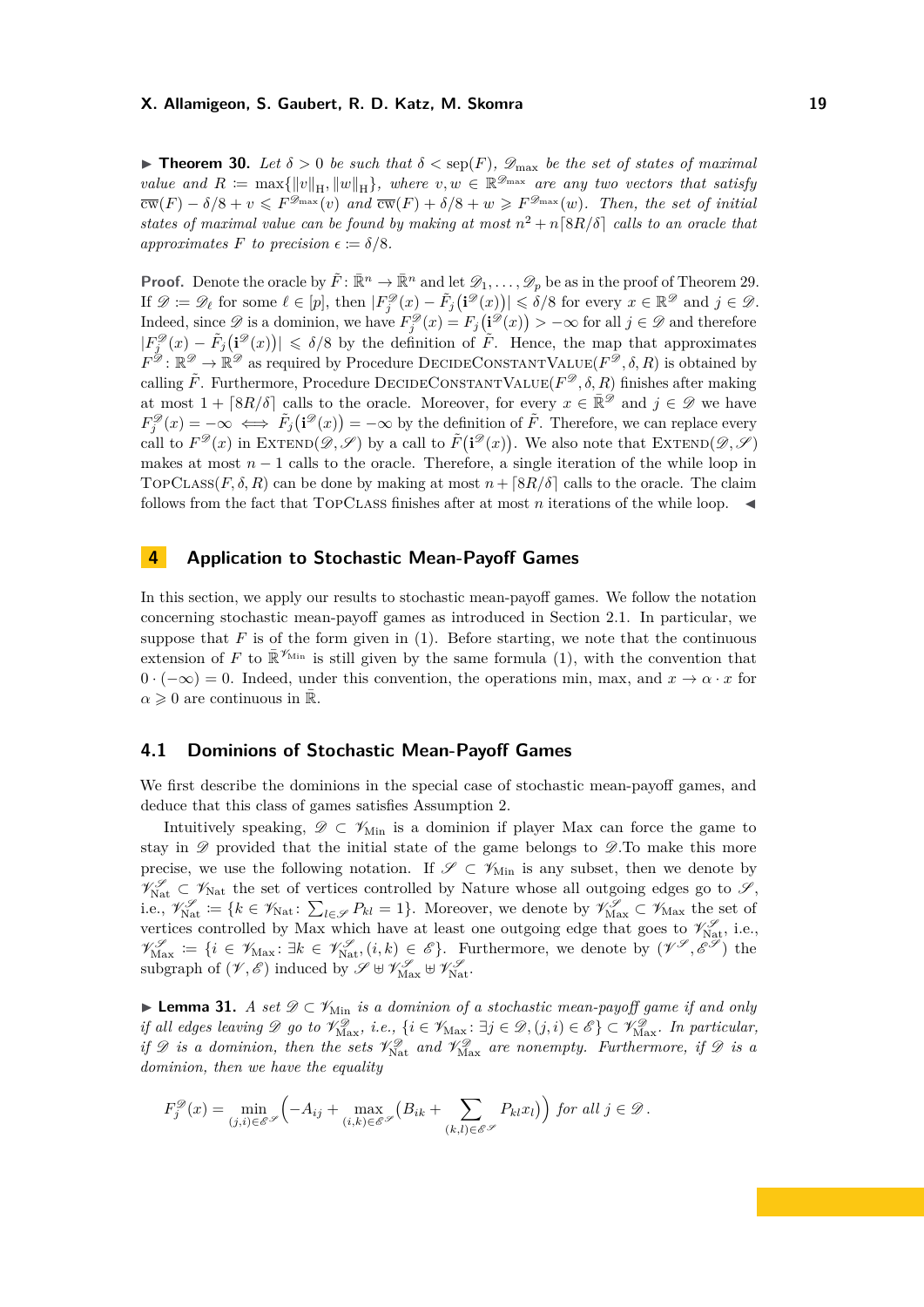▶ **Theorem 30.** *Let $\delta > 0$ be such that $\delta < \operatorname{sep}(F)$, $\mathscr{D}_{\max}$ be the set of states of maximal value and $R \coloneqq \max\{\|v\|_{\mathrm{H}}, \|w\|_{\mathrm{H}}\}$, where $v, w \in \mathbb{R}^{\mathscr{D}_{\max}}$ are any two vectors that satisfy $\overline{\mathrm{cw}}(F) - \delta/8 + v \leqslant F^{\mathscr{D}_{\max}}(v)$ and $\overline{\mathrm{cw}}(F) + \delta/8 + w \geqslant F^{\mathscr{D}_{\max}}(w)$. Then, the set of initial states of maximal value can be found by making at most $n^2 + n\lceil 8R/\delta \rceil$ calls to an oracle that approximates $F$ to precision $\epsilon \coloneqq \delta/8$.*

**Proof.** Denote the oracle by $\tilde{F} \colon \bar{\mathbb{R}}^n \to \bar{\mathbb{R}}^n$ and let $\mathscr{D}_1, \dots, \mathscr{D}_p$ be as in the proof of Theorem 29. If $\mathscr{D} \coloneqq \mathscr{D}_\ell$ for some $\ell \in [p]$, then $|F^{\mathscr{D}}_j(x) - \tilde{F}_j\big(\mathbf{i}^{\mathscr{D}}(x)\big)| \leqslant \delta/8$ for every $x \in \mathbb{R}^{\mathscr{D}}$ and $j \in \mathscr{D}$. Indeed, since $\mathscr{D}$ is a dominion, we have $F^{\mathscr{D}}_j(x) = F_j\big(\mathbf{i}^{\mathscr{D}}(x)\big) > -\infty$ for all $j \in \mathscr{D}$ and therefore $|F^{\mathscr{D}}_j(x) - \tilde{F}_j\big(\mathbf{i}^{\mathscr{D}}(x)\big)| \leqslant \delta/8$ by the definition of $\tilde{F}$. Hence, the map that approximates $F^{\mathscr{D}} \colon \mathbb{R}^{\mathscr{D}} \to \mathbb{R}^{\mathscr{D}}$ as required by Procedure DecideConstantValue$(F^{\mathscr{D}}, \delta, R)$ is obtained by calling $\tilde{F}$. Furthermore, Procedure DecideConstantValue$(F^{\mathscr{D}}, \delta, R)$ finishes after making at most $1 + \lceil 8R/\delta \rceil$ calls to the oracle. Moreover, for every $x \in \bar{\mathbb{R}}^{\mathscr{D}}$ and $j \in \mathscr{D}$ we have $F^{\mathscr{D}}_j(x) = -\infty \iff \tilde{F}_j\big(\mathbf{i}^{\mathscr{D}}(x)\big) = -\infty$ by the definition of $\tilde{F}$. Therefore, we can replace every call to $F^{\mathscr{D}}(x)$ in Extend$(\mathscr{D}, \mathscr{S})$ by a call to $\tilde{F}\big(\mathbf{i}^{\mathscr{D}}(x)\big)$. We also note that Extend$(\mathscr{D}, \mathscr{S})$ makes at most $n - 1$ calls to the oracle. Therefore, a single iteration of the while loop in TopClass$(F, \delta, R)$ can be done by making at most $n + \lceil 8R/\delta \rceil$ calls to the oracle. The claim follows from the fact that TopClass finishes after at most $n$ iterations of the while loop. ◀

## 4 Application to Stochastic Mean-Payoff Games

In this section, we apply our results to stochastic mean-payoff games. We follow the notation concerning stochastic mean-payoff games as introduced in Section 2.1. In particular, we suppose that $F$ is of the form given in (1). Before starting, we note that the continuous extension of $F$ to $\bar{\mathbb{R}}^{\mathscr{V}_{\mathrm{Min}}}$ is still given by the same formula (1), with the convention that $0 \cdot (-\infty) = 0$. Indeed, under this convention, the operations min, max, and $x \to \alpha \cdot x$ for $\alpha \geqslant 0$ are continuous in $\bar{\mathbb{R}}$.

### 4.1 Dominions of Stochastic Mean-Payoff Games

We first describe the dominions in the special case of stochastic mean-payoff games, and deduce that this class of games satisfies Assumption 2.

Intuitively speaking, $\mathscr{D} \subset \mathscr{V}_{\mathrm{Min}}$ is a dominion if player Max can force the game to stay in $\mathscr{D}$ provided that the initial state of the game belongs to $\mathscr{D}$.To make this more precise, we use the following notation. If $\mathscr{S} \subset \mathscr{V}_{\mathrm{Min}}$ is any subset, then we denote by $\mathscr{V}^{\mathscr{S}}_{\mathrm{Nat}} \subset \mathscr{V}_{\mathrm{Nat}}$ the set of vertices controlled by Nature whose all outgoing edges go to $\mathscr{S}$, i.e., $\mathscr{V}^{\mathscr{S}}_{\mathrm{Nat}} \coloneqq \{k \in \mathscr{V}_{\mathrm{Nat}} \colon \sum_{l \in \mathscr{S}} P_{kl} = 1\}$. Moreover, we denote by $\mathscr{V}^{\mathscr{S}}_{\mathrm{Max}} \subset \mathscr{V}_{\mathrm{Max}}$ the set of vertices controlled by Max which have at least one outgoing edge that goes to $\mathscr{V}^{\mathscr{S}}_{\mathrm{Nat}}$, i.e., $\mathscr{V}^{\mathscr{S}}_{\mathrm{Max}} \coloneqq \{i \in \mathscr{V}_{\mathrm{Max}} \colon \exists k \in \mathscr{V}^{\mathscr{S}}_{\mathrm{Nat}}, (i,k) \in \mathscr{E}\}$. Furthermore, we denote by $(\mathscr{V}^{\mathscr{S}}, \mathscr{E}^{\mathscr{S}})$ the subgraph of $(\mathscr{V}, \mathscr{E})$ induced by $\mathscr{S} \uplus \mathscr{V}^{\mathscr{S}}_{\mathrm{Max}} \uplus \mathscr{V}^{\mathscr{S}}_{\mathrm{Nat}}$.

▶ **Lemma 31.** *A set $\mathscr{D} \subset \mathscr{V}_{\mathrm{Min}}$ is a dominion of a stochastic mean-payoff game if and only if all edges leaving $\mathscr{D}$ go to $\mathscr{V}^{\mathscr{D}}_{\mathrm{Max}}$, i.e., $\{i \in \mathscr{V}_{\mathrm{Max}} \colon \exists j \in \mathscr{D}, (j,i) \in \mathscr{E}\} \subset \mathscr{V}^{\mathscr{D}}_{\mathrm{Max}}$. In particular, if $\mathscr{D}$ is a dominion, then the sets $\mathscr{V}^{\mathscr{D}}_{\mathrm{Nat}}$ and $\mathscr{V}^{\mathscr{D}}_{\mathrm{Max}}$ are nonempty. Furthermore, if $\mathscr{D}$ is a dominion, then we have the equality*

$$F^{\mathscr{D}}_j(x) = \min_{(j,i) \in \mathscr{E}^{\mathscr{S}}} \Big( -A_{ij} + \max_{(i,k) \in \mathscr{E}^{\mathscr{S}}} \big( B_{ik} + \sum_{(k,l) \in \mathscr{E}^{\mathscr{S}}} P_{kl} x_l \big) \Big) \text{ for all } j \in \mathscr{D} \,.$$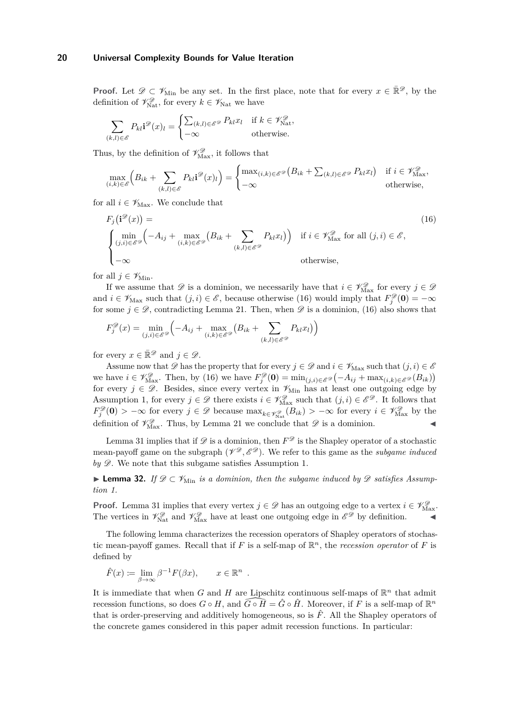**Proof.** Let $\mathscr{D} \subset \mathscr{V}_{\text{Min}}$ be any set. In the first place, note that for every $x \in \bar{\mathbb{R}}^{\mathscr{D}}$, by the definition of $\mathscr{V}^{\mathscr{D}}_{\text{Nat}}$, for every $k \in \mathscr{V}_{\text{Nat}}$ we have

$$\sum_{(k,l)\in\mathscr{E}} P_{kl}\mathbf{i}^{\mathscr{D}}(x)_l = \begin{cases} \sum_{(k,l)\in\mathscr{E}^{\mathscr{D}}} P_{kl}x_l & \text{if } k \in \mathscr{V}^{\mathscr{D}}_{\text{Nat}}, \\ -\infty & \text{otherwise.} \end{cases}$$

Thus, by the definition of $\mathscr{V}^{\mathscr{D}}_{\text{Max}}$, it follows that

$$\max_{(i,k)\in\mathscr{E}} \Big( B_{ik} + \sum_{(k,l)\in\mathscr{E}} P_{kl}\mathbf{i}^{\mathscr{D}}(x)_l \Big) = \begin{cases} \max_{(i,k)\in\mathscr{E}^{\mathscr{D}}} \big( B_{ik} + \sum_{(k,l)\in\mathscr{E}^{\mathscr{D}}} P_{kl}x_l \big) & \text{if } i \in \mathscr{V}^{\mathscr{D}}_{\text{Max}}, \\ -\infty & \text{otherwise,} \end{cases}$$

for all $i \in \mathscr{V}_{\text{Max}}$. We conclude that

$$F_j\big(\mathbf{i}^{\mathscr{D}}(x)\big) = \begin{cases} \min_{(j,i)\in\mathscr{E}^{\mathscr{D}}} \Big( -A_{ij} + \max_{(i,k)\in\mathscr{E}^{\mathscr{D}}} \big( B_{ik} + \sum_{(k,l)\in\mathscr{E}^{\mathscr{D}}} P_{kl}x_l \big) \Big) & \text{if } i \in \mathscr{V}^{\mathscr{D}}_{\text{Max}} \text{ for all } (j,i) \in \mathscr{E}, \\ -\infty & \text{otherwise,} \end{cases} \tag{16}$$

for all $j \in \mathscr{V}_{\text{Min}}$.

If we assume that $\mathscr{D}$ is a dominion, we necessarily have that $i \in \mathscr{V}^{\mathscr{D}}_{\text{Max}}$ for every $j \in \mathscr{D}$ and $i \in \mathscr{V}_{\text{Max}}$ such that $(j,i) \in \mathscr{E}$, because otherwise (16) would imply that $F^{\mathscr{D}}_j(\mathbf{0}) = -\infty$ for some $j \in \mathscr{D}$, contradicting Lemma 21. Then, when $\mathscr{D}$ is a dominion, (16) also shows that

$$F^{\mathscr{D}}_j(x) = \min_{(j,i)\in\mathscr{E}^{\mathscr{D}}} \Big( -A_{ij} + \max_{(i,k)\in\mathscr{E}^{\mathscr{D}}} \big( B_{ik} + \sum_{(k,l)\in\mathscr{E}^{\mathscr{D}}} P_{kl}x_l \big) \Big)$$

for every $x \in \bar{\mathbb{R}}^{\mathscr{D}}$ and $j \in \mathscr{D}$.

Assume now that $\mathscr{D}$ has the property that for every $j \in \mathscr{D}$ and $i \in \mathscr{V}_{\text{Max}}$ such that $(j,i) \in \mathscr{E}$ we have $i \in \mathscr{V}^{\mathscr{D}}_{\text{Max}}$. Then, by (16) we have $F^{\mathscr{D}}_j(\mathbf{0}) = \min_{(j,i)\in\mathscr{E}^{\mathscr{D}}} \big( -A_{ij} + \max_{(i,k)\in\mathscr{E}^{\mathscr{D}}}(B_{ik}) \big)$ for every $j \in \mathscr{D}$. Besides, since every vertex in $\mathscr{V}_{\text{Min}}$ has at least one outgoing edge by Assumption 1, for every $j \in \mathscr{D}$ there exists $i \in \mathscr{V}^{\mathscr{D}}_{\text{Max}}$ such that $(j,i) \in \mathscr{E}^{\mathscr{D}}$. It follows that $F^{\mathscr{D}}_j(\mathbf{0}) > -\infty$ for every $j \in \mathscr{D}$ because $\max_{k\in\mathscr{V}^{\mathscr{D}}_{\text{Nat}}}(B_{ik}) > -\infty$ for every $i \in \mathscr{V}^{\mathscr{D}}_{\text{Max}}$ by the definition of $\mathscr{V}^{\mathscr{D}}_{\text{Max}}$. Thus, by Lemma 21 we conclude that $\mathscr{D}$ is a dominion. ◀

Lemma 31 implies that if $\mathscr{D}$ is a dominion, then $F^{\mathscr{D}}$ is the Shapley operator of a stochastic mean-payoff game on the subgraph $(\mathscr{V}^{\mathscr{D}}, \mathscr{E}^{\mathscr{D}})$. We refer to this game as the *subgame induced by* $\mathscr{D}$. We note that this subgame satisfies Assumption 1.

▶ **Lemma 32.** *If $\mathscr{D} \subset \mathscr{V}_{\text{Min}}$ is a dominion, then the subgame induced by $\mathscr{D}$ satisfies Assumption 1.*

**Proof.** Lemma 31 implies that every vertex $j \in \mathscr{D}$ has an outgoing edge to a vertex $i \in \mathscr{V}^{\mathscr{D}}_{\text{Max}}$. The vertices in $\mathscr{V}^{\mathscr{D}}_{\text{Nat}}$ and $\mathscr{V}^{\mathscr{D}}_{\text{Max}}$ have at least one outgoing edge in $\mathscr{E}^{\mathscr{D}}$ by definition. ◀

The following lemma characterizes the recession operators of Shapley operators of stochastic mean-payoff games. Recall that if $F$ is a self-map of $\mathbb{R}^n$, the *recession operator* of $F$ is defined by

$$\hat{F}(x) := \lim_{\beta\to\infty} \beta^{-1}F(\beta x), \qquad x \in \mathbb{R}^n \ .$$

It is immediate that when $G$ and $H$ are Lipschitz continuous self-maps of $\mathbb{R}^n$ that admit recession functions, so does $G \circ H$, and $\widehat{G \circ H} = \hat{G} \circ \hat{H}$. Moreover, if $F$ is a self-map of $\mathbb{R}^n$ that is order-preserving and additively homogeneous, so is $\hat{F}$. All the Shapley operators of the concrete games considered in this paper admit recession functions. In particular: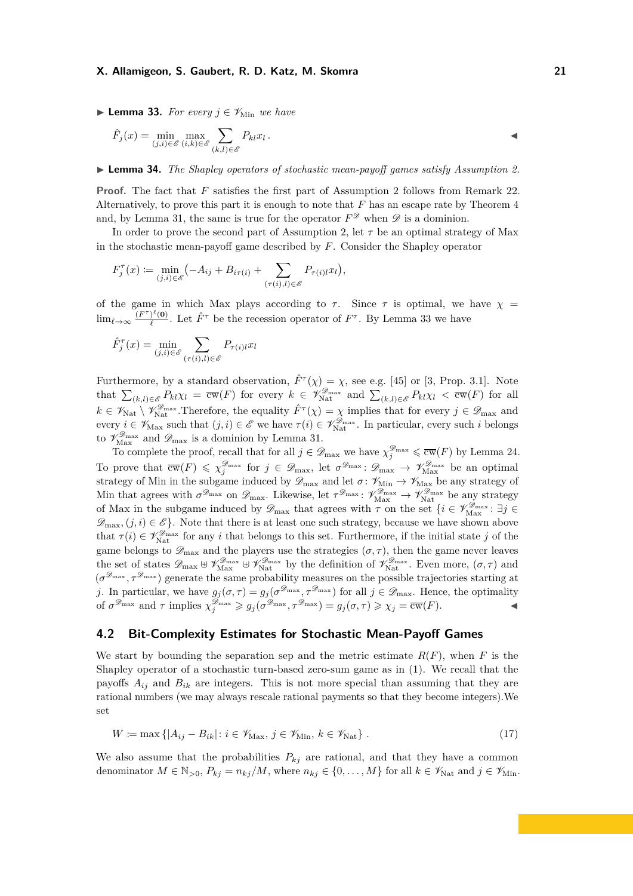▶ **Lemma 33.** *For every $j \in \mathscr{V}_{\mathrm{Min}}$ we have*

$$\hat{F}_j(x) = \min_{(j,i)\in\mathscr{E}} \max_{(i,k)\in\mathscr{E}} \sum_{(k,l)\in\mathscr{E}} P_{kl} x_l \,. \qquad ◀$$

▶ **Lemma 34.** *The Shapley operators of stochastic mean-payoff games satisfy Assumption 2.*

**Proof.** The fact that $F$ satisfies the first part of Assumption 2 follows from Remark 22. Alternatively, to prove this part it is enough to note that $F$ has an escape rate by Theorem 4 and, by Lemma 31, the same is true for the operator $F^{\mathscr{D}}$ when $\mathscr{D}$ is a dominion.

In order to prove the second part of Assumption 2, let $\tau$ be an optimal strategy of Max in the stochastic mean-payoff game described by $F$. Consider the Shapley operator

$$F^{\tau}_j(x) \coloneqq \min_{(j,i)\in\mathscr{E}} \big(-A_{ij} + B_{i\tau(i)} + \sum_{(\tau(i),l)\in\mathscr{E}} P_{\tau(i)l} x_l\big),$$

of the game in which Max plays according to $\tau$. Since $\tau$ is optimal, we have $\chi = \lim_{\ell\to\infty} \frac{(F^\tau)^\ell(\mathbf{0})}{\ell}$. Let $\hat{F}^\tau$ be the recession operator of $F^\tau$. By Lemma 33 we have

$$\hat{F}^{\tau}_j(x) = \min_{(j,i)\in\mathscr{E}} \sum_{(\tau(i),l)\in\mathscr{E}} P_{\tau(i)l} x_l$$

Furthermore, by a standard observation, $\hat{F}^\tau(\chi) = \chi$, see e.g. [45] or [3, Prop. 3.1]. Note that $\sum_{(k,l)\in\mathscr{E}} P_{kl}\chi_l = \overline{\mathrm{cw}}(F)$ for every $k \in \mathscr{V}_{\mathrm{Nat}}^{\mathscr{D}_{\max}}$ and $\sum_{(k,l)\in\mathscr{E}} P_{kl}\chi_l < \overline{\mathrm{cw}}(F)$ for all $k \in \mathscr{V}_{\mathrm{Nat}} \setminus \mathscr{V}_{\mathrm{Nat}}^{\mathscr{D}_{\max}}$.Therefore, the equality $\hat{F}^\tau(\chi) = \chi$ implies that for every $j \in \mathscr{D}_{\max}$ and every $i \in \mathscr{V}_{\mathrm{Max}}$ such that $(j,i)\in\mathscr{E}$ we have $\tau(i) \in \mathscr{V}_{\mathrm{Nat}}^{\mathscr{D}_{\max}}$. In particular, every such $i$ belongs to $\mathscr{V}_{\mathrm{Max}}^{\mathscr{D}_{\max}}$ and $\mathscr{D}_{\max}$ is a dominion by Lemma 31.

To complete the proof, recall that for all $j \in \mathscr{D}_{\max}$ we have $\chi_j^{\mathscr{D}_{\max}} \leqslant \overline{\mathrm{cw}}(F)$ by Lemma 24. To prove that $\overline{\mathrm{cw}}(F) \leqslant \chi_j^{\mathscr{D}_{\max}}$ for $j \in \mathscr{D}_{\max}$, let $\sigma^{\mathscr{D}_{\max}} \colon \mathscr{D}_{\max} \to \mathscr{V}_{\mathrm{Max}}^{\mathscr{D}_{\max}}$ be an optimal strategy of Min in the subgame induced by $\mathscr{D}_{\max}$ and let $\sigma \colon \mathscr{V}_{\mathrm{Min}} \to \mathscr{V}_{\mathrm{Max}}$ be any strategy of Min that agrees with $\sigma^{\mathscr{D}_{\max}}$ on $\mathscr{D}_{\max}$. Likewise, let $\tau^{\mathscr{D}_{\max}} \colon \mathscr{V}_{\mathrm{Max}}^{\mathscr{D}_{\max}} \to \mathscr{V}_{\mathrm{Nat}}^{\mathscr{D}_{\max}}$ be any strategy of Max in the subgame induced by $\mathscr{D}_{\max}$ that agrees with $\tau$ on the set $\{i \in \mathscr{V}_{\mathrm{Max}}^{\mathscr{D}_{\max}} \colon \exists j \in \mathscr{D}_{\max}, (j,i)\in\mathscr{E}\}$. Note that there is at least one such strategy, because we have shown above that $\tau(i) \in \mathscr{V}_{\mathrm{Nat}}^{\mathscr{D}_{\max}}$ for any $i$ that belongs to this set. Furthermore, if the initial state $j$ of the game belongs to $\mathscr{D}_{\max}$ and the players use the strategies $(\sigma,\tau)$, then the game never leaves the set of states $\mathscr{D}_{\max} \uplus \mathscr{V}_{\mathrm{Max}}^{\mathscr{D}_{\max}} \uplus \mathscr{V}_{\mathrm{Nat}}^{\mathscr{D}_{\max}}$ by the definition of $\mathscr{V}_{\mathrm{Nat}}^{\mathscr{D}_{\max}}$. Even more, $(\sigma,\tau)$ and $(\sigma^{\mathscr{D}_{\max}}, \tau^{\mathscr{D}_{\max}})$ generate the same probability measures on the possible trajectories starting at $j$. In particular, we have $g_j(\sigma,\tau) = g_j(\sigma^{\mathscr{D}_{\max}}, \tau^{\mathscr{D}_{\max}})$ for all $j \in \mathscr{D}_{\max}$. Hence, the optimality of $\sigma^{\mathscr{D}_{\max}}$ and $\tau$ implies $\chi_j^{\mathscr{D}_{\max}} \geqslant g_j(\sigma^{\mathscr{D}_{\max}}, \tau^{\mathscr{D}_{\max}}) = g_j(\sigma,\tau) \geqslant \chi_j = \overline{\mathrm{cw}}(F)$. ◀

## 4.2 Bit-Complexity Estimates for Stochastic Mean-Payoff Games

We start by bounding the separation sep and the metric estimate $R(F)$, when $F$ is the Shapley operator of a stochastic turn-based zero-sum game as in (1). We recall that the payoffs $A_{ij}$ and $B_{ik}$ are integers. This is not more special than assuming that they are rational numbers (we may always rescale rational payments so that they become integers).We set

$$W \coloneqq \max\{|A_{ij} - B_{ik}| \colon i \in \mathscr{V}_{\mathrm{Max}}, j \in \mathscr{V}_{\mathrm{Min}}, k \in \mathscr{V}_{\mathrm{Nat}}\} \,. \tag{17}$$

We also assume that the probabilities $P_{kj}$ are rational, and that they have a common denominator $M \in \mathbb{N}_{>0}$, $P_{kj} = n_{kj}/M$, where $n_{kj} \in \{0,\dots,M\}$ for all $k \in \mathscr{V}_{\mathrm{Nat}}$ and $j \in \mathscr{V}_{\mathrm{Min}}$.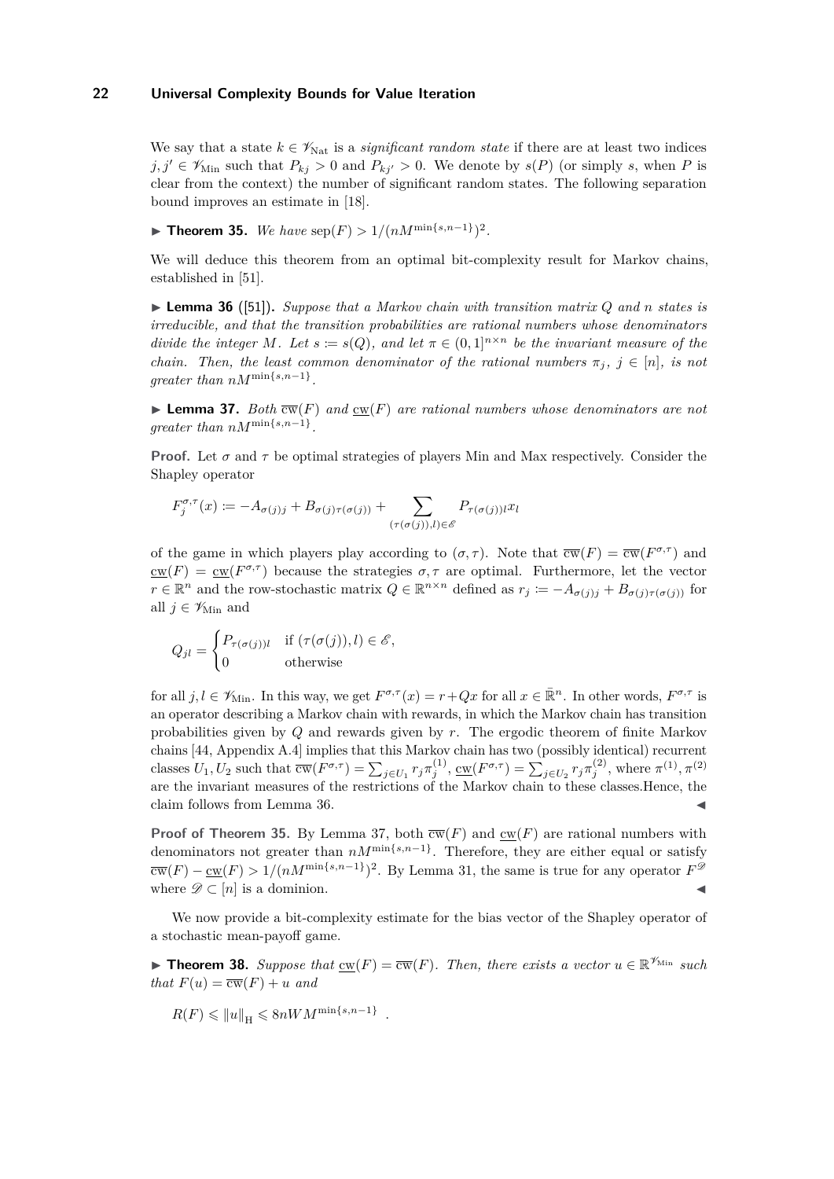We say that a state $k \in \mathscr{V}_{\mathrm{Nat}}$ is a *significant random state* if there are at least two indices $j, j' \in \mathscr{V}_{\mathrm{Min}}$ such that $P_{kj} > 0$ and $P_{kj'} > 0$. We denote by $s(P)$ (or simply $s$, when $P$ is clear from the context) the number of significant random states. The following separation bound improves an estimate in [18].

▶ **Theorem 35.** *We have* $\mathrm{sep}(F) > 1/(nM^{\min\{s,n-1\}})^2$.

We will deduce this theorem from an optimal bit-complexity result for Markov chains, established in [51].

▶ **Lemma 36** ([51])**.** *Suppose that a Markov chain with transition matrix $Q$ and $n$ states is irreducible, and that the transition probabilities are rational numbers whose denominators divide the integer $M$. Let $s := s(Q)$, and let $\pi \in (0,1]^{n\times n}$ be the invariant measure of the chain. Then, the least common denominator of the rational numbers $\pi_j$, $j \in [n]$, is not greater than $nM^{\min\{s,n-1\}}$.*

▶ **Lemma 37.** *Both $\overline{\mathrm{cw}}(F)$ and $\underline{\mathrm{cw}}(F)$ are rational numbers whose denominators are not greater than $nM^{\min\{s,n-1\}}$.*

**Proof.** Let $\sigma$ and $\tau$ be optimal strategies of players Min and Max respectively. Consider the Shapley operator

$$F_j^{\sigma,\tau}(x) := -A_{\sigma(j)j} + B_{\sigma(j)\tau(\sigma(j))} + \sum_{(\tau(\sigma(j)),l)\in\mathscr{E}} P_{\tau(\sigma(j))l}x_l$$

of the game in which players play according to $(\sigma,\tau)$. Note that $\overline{\mathrm{cw}}(F) = \overline{\mathrm{cw}}(F^{\sigma,\tau})$ and $\underline{\mathrm{cw}}(F) = \underline{\mathrm{cw}}(F^{\sigma,\tau})$ because the strategies $\sigma,\tau$ are optimal. Furthermore, let the vector $r \in \mathbb{R}^n$ and the row-stochastic matrix $Q \in \mathbb{R}^{n\times n}$ defined as $r_j := -A_{\sigma(j)j} + B_{\sigma(j)\tau(\sigma(j))}$ for all $j \in \mathscr{V}_{\mathrm{Min}}$ and

$$Q_{jl} = \begin{cases} P_{\tau(\sigma(j))l} & \text{if } (\tau(\sigma(j)),l) \in \mathscr{E}, \\ 0 & \text{otherwise} \end{cases}$$

for all $j,l \in \mathscr{V}_{\mathrm{Min}}$. In this way, we get $F^{\sigma,\tau}(x) = r + Qx$ for all $x \in \bar{\mathbb{R}}^n$. In other words, $F^{\sigma,\tau}$ is an operator describing a Markov chain with rewards, in which the Markov chain has transition probabilities given by $Q$ and rewards given by $r$. The ergodic theorem of finite Markov chains [44, Appendix A.4] implies that this Markov chain has two (possibly identical) recurrent classes $U_1, U_2$ such that $\overline{\mathrm{cw}}(F^{\sigma,\tau}) = \sum_{j\in U_1} r_j\pi_j^{(1)}$, $\underline{\mathrm{cw}}(F^{\sigma,\tau}) = \sum_{j\in U_2} r_j\pi_j^{(2)}$, where $\pi^{(1)}, \pi^{(2)}$ are the invariant measures of the restrictions of the Markov chain to these classes.Hence, the claim follows from Lemma 36. ◀

**Proof of Theorem 35.** By Lemma 37, both $\overline{\mathrm{cw}}(F)$ and $\underline{\mathrm{cw}}(F)$ are rational numbers with denominators not greater than $nM^{\min\{s,n-1\}}$. Therefore, they are either equal or satisfy $\overline{\mathrm{cw}}(F) - \underline{\mathrm{cw}}(F) > 1/(nM^{\min\{s,n-1\}})^2$. By Lemma 31, the same is true for any operator $F^{\mathscr{D}}$ where $\mathscr{D} \subset [n]$ is a dominion. ◀

We now provide a bit-complexity estimate for the bias vector of the Shapley operator of a stochastic mean-payoff game.

▶ **Theorem 38.** *Suppose that $\underline{\mathrm{cw}}(F) = \overline{\mathrm{cw}}(F)$. Then, there exists a vector $u \in \mathbb{R}^{\mathscr{V}_{\mathrm{Min}}}$ such that $F(u) = \overline{\mathrm{cw}}(F) + u$ and*

$$R(F) \leqslant \|u\|_{\mathrm{H}} \leqslant 8nWM^{\min\{s,n-1\}} \ .$$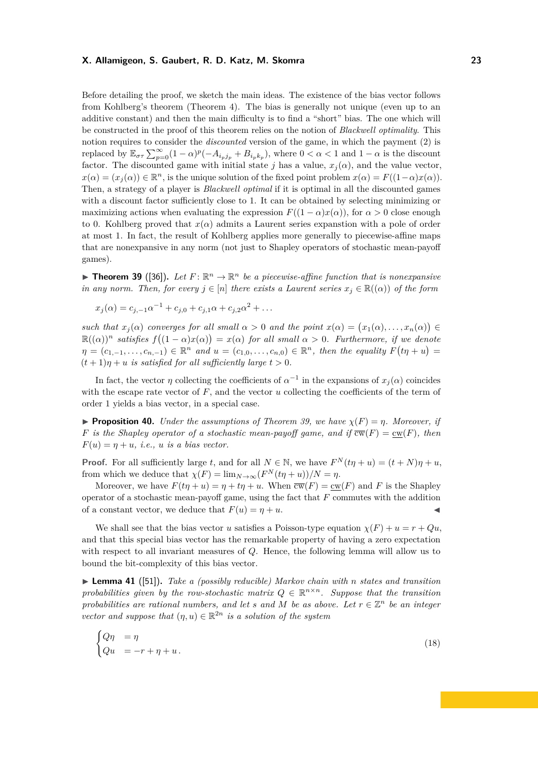Before detailing the proof, we sketch the main ideas. The existence of the bias vector follows from Kohlberg's theorem (Theorem 4). The bias is generally not unique (even up to an additive constant) and then the main difficulty is to find a "short" bias. The one which will be constructed in the proof of this theorem relies on the notion of *Blackwell optimality*. This notion requires to consider the *discounted* version of the game, in which the payment (2) is replaced by $\mathbb{E}_{\sigma\tau}\sum_{p=0}^{\infty}(1-\alpha)^p(-A_{i_p j_p}+B_{i_p k_p})$, where $0<\alpha<1$ and $1-\alpha$ is the discount factor. The discounted game with initial state $j$ has a value, $x_j(\alpha)$, and the value vector, $x(\alpha)=(x_j(\alpha))\in\mathbb{R}^n$, is the unique solution of the fixed point problem $x(\alpha)=F((1-\alpha)x(\alpha))$. Then, a strategy of a player is *Blackwell optimal* if it is optimal in all the discounted games with a discount factor sufficiently close to 1. It can be obtained by selecting minimizing or maximizing actions when evaluating the expression $F((1-\alpha)x(\alpha))$, for $\alpha>0$ close enough to 0. Kohlberg proved that $x(\alpha)$ admits a Laurent series expanstion with a pole of order at most 1. In fact, the result of Kohlberg applies more generally to piecewise-affine maps that are nonexpansive in any norm (not just to Shapley operators of stochastic mean-payoff games).

**▶ Theorem 39** ([36]). *Let $F\colon\mathbb{R}^n\to\mathbb{R}^n$ be a piecewise-affine function that is nonexpansive in any norm. Then, for every $j\in[n]$ there exists a Laurent series $x_j\in\mathbb{R}((\alpha))$ of the form*

$$x_j(\alpha)=c_{j,-1}\alpha^{-1}+c_{j,0}+c_{j,1}\alpha+c_{j,2}\alpha^2+\dots$$

*such that $x_j(\alpha)$ converges for all small $\alpha>0$ and the point $x(\alpha)=\big(x_1(\alpha),\dots,x_n(\alpha)\big)\in\mathbb{R}((\alpha))^n$ satisfies $f\big((1-\alpha)x(\alpha)\big)=x(\alpha)$ for all small $\alpha>0$. Furthermore, if we denote $\eta=(c_{1,-1},\dots,c_{n,-1})\in\mathbb{R}^n$ and $u=(c_{1,0},\dots,c_{n,0})\in\mathbb{R}^n$, then the equality $F\big(t\eta+u\big)=(t+1)\eta+u$ is satisfied for all sufficiently large $t>0$.*

In fact, the vector $\eta$ collecting the coefficients of $\alpha^{-1}$ in the expansions of $x_j(\alpha)$ coincides with the escape rate vector of $F$, and the vector $u$ collecting the coefficients of the term of order 1 yields a bias vector, in a special case.

**▶ Proposition 40.** *Under the assumptions of Theorem 39, we have $\chi(F)=\eta$. Moreover, if $F$ is the Shapley operator of a stochastic mean-payoff game, and if $\overline{\mathrm{cw}}(F)=\underline{\mathrm{cw}}(F)$, then $F(u)=\eta+u$, i.e., $u$ is a bias vector.*

**Proof.** For all sufficiently large $t$, and for all $N\in\mathbb{N}$, we have $F^N(t\eta+u)=(t+N)\eta+u$, from which we deduce that $\chi(F)=\lim_{N\to\infty}(F^N(t\eta+u))/N=\eta$.

Moreover, we have $F(t\eta+u)=\eta+t\eta+u$. When $\overline{\mathrm{cw}}(F)=\underline{\mathrm{cw}}(F)$ and $F$ is the Shapley operator of a stochastic mean-payoff game, using the fact that $F$ commutes with the addition of a constant vector, we deduce that $F(u)=\eta+u$. ◀

We shall see that the bias vector $u$ satisfies a Poisson-type equation $\chi(F)+u=r+Qu$, and that this special bias vector has the remarkable property of having a zero expectation with respect to all invariant measures of $Q$. Hence, the following lemma will allow us to bound the bit-complexity of this bias vector.

**▶ Lemma 41** ([51]). *Take a (possibly reducible) Markov chain with $n$ states and transition probabilities given by the row-stochastic matrix $Q\in\mathbb{R}^{n\times n}$. Suppose that the transition probabilities are rational numbers, and let $s$ and $M$ be as above. Let $r\in\mathbb{Z}^n$ be an integer vector and suppose that $(\eta,u)\in\mathbb{R}^{2n}$ is a solution of the system*

$$\begin{cases} Q\eta &= \eta \\ Qu &= -r+\eta+u\,. \end{cases} \tag{18}$$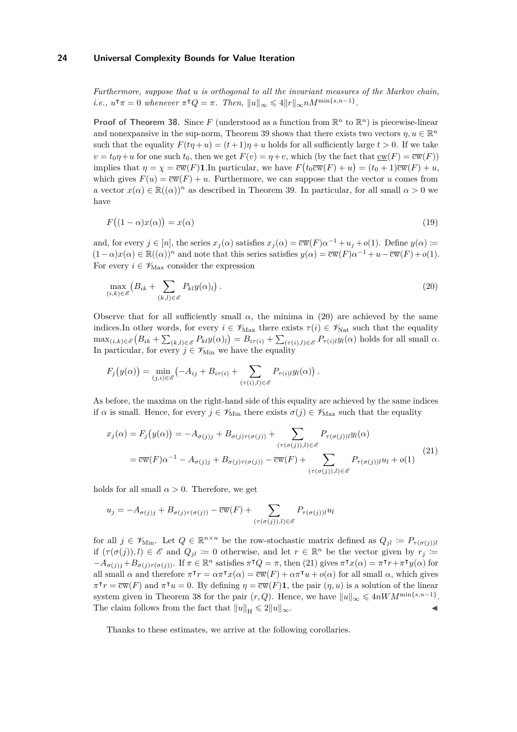*Furthermore, suppose that $u$ is orthogonal to all the invariant measures of the Markov chain, i.e., $u^\intercal \pi = 0$ whenever $\pi^\intercal Q = \pi$. Then, $\|u\|_\infty \leqslant 4\|r\|_\infty n M^{\min\{s,n-1\}}$.*

**Proof of Theorem 38.** Since $F$ (understood as a function from $\mathbb{R}^n$ to $\mathbb{R}^n$) is piecewise-linear and nonexpansive in the sup-norm, Theorem 39 shows that there exists two vectors $\eta, u \in \mathbb{R}^n$ such that the equality $F(t\eta + u) = (t+1)\eta + u$ holds for all sufficiently large $t > 0$. If we take $v = t_0\eta + u$ for one such $t_0$, then we get $F(v) = \eta + v$, which (by the fact that $\underline{\mathrm{cw}}(F) = \overline{\mathrm{cw}}(F)$) implies that $\eta = \chi = \overline{\mathrm{cw}}(F)\mathbf{1}$.In particular, we have $F\big(t_0\overline{\mathrm{cw}}(F) + u\big) = (t_0+1)\overline{\mathrm{cw}}(F) + u$, which gives $F(u) = \overline{\mathrm{cw}}(F) + u$. Furthermore, we can suppose that the vector $u$ comes from a vector $x(\alpha) \in \mathbb{R}((\alpha))^n$ as described in Theorem 39. In particular, for all small $\alpha > 0$ we have

$$F\big((1-\alpha)x(\alpha)\big) = x(\alpha) \tag{19}$$

and, for every $j \in [n]$, the series $x_j(\alpha)$ satisfies $x_j(\alpha) = \overline{\mathrm{cw}}(F)\alpha^{-1} + u_j + o(1)$. Define $y(\alpha) := (1-\alpha)x(\alpha) \in \mathbb{R}((\alpha))^n$ and note that this series satisfies $y(\alpha) = \overline{\mathrm{cw}}(F)\alpha^{-1} + u - \overline{\mathrm{cw}}(F) + o(1)$. For every $i \in \mathscr{V}_{\mathrm{Max}}$ consider the expression

$$\max_{(i,k)\in\mathscr{E}} \big(B_{ik} + \sum_{(k,l)\in\mathscr{E}} P_{kl}y(\alpha)_l\big)\,. \tag{20}$$

Observe that for all sufficiently small $\alpha$, the minima in (20) are achieved by the same indices.In other words, for every $i \in \mathscr{V}_{\mathrm{Max}}$ there exists $\tau(i) \in \mathscr{V}_{\mathrm{Nat}}$ such that the equality $\max_{(i,k)\in\mathscr{E}}\big(B_{ik} + \sum_{(k,l)\in\mathscr{E}} P_{kl}y(\alpha)_l\big) = B_{i\tau(i)} + \sum_{(\tau(i),l)\in\mathscr{E}} P_{\tau(i)l}y_l(\alpha)$ holds for all small $\alpha$. In particular, for every $j \in \mathscr{V}_{\mathrm{Min}}$ we have the equality

$$F_j\big(y(\alpha)\big) = \min_{(j,i)\in\mathscr{E}} \big(-A_{ij} + B_{i\tau(i)} + \sum_{(\tau(i),l)\in\mathscr{E}} P_{\tau(i)l}y_l(\alpha)\big)\,.$$

As before, the maxima on the right-hand side of this equality are achieved by the same indices if $\alpha$ is small. Hence, for every $j \in \mathscr{V}_{\mathrm{Min}}$ there exists $\sigma(j) \in \mathscr{V}_{\mathrm{Max}}$ such that the equality

$$\begin{aligned} x_j(\alpha) = F_j\big(y(\alpha)\big) &= -A_{\sigma(j)j} + B_{\sigma(j)\tau(\sigma(j))} + \sum_{(\tau(\sigma(j)),l)\in\mathscr{E}} P_{\tau(\sigma(j))l}y_l(\alpha) \\ &= \overline{\mathrm{cw}}(F)\alpha^{-1} - A_{\sigma(j)j} + B_{\sigma(j)\tau(\sigma(j))} - \overline{\mathrm{cw}}(F) + \sum_{(\tau(\sigma(j)),l)\in\mathscr{E}} P_{\tau(\sigma(j))l}u_l + o(1) \end{aligned} \tag{21}$$

holds for all small $\alpha > 0$. Therefore, we get

$$u_j = -A_{\sigma(j)j} + B_{\sigma(j)\tau(\sigma(j))} - \overline{\mathrm{cw}}(F) + \sum_{(\tau(\sigma(j)),l)\in\mathscr{E}} P_{\tau(\sigma(j))l}u_l$$

for all $j \in \mathscr{V}_{\mathrm{Min}}$. Let $Q \in \mathbb{R}^{n\times n}$ be the row-stochastic matrix defined as $Q_{jl} := P_{\tau(\sigma(j))l}$ if $(\tau(\sigma(j)), l) \in \mathscr{E}$ and $Q_{jl} := 0$ otherwise, and let $r \in \mathbb{R}^n$ be the vector given by $r_j := -A_{\sigma(j)j} + B_{\sigma(j)\tau(\sigma(j))}$. If $\pi \in \mathbb{R}^n$ satisfies $\pi^\intercal Q = \pi$, then (21) gives $\pi^\intercal x(\alpha) = \pi^\intercal r + \pi^\intercal y(\alpha)$ for all small $\alpha$ and therefore $\pi^\intercal r = \alpha\pi^\intercal x(\alpha) = \overline{\mathrm{cw}}(F) + \alpha\pi^\intercal u + o(\alpha)$ for all small $\alpha$, which gives $\pi^\intercal r = \overline{\mathrm{cw}}(F)$ and $\pi^\intercal u = 0$. By defining $\eta = \overline{\mathrm{cw}}(F)\mathbf{1}$, the pair $(\eta, u)$ is a solution of the linear system given in Theorem 38 for the pair $(r, Q)$. Hence, we have $\|u\|_\infty \leqslant 4nWM^{\min\{s,n-1\}}$. The claim follows from the fact that $\|u\|_{\mathrm{H}} \leqslant 2\|u\|_\infty$. ◀

Thanks to these estimates, we arrive at the following corollaries.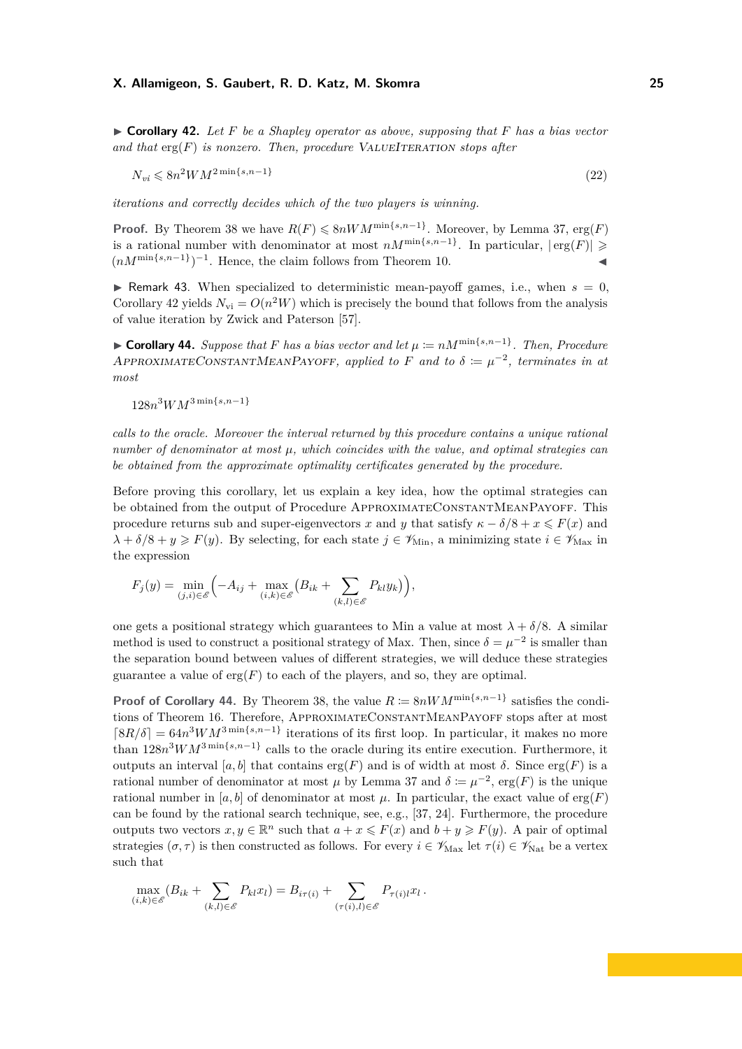▶ **Corollary 42.** *Let $F$ be a Shapley operator as above, supposing that $F$ has a bias vector and that $\operatorname{erg}(F)$ is nonzero. Then, procedure* ValueIteration *stops after*

$$N_{vi} \leqslant 8n^2 W M^{2\min\{s,n-1\}} \tag{22}$$

*iterations and correctly decides which of the two players is winning.*

**Proof.** By Theorem 38 we have $R(F) \leqslant 8nWM^{\min\{s,n-1\}}$. Moreover, by Lemma 37, $\operatorname{erg}(F)$ is a rational number with denominator at most $nM^{\min\{s,n-1\}}$. In particular, $|\operatorname{erg}(F)| \geqslant (nM^{\min\{s,n-1\}})^{-1}$. Hence, the claim follows from Theorem 10. ◀

▶ Remark 43. When specialized to deterministic mean-payoff games, i.e., when $s = 0$, Corollary 42 yields $N_{\mathrm{vi}} = O(n^2 W)$ which is precisely the bound that follows from the analysis of value iteration by Zwick and Paterson [57].

▶ **Corollary 44.** *Suppose that $F$ has a bias vector and let $\mu := nM^{\min\{s,n-1\}}$. Then, Procedure* ApproximateConstantMeanPayoff*, applied to $F$ and to $\delta := \mu^{-2}$, terminates in at most*

$$128n^3 W M^{3\min\{s,n-1\}}$$

*calls to the oracle. Moreover the interval returned by this procedure contains a unique rational number of denominator at most $\mu$, which coincides with the value, and optimal strategies can be obtained from the approximate optimality certificates generated by the procedure.*

Before proving this corollary, let us explain a key idea, how the optimal strategies can be obtained from the output of Procedure ApproximateConstantMeanPayoff. This procedure returns sub and super-eigenvectors $x$ and $y$ that satisfy $\kappa - \delta/8 + x \leqslant F(x)$ and $\lambda + \delta/8 + y \geqslant F(y)$. By selecting, for each state $j \in \mathscr{V}_{\mathrm{Min}}$, a minimizing state $i \in \mathscr{V}_{\mathrm{Max}}$ in the expression

$$F_j(y) = \min_{(j,i)\in\mathscr{E}} \Big( -A_{ij} + \max_{(i,k)\in\mathscr{E}} \big( B_{ik} + \sum_{(k,l)\in\mathscr{E}} P_{kl} y_k \big) \Big),$$

one gets a positional strategy which guarantees to Min a value at most $\lambda + \delta/8$. A similar method is used to construct a positional strategy of Max. Then, since $\delta = \mu^{-2}$ is smaller than the separation bound between values of different strategies, we will deduce these strategies guarantee a value of $\operatorname{erg}(F)$ to each of the players, and so, they are optimal.

**Proof of Corollary 44.** By Theorem 38, the value $R := 8nWM^{\min\{s,n-1\}}$ satisfies the conditions of Theorem 16. Therefore, ApproximateConstantMeanPayoff stops after at most $\lceil 8R/\delta \rceil = 64n^3 W M^{3\min\{s,n-1\}}$ iterations of its first loop. In particular, it makes no more than $128n^3 W M^{3\min\{s,n-1\}}$ calls to the oracle during its entire execution. Furthermore, it outputs an interval $[a,b]$ that contains $\operatorname{erg}(F)$ and is of width at most $\delta$. Since $\operatorname{erg}(F)$ is a rational number of denominator at most $\mu$ by Lemma 37 and $\delta := \mu^{-2}$, $\operatorname{erg}(F)$ is the unique rational number in $[a,b]$ of denominator at most $\mu$. In particular, the exact value of $\operatorname{erg}(F)$ can be found by the rational search technique, see, e.g., [37, 24]. Furthermore, the procedure outputs two vectors $x, y \in \mathbb{R}^n$ such that $a + x \leqslant F(x)$ and $b + y \geqslant F(y)$. A pair of optimal strategies $(\sigma, \tau)$ is then constructed as follows. For every $i \in \mathscr{V}_{\mathrm{Max}}$ let $\tau(i) \in \mathscr{V}_{\mathrm{Nat}}$ be a vertex such that

$$\max_{(i,k)\in\mathscr{E}} \big( B_{ik} + \sum_{(k,l)\in\mathscr{E}} P_{kl} x_l \big) = B_{i\tau(i)} + \sum_{(\tau(i),l)\in\mathscr{E}} P_{\tau(i)l} x_l \,.$$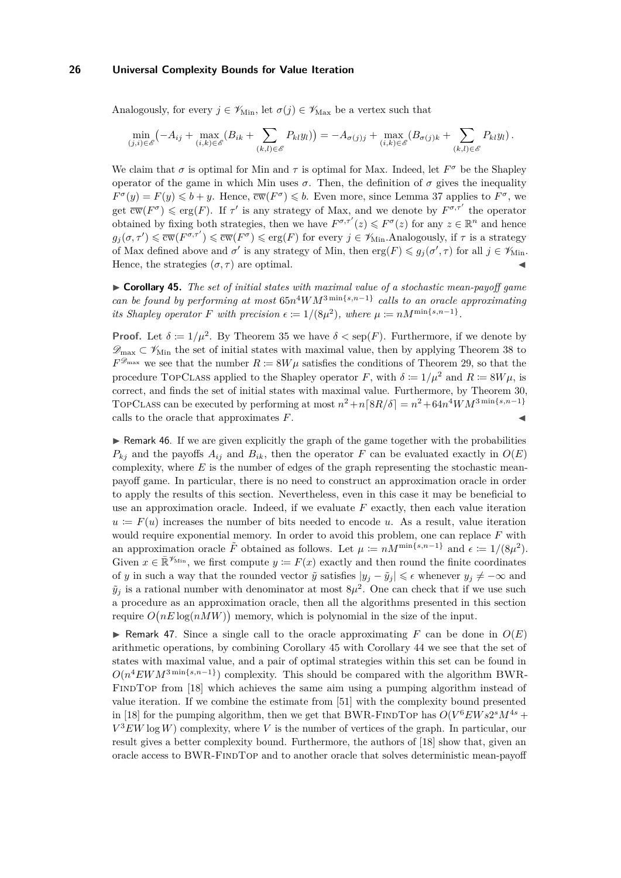Analogously, for every $j \in \mathscr{V}_{\mathrm{Min}}$, let $\sigma(j) \in \mathscr{V}_{\mathrm{Max}}$ be a vertex such that

$$\min_{(j,i)\in\mathscr{E}}\big(-A_{ij} + \max_{(i,k)\in\mathscr{E}}(B_{ik} + \sum_{(k,l)\in\mathscr{E}} P_{kl}y_l)\big) = -A_{\sigma(j)j} + \max_{(i,k)\in\mathscr{E}}(B_{\sigma(j)k} + \sum_{(k,l)\in\mathscr{E}} P_{kl}y_l)\,.$$

We claim that $\sigma$ is optimal for Min and $\tau$ is optimal for Max. Indeed, let $F^{\sigma}$ be the Shapley operator of the game in which Min uses $\sigma$. Then, the definition of $\sigma$ gives the inequality $F^{\sigma}(y) = F(y) \leqslant b + y$. Hence, $\overline{\mathrm{cw}}(F^{\sigma}) \leqslant b$. Even more, since Lemma 37 applies to $F^{\sigma}$, we get $\overline{\mathrm{cw}}(F^{\sigma}) \leqslant \mathrm{erg}(F)$. If $\tau'$ is any strategy of Max, and we denote by $F^{\sigma,\tau'}$ the operator obtained by fixing both strategies, then we have $F^{\sigma,\tau'}(z) \leqslant F^{\sigma}(z)$ for any $z \in \mathbb{R}^n$ and hence $g_j(\sigma,\tau') \leqslant \overline{\mathrm{cw}}(F^{\sigma,\tau'}) \leqslant \overline{\mathrm{cw}}(F^{\sigma}) \leqslant \mathrm{erg}(F)$ for every $j \in \mathscr{V}_{\mathrm{Min}}$.Analogously, if $\tau$ is a strategy of Max defined above and $\sigma'$ is any strategy of Min, then $\mathrm{erg}(F) \leqslant g_j(\sigma',\tau)$ for all $j \in \mathscr{V}_{\mathrm{Min}}$. Hence, the strategies $(\sigma,\tau)$ are optimal. ◀

▶ **Corollary 45.** *The set of initial states with maximal value of a stochastic mean-payoff game can be found by performing at most $65n^4WM^{3\min\{s,n-1\}}$ calls to an oracle approximating its Shapley operator $F$ with precision $\epsilon \coloneqq 1/(8\mu^2)$, where $\mu \coloneqq nM^{\min\{s,n-1\}}$.*

**Proof.** Let $\delta \coloneqq 1/\mu^2$. By Theorem 35 we have $\delta < \mathrm{sep}(F)$. Furthermore, if we denote by $\mathscr{D}_{\max} \subset \mathscr{V}_{\mathrm{Min}}$ the set of initial states with maximal value, then by applying Theorem 38 to $F^{\mathscr{D}_{\max}}$ we see that the number $R \coloneqq 8W\mu$ satisfies the conditions of Theorem 29, so that the procedure TopClass applied to the Shapley operator $F$, with $\delta \coloneqq 1/\mu^2$ and $R \coloneqq 8W\mu$, is correct, and finds the set of initial states with maximal value. Furthermore, by Theorem 30, TopClass can be executed by performing at most $n^2 + n\lceil 8R/\delta\rceil = n^2 + 64n^4WM^{3\min\{s,n-1\}}$ calls to the oracle that approximates $F$. ◀

▶ Remark 46. If we are given explicitly the graph of the game together with the probabilities $P_{kj}$ and the payoffs $A_{ij}$ and $B_{ik}$, then the operator $F$ can be evaluated exactly in $O(E)$ complexity, where $E$ is the number of edges of the graph representing the stochastic mean-payoff game. In particular, there is no need to construct an approximation oracle in order to apply the results of this section. Nevertheless, even in this case it may be beneficial to use an approximation oracle. Indeed, if we evaluate $F$ exactly, then each value iteration $u \coloneqq F(u)$ increases the number of bits needed to encode $u$. As a result, value iteration would require exponential memory. In order to avoid this problem, one can replace $F$ with an approximation oracle $\tilde{F}$ obtained as follows. Let $\mu \coloneqq nM^{\min\{s,n-1\}}$ and $\epsilon \coloneqq 1/(8\mu^2)$. Given $x \in \overline{\mathbb{R}}^{\mathscr{V}_{\mathrm{Min}}}$, we first compute $y \coloneqq F(x)$ exactly and then round the finite coordinates of $y$ in such a way that the rounded vector $\tilde{y}$ satisfies $|y_j - \tilde{y}_j| \leqslant \epsilon$ whenever $y_j \neq -\infty$ and $\tilde{y}_j$ is a rational number with denominator at most $8\mu^2$. One can check that if we use such a procedure as an approximation oracle, then all the algorithms presented in this section require $O\big(nE\log(nMW)\big)$ memory, which is polynomial in the size of the input.

▶ Remark 47. Since a single call to the oracle approximating $F$ can be done in $O(E)$ arithmetic operations, by combining Corollary 45 with Corollary 44 we see that the set of states with maximal value, and a pair of optimal strategies within this set can be found in $O(n^4EWM^{3\min\{s,n-1\}})$ complexity. This should be compared with the algorithm BWR-FindTop from [18] which achieves the same aim using a pumping algorithm instead of value iteration. If we combine the estimate from [51] with the complexity bound presented in [18] for the pumping algorithm, then we get that BWR-FindTop has $O(V^6EWs2^sM^{4s} + V^3EW\log W)$ complexity, where $V$ is the number of vertices of the graph. In particular, our result gives a better complexity bound. Furthermore, the authors of [18] show that, given an oracle access to BWR-FindTop and to another oracle that solves deterministic mean-payoff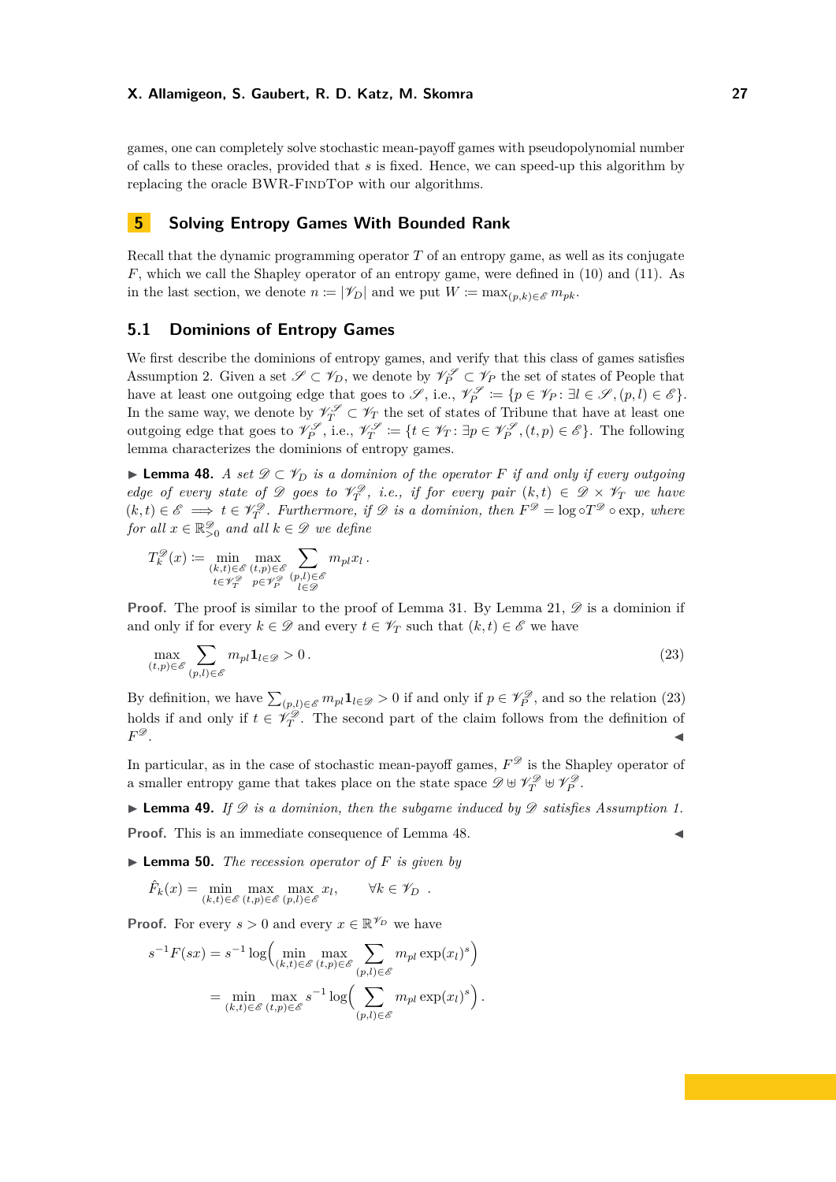games, one can completely solve stochastic mean-payoff games with pseudopolynomial number of calls to these oracles, provided that $s$ is fixed. Hence, we can speed-up this algorithm by replacing the oracle BWR-FindTop with our algorithms.

## 5 Solving Entropy Games With Bounded Rank

Recall that the dynamic programming operator $T$ of an entropy game, as well as its conjugate $F$, which we call the Shapley operator of an entropy game, were defined in (10) and (11). As in the last section, we denote $n := |\mathscr{V}_D|$ and we put $W := \max_{(p,k)\in\mathscr{E}} m_{pk}$.

### 5.1 Dominions of Entropy Games

We first describe the dominions of entropy games, and verify that this class of games satisfies Assumption 2. Given a set $\mathscr{S} \subset \mathscr{V}_D$, we denote by $\mathscr{V}_P^{\mathscr{S}} \subset \mathscr{V}_P$ the set of states of People that have at least one outgoing edge that goes to $\mathscr{S}$, i.e., $\mathscr{V}_P^{\mathscr{S}} := \{p \in \mathscr{V}_P : \exists l \in \mathscr{S}, (p,l) \in \mathscr{E}\}$. In the same way, we denote by $\mathscr{V}_T^{\mathscr{S}} \subset \mathscr{V}_T$ the set of states of Tribune that have at least one outgoing edge that goes to $\mathscr{V}_P^{\mathscr{S}}$, i.e., $\mathscr{V}_T^{\mathscr{S}} := \{t \in \mathscr{V}_T : \exists p \in \mathscr{V}_P^{\mathscr{S}}, (t,p) \in \mathscr{E}\}$. The following lemma characterizes the dominions of entropy games.

**▶ Lemma 48.** *A set $\mathscr{D} \subset \mathscr{V}_D$ is a dominion of the operator $F$ if and only if every outgoing edge of every state of $\mathscr{D}$ goes to $\mathscr{V}_T^{\mathscr{D}}$, i.e., if for every pair $(k,t) \in \mathscr{D} \times \mathscr{V}_T$ we have $(k,t) \in \mathscr{E} \implies t \in \mathscr{V}_T^{\mathscr{D}}$. Furthermore, if $\mathscr{D}$ is a dominion, then $F^{\mathscr{D}} = \log \circ T^{\mathscr{D}} \circ \exp$, where for all $x \in \mathbb{R}^{\mathscr{D}}_{>0}$ and all $k \in \mathscr{D}$ we define*

$$T_k^{\mathscr{D}}(x) := \min_{\substack{(k,t)\in\mathscr{E} \\ t\in\mathscr{V}_T^{\mathscr{D}}}} \max_{\substack{(t,p)\in\mathscr{E} \\ p\in\mathscr{V}_P^{\mathscr{D}}}} \sum_{\substack{(p,l)\in\mathscr{E} \\ l\in\mathscr{D}}} m_{pl} x_l \, .$$

**Proof.** The proof is similar to the proof of Lemma 31. By Lemma 21, $\mathscr{D}$ is a dominion if and only if for every $k \in \mathscr{D}$ and every $t \in \mathscr{V}_T$ such that $(k,t) \in \mathscr{E}$ we have

$$\max_{(t,p)\in\mathscr{E}} \sum_{(p,l)\in\mathscr{E}} m_{pl} \mathbf{1}_{l\in\mathscr{D}} > 0 \, . \tag{23}$$

By definition, we have $\sum_{(p,l)\in\mathscr{E}} m_{pl}\mathbf{1}_{l\in\mathscr{D}} > 0$ if and only if $p \in \mathscr{V}_P^{\mathscr{D}}$, and so the relation (23) holds if and only if $t \in \mathscr{V}_T^{\mathscr{D}}$. The second part of the claim follows from the definition of $F^{\mathscr{D}}$. ◀

In particular, as in the case of stochastic mean-payoff games, $F^{\mathscr{D}}$ is the Shapley operator of a smaller entropy game that takes place on the state space $\mathscr{D} \uplus \mathscr{V}_T^{\mathscr{D}} \uplus \mathscr{V}_P^{\mathscr{D}}$.

**▶ Lemma 49.** *If $\mathscr{D}$ is a dominion, then the subgame induced by $\mathscr{D}$ satisfies Assumption 1.*

**Proof.** This is an immediate consequence of Lemma 48. ◀

**▶ Lemma 50.** *The recession operator of $F$ is given by*

$$\hat{F}_k(x) = \min_{(k,t)\in\mathscr{E}} \max_{(t,p)\in\mathscr{E}} \max_{(p,l)\in\mathscr{E}} x_l, \qquad \forall k \in \mathscr{V}_D \, .$$

**Proof.** For every $s > 0$ and every $x \in \mathbb{R}^{\mathscr{V}_D}$ we have

$$\begin{aligned}
s^{-1}F(sx) &= s^{-1}\log\Big(\min_{(k,t)\in\mathscr{E}} \max_{(t,p)\in\mathscr{E}} \sum_{(p,l)\in\mathscr{E}} m_{pl}\exp(x_l)^s\Big) \\
&= \min_{(k,t)\in\mathscr{E}} \max_{(t,p)\in\mathscr{E}} s^{-1}\log\Big(\sum_{(p,l)\in\mathscr{E}} m_{pl}\exp(x_l)^s\Big) \, .
\end{aligned}$$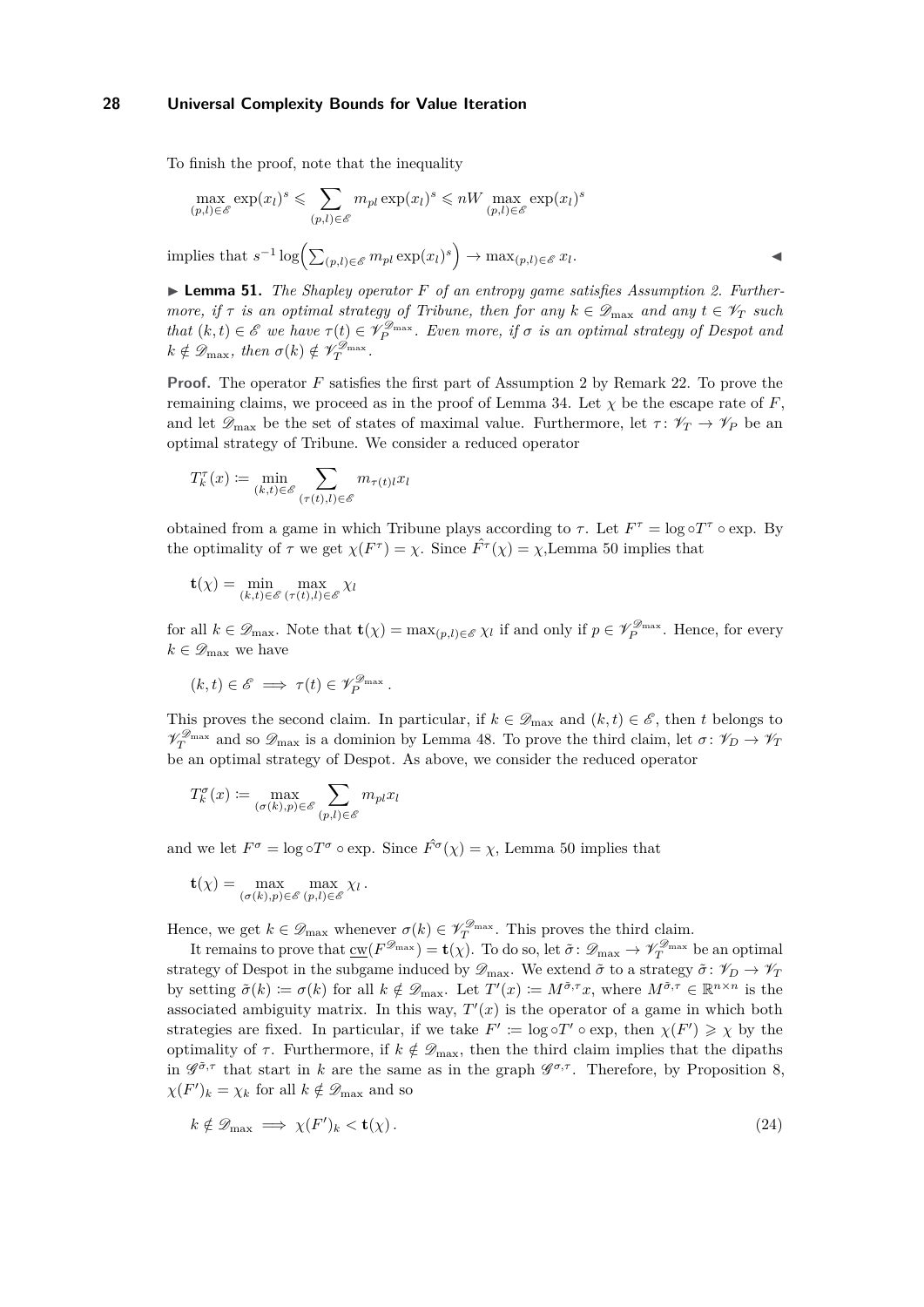To finish the proof, note that the inequality

$$\max_{(p,l)\in\mathscr{E}} \exp(x_l)^s \leqslant \sum_{(p,l)\in\mathscr{E}} m_{pl} \exp(x_l)^s \leqslant nW \max_{(p,l)\in\mathscr{E}} \exp(x_l)^s$$

implies that $s^{-1}\log\Big(\sum_{(p,l)\in\mathscr{E}} m_{pl}\exp(x_l)^s\Big) \to \max_{(p,l)\in\mathscr{E}} x_l$. ◀

▶ **Lemma 51.** *The Shapley operator $F$ of an entropy game satisfies Assumption 2. Furthermore, if $\tau$ is an optimal strategy of Tribune, then for any $k \in \mathscr{D}_{\max}$ and any $t \in \mathscr{V}_T$ such that $(k,t) \in \mathscr{E}$ we have $\tau(t) \in \mathscr{V}_P^{\mathscr{D}_{\max}}$. Even more, if $\sigma$ is an optimal strategy of Despot and $k \notin \mathscr{D}_{\max}$, then $\sigma(k) \notin \mathscr{V}_T^{\mathscr{D}_{\max}}$.*

**Proof.** The operator $F$ satisfies the first part of Assumption 2 by Remark 22. To prove the remaining claims, we proceed as in the proof of Lemma 34. Let $\chi$ be the escape rate of $F$, and let $\mathscr{D}_{\max}$ be the set of states of maximal value. Furthermore, let $\tau\colon \mathscr{V}_T \to \mathscr{V}_P$ be an optimal strategy of Tribune. We consider a reduced operator

$$T_k^{\tau}(x) \coloneqq \min_{(k,t)\in\mathscr{E}} \sum_{(\tau(t),l)\in\mathscr{E}} m_{\tau(t)l} x_l$$

obtained from a game in which Tribune plays according to $\tau$. Let $F^{\tau} = \log\circ T^{\tau}\circ\exp$. By the optimality of $\tau$ we get $\chi(F^{\tau}) = \chi$. Since $\hat{F^{\tau}}(\chi) = \chi$,Lemma 50 implies that

$$\mathbf{t}(\chi) = \min_{(k,t)\in\mathscr{E}} \max_{(\tau(t),l)\in\mathscr{E}} \chi_l$$

for all $k \in \mathscr{D}_{\max}$. Note that $\mathbf{t}(\chi) = \max_{(p,l)\in\mathscr{E}} \chi_l$ if and only if $p \in \mathscr{V}_P^{\mathscr{D}_{\max}}$. Hence, for every $k \in \mathscr{D}_{\max}$ we have

$$(k,t) \in \mathscr{E} \implies \tau(t) \in \mathscr{V}_P^{\mathscr{D}_{\max}}\,.$$

This proves the second claim. In particular, if $k \in \mathscr{D}_{\max}$ and $(k,t) \in \mathscr{E}$, then $t$ belongs to $\mathscr{V}_T^{\mathscr{D}_{\max}}$ and so $\mathscr{D}_{\max}$ is a dominion by Lemma 48. To prove the third claim, let $\sigma\colon \mathscr{V}_D \to \mathscr{V}_T$ be an optimal strategy of Despot. As above, we consider the reduced operator

$$T_k^{\sigma}(x) \coloneqq \max_{(\sigma(k),p)\in\mathscr{E}} \sum_{(p,l)\in\mathscr{E}} m_{pl} x_l$$

and we let $F^{\sigma} = \log\circ T^{\sigma}\circ\exp$. Since $\hat{F^{\sigma}}(\chi) = \chi$, Lemma 50 implies that

$$\mathbf{t}(\chi) = \max_{(\sigma(k),p)\in\mathscr{E}} \max_{(p,l)\in\mathscr{E}} \chi_l\,.$$

Hence, we get $k \in \mathscr{D}_{\max}$ whenever $\sigma(k) \in \mathscr{V}_T^{\mathscr{D}_{\max}}$. This proves the third claim.

It remains to prove that $\underline{\mathrm{cw}}(F^{\mathscr{D}_{\max}}) = \mathbf{t}(\chi)$. To do so, let $\tilde{\sigma}\colon \mathscr{D}_{\max} \to \mathscr{V}_T^{\mathscr{D}_{\max}}$ be an optimal strategy of Despot in the subgame induced by $\mathscr{D}_{\max}$. We extend $\tilde{\sigma}$ to a strategy $\tilde{\sigma}\colon \mathscr{V}_D \to \mathscr{V}_T$ by setting $\tilde{\sigma}(k) \coloneqq \sigma(k)$ for all $k \notin \mathscr{D}_{\max}$. Let $T'(x) \coloneqq M^{\tilde{\sigma},\tau}x$, where $M^{\tilde{\sigma},\tau} \in \mathbb{R}^{n\times n}$ is the associated ambiguity matrix. In this way, $T'(x)$ is the operator of a game in which both strategies are fixed. In particular, if we take $F' \coloneqq \log\circ T'\circ\exp$, then $\chi(F') \geqslant \chi$ by the optimality of $\tau$. Furthermore, if $k \notin \mathscr{D}_{\max}$, then the third claim implies that the dipaths in $\mathscr{G}^{\tilde{\sigma},\tau}$ that start in $k$ are the same as in the graph $\mathscr{G}^{\sigma,\tau}$. Therefore, by Proposition 8, $\chi(F')_k = \chi_k$ for all $k \notin \mathscr{D}_{\max}$ and so

$$k \notin \mathscr{D}_{\max} \implies \chi(F')_k < \mathbf{t}(\chi)\,. \tag{24}$$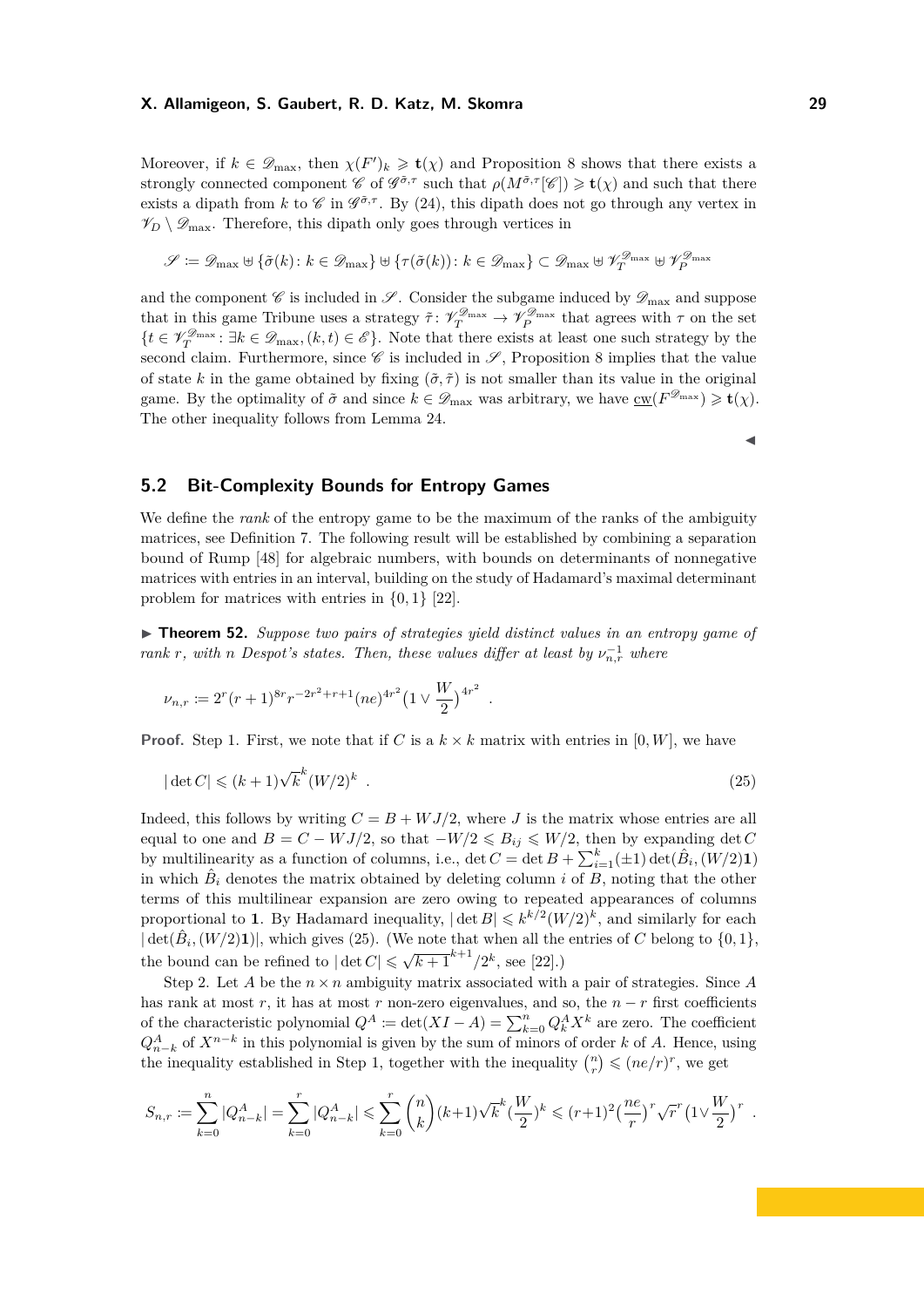Moreover, if $k \in \mathscr{D}_{\max}$, then $\chi(F')_k \geqslant \mathbf{t}(\chi)$ and Proposition 8 shows that there exists a strongly connected component $\mathscr{C}$ of $\mathscr{G}^{\tilde{\sigma},\tau}$ such that $\rho(M^{\tilde{\sigma},\tau}[\mathscr{C}]) \geqslant \mathbf{t}(\chi)$ and such that there exists a dipath from $k$ to $\mathscr{C}$ in $\mathscr{G}^{\tilde{\sigma},\tau}$. By (24), this dipath does not go through any vertex in $\mathscr{V}_D \setminus \mathscr{D}_{\max}$. Therefore, this dipath only goes through vertices in

$$\mathscr{S} := \mathscr{D}_{\max} \uplus \{\tilde{\sigma}(k) : k \in \mathscr{D}_{\max}\} \uplus \{\tau(\tilde{\sigma}(k)) : k \in \mathscr{D}_{\max}\} \subset \mathscr{D}_{\max} \uplus \mathscr{V}_T^{\mathscr{D}_{\max}} \uplus \mathscr{V}_P^{\mathscr{D}_{\max}}$$

and the component $\mathscr{C}$ is included in $\mathscr{S}$. Consider the subgame induced by $\mathscr{D}_{\max}$ and suppose that in this game Tribune uses a strategy $\tilde{\tau} : \mathscr{V}_T^{\mathscr{D}_{\max}} \to \mathscr{V}_P^{\mathscr{D}_{\max}}$ that agrees with $\tau$ on the set $\{t \in \mathscr{V}_T^{\mathscr{D}_{\max}} : \exists k \in \mathscr{D}_{\max}, (k,t) \in \mathscr{E}\}$. Note that there exists at least one such strategy by the second claim. Furthermore, since $\mathscr{C}$ is included in $\mathscr{S}$, Proposition 8 implies that the value of state $k$ in the game obtained by fixing $(\tilde{\sigma}, \tilde{\tau})$ is not smaller than its value in the original game. By the optimality of $\tilde{\sigma}$ and since $k \in \mathscr{D}_{\max}$ was arbitrary, we have $\underline{\mathrm{cw}}(F^{\mathscr{D}_{\max}}) \geqslant \mathbf{t}(\chi)$. The other inequality follows from Lemma 24. ◀

## 5.2 Bit-Complexity Bounds for Entropy Games

We define the *rank* of the entropy game to be the maximum of the ranks of the ambiguity matrices, see Definition 7. The following result will be established by combining a separation bound of Rump [48] for algebraic numbers, with bounds on determinants of nonnegative matrices with entries in an interval, building on the study of Hadamard's maximal determinant problem for matrices with entries in $\{0,1\}$ [22].

▶ **Theorem 52.** *Suppose two pairs of strategies yield distinct values in an entropy game of rank $r$, with $n$ Despot's states. Then, these values differ at least by $\nu_{n,r}^{-1}$ where*

$$\nu_{n,r} := 2^r (r+1)^{8r} r^{-2r^2+r+1} (ne)^{4r^2} \big(1 \vee \frac{W}{2}\big)^{4r^2} \enspace .$$

**Proof.** Step 1. First, we note that if $C$ is a $k \times k$ matrix with entries in $[0, W]$, we have

$$|\det C| \leqslant (k+1)\sqrt{k}^{\,k} (W/2)^k \enspace . \tag{25}$$

Indeed, this follows by writing $C = B + WJ/2$, where $J$ is the matrix whose entries are all equal to one and $B = C - WJ/2$, so that $-W/2 \leqslant B_{ij} \leqslant W/2$, then by expanding $\det C$ by multilinearity as a function of columns, i.e., $\det C = \det B + \sum_{i=1}^{k} (\pm 1) \det(\hat{B}_i, (W/2)\mathbf{1})$ in which $\hat{B}_i$ denotes the matrix obtained by deleting column $i$ of $B$, noting that the other terms of this multilinear expansion are zero owing to repeated appearances of columns proportional to $\mathbf{1}$. By Hadamard inequality, $|\det B| \leqslant k^{k/2}(W/2)^k$, and similarly for each $|\det(\hat{B}_i, (W/2)\mathbf{1})|$, which gives (25). (We note that when all the entries of $C$ belong to $\{0,1\}$, the bound can be refined to $|\det C| \leqslant \sqrt{k+1}^{\,k+1}/2^k$, see [22].)

Step 2. Let $A$ be the $n \times n$ ambiguity matrix associated with a pair of strategies. Since $A$ has rank at most $r$, it has at most $r$ non-zero eigenvalues, and so, the $n - r$ first coefficients of the characteristic polynomial $Q^A := \det(XI - A) = \sum_{k=0}^{n} Q_k^A X^k$ are zero. The coefficient $Q_{n-k}^A$ of $X^{n-k}$ in this polynomial is given by the sum of minors of order $k$ of $A$. Hence, using the inequality established in Step 1, together with the inequality $\binom{n}{r} \leqslant (ne/r)^r$, we get

$$S_{n,r} := \sum_{k=0}^{n} |Q_{n-k}^A| = \sum_{k=0}^{r} |Q_{n-k}^A| \leqslant \sum_{k=0}^{r} \binom{n}{k} (k+1)\sqrt{k}^{\,k} \big(\frac{W}{2}\big)^k \leqslant (r+1)^2 \big(\frac{ne}{r}\big)^r \sqrt{r}^{\,r} \big(1 \vee \frac{W}{2}\big)^r \enspace .$$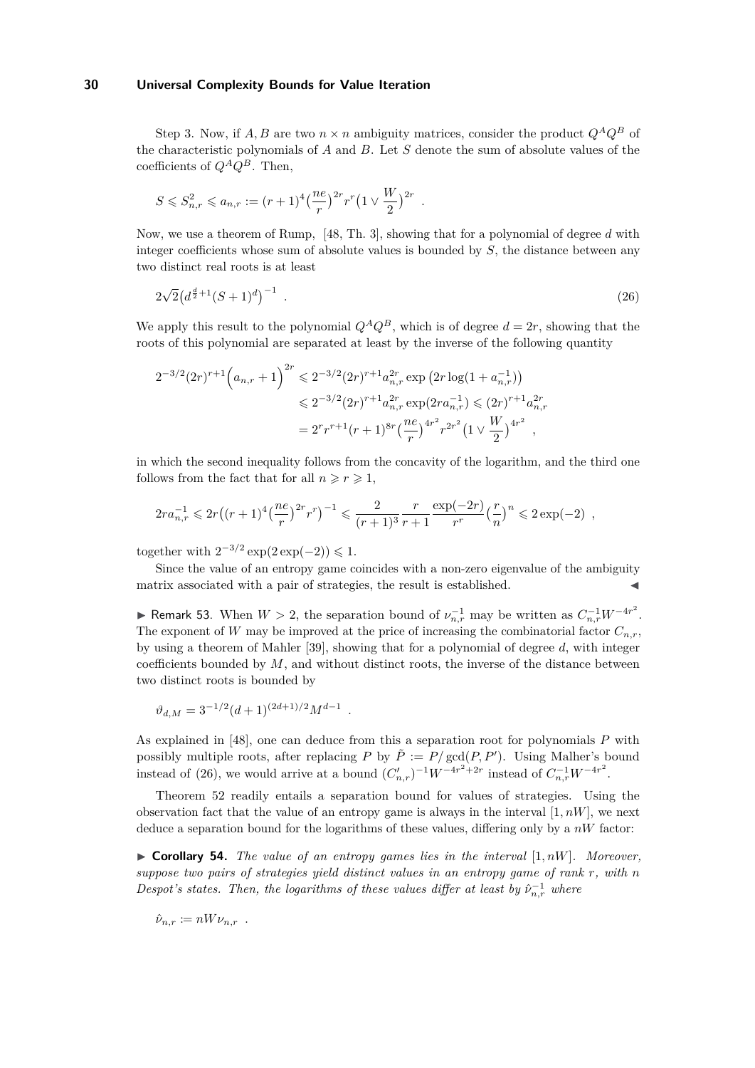Step 3. Now, if $A, B$ are two $n \times n$ ambiguity matrices, consider the product $Q^A Q^B$ of the characteristic polynomials of $A$ and $B$. Let $S$ denote the sum of absolute values of the coefficients of $Q^A Q^B$. Then,

$$S \leqslant S_{n,r}^2 \leqslant a_{n,r} := (r+1)^4 \big(\frac{ne}{r}\big)^{2r} r^r \big(1 \vee \frac{W}{2}\big)^{2r} \enspace .$$

Now, we use a theorem of Rump, [48, Th. 3], showing that for a polynomial of degree $d$ with integer coefficients whose sum of absolute values is bounded by $S$, the distance between any two distinct real roots is at least

$$2\sqrt{2}\big(d^{\frac{d}{2}+1}(S+1)^d\big)^{-1} \enspace . \tag{26}$$

We apply this result to the polynomial $Q^A Q^B$, which is of degree $d = 2r$, showing that the roots of this polynomial are separated at least by the inverse of the following quantity

$$\begin{aligned}
2^{-3/2}(2r)^{r+1}\Big(a_{n,r}+1\Big)^{2r} &\leqslant 2^{-3/2}(2r)^{r+1} a_{n,r}^{2r} \exp\big(2r \log(1 + a_{n,r}^{-1})\big) \\
&\leqslant 2^{-3/2}(2r)^{r+1} a_{n,r}^{2r} \exp(2r a_{n,r}^{-1}) \leqslant (2r)^{r+1} a_{n,r}^{2r} \\
&= 2^r r^{r+1} (r+1)^{8r} \big(\frac{ne}{r}\big)^{4r^2} r^{2r^2} \big(1 \vee \frac{W}{2}\big)^{4r^2} \enspace ,
\end{aligned}$$

in which the second inequality follows from the concavity of the logarithm, and the third one follows from the fact that for all $n \geqslant r \geqslant 1$,

$$2r a_{n,r}^{-1} \leqslant 2r\big((r+1)^4\big(\frac{ne}{r}\big)^{2r} r^r\big)^{-1} \leqslant \frac{2}{(r+1)^3} \frac{r}{r+1} \frac{\exp(-2r)}{r^r} \big(\frac{r}{n}\big)^n \leqslant 2\exp(-2) \enspace ,$$

together with $2^{-3/2}\exp(2\exp(-2)) \leqslant 1$.

Since the value of an entropy game coincides with a non-zero eigenvalue of the ambiguity matrix associated with a pair of strategies, the result is established. ◀

► Remark 53. When $W > 2$, the separation bound of $\nu_{n,r}^{-1}$ may be written as $C_{n,r}^{-1} W^{-4r^2}$. The exponent of $W$ may be improved at the price of increasing the combinatorial factor $C_{n,r}$, by using a theorem of Mahler [39], showing that for a polynomial of degree $d$, with integer coefficients bounded by $M$, and without distinct roots, the inverse of the distance between two distinct roots is bounded by

$$\vartheta_{d,M} = 3^{-1/2}(d+1)^{(2d+1)/2} M^{d-1} \enspace .$$

As explained in [48], one can deduce from this a separation root for polynomials $P$ with possibly multiple roots, after replacing $P$ by $\tilde{P} := P/\gcd(P, P')$. Using Malher's bound instead of (26), we would arrive at a bound $(C'_{n,r})^{-1} W^{-4r^2+2r}$ instead of $C_{n,r}^{-1} W^{-4r^2}$.

Theorem 52 readily entails a separation bound for values of strategies. Using the observation fact that the value of an entropy game is always in the interval $[1, nW]$, we next deduce a separation bound for the logarithms of these values, differing only by a $nW$ factor:

► **Corollary 54.** *The value of an entropy games lies in the interval $[1, nW]$. Moreover, suppose two pairs of strategies yield distinct values in an entropy game of rank $r$, with $n$ Despot's states. Then, the logarithms of these values differ at least by $\hat{\nu}_{n,r}^{-1}$ where*

$$\hat{\nu}_{n,r} := nW \nu_{n,r} \enspace .$$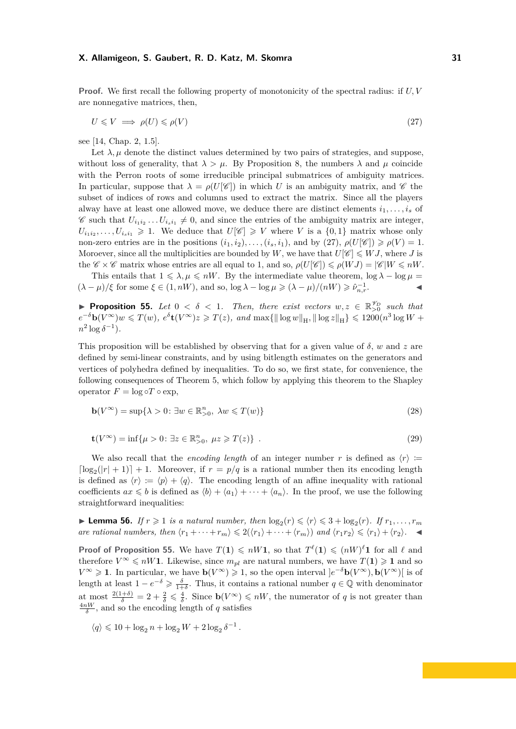**Proof.** We first recall the following property of monotonicity of the spectral radius: if $U, V$ are nonnegative matrices, then,

$$U \leqslant V \implies \rho(U) \leqslant \rho(V) \tag{27}$$

see [14, Chap. 2, 1.5].

Let $\lambda, \mu$ denote the distinct values determined by two pairs of strategies, and suppose, without loss of generality, that $\lambda > \mu$. By Proposition 8, the numbers $\lambda$ and $\mu$ coincide with the Perron roots of some irreducible principal submatrices of ambiguity matrices. In particular, suppose that $\lambda = \rho(U[\mathscr{C}])$ in which $U$ is an ambiguity matrix, and $\mathscr{C}$ the subset of indices of rows and columns used to extract the matrix. Since all the players alway have at least one allowed move, we deduce there are distinct elements $i_1, \dots, i_s$ of $\mathscr{C}$ such that $U_{i_1 i_2} \dots U_{i_s i_1} \neq 0$, and since the entries of the ambiguity matrix are integer, $U_{i_1 i_2}, \dots, U_{i_s i_1} \geqslant 1$. We deduce that $U[\mathscr{C}] \geqslant V$ where $V$ is a $\{0,1\}$ matrix whose only non-zero entries are in the positions $(i_1, i_2), \dots, (i_s, i_1)$, and by (27), $\rho(U[\mathscr{C}]) \geqslant \rho(V) = 1$. Moroever, since all the multiplicities are bounded by $W$, we have that $U[\mathscr{C}] \leqslant WJ$, where $J$ is the $\mathscr{C} \times \mathscr{C}$ matrix whose entries are all equal to 1, and so, $\rho(U[\mathscr{C}]) \leqslant \rho(WJ) = |\mathscr{C}|W \leqslant nW$.

This entails that $1 \leqslant \lambda, \mu \leqslant nW$. By the intermediate value theorem, $\log \lambda - \log \mu = (\lambda - \mu)/\xi$ for some $\xi \in (1, nW)$, and so, $\log \lambda - \log \mu \geqslant (\lambda - \mu)/(nW) \geqslant \hat{\nu}_{n,r}^{-1}$. ◀

▶ **Proposition 55.** *Let $0 < \delta < 1$. Then, there exist vectors $w, z \in \mathbb{R}_{>0}^{\mathscr{V}_D}$ such that $e^{-\delta}\mathbf{b}(V^\infty)w \leqslant T(w)$, $e^{\delta}\mathbf{t}(V^\infty)z \geqslant T(z)$, and $\max\{\|\log w\|_{\mathrm{H}}, \|\log z\|_{\mathrm{H}}\} \leqslant 1200(n^3 \log W + n^2 \log \delta^{-1})$.*

This proposition will be established by observing that for a given value of $\delta$, $w$ and $z$ are defined by semi-linear constraints, and by using bitlength estimates on the generators and vertices of polyhedra defined by inequalities. To do so, we first state, for convenience, the following consequences of Theorem 5, which follow by applying this theorem to the Shapley operator $F = \log \circ T \circ \exp$,

$$\mathbf{b}(V^\infty) = \sup\{\lambda > 0 \colon \exists w \in \mathbb{R}_{>0}^n,\ \lambda w \leqslant T(w)\} \tag{28}$$

$$\mathbf{t}(V^\infty) = \inf\{\mu > 0 \colon \exists z \in \mathbb{R}_{>0}^n,\ \mu z \geqslant T(z)\}\ . \tag{29}$$

We also recall that the *encoding length* of an integer number $r$ is defined as $\langle r \rangle := \lceil \log_2(|r| + 1) \rceil + 1$. Moreover, if $r = p/q$ is a rational number then its encoding length is defined as $\langle r \rangle := \langle p \rangle + \langle q \rangle$. The encoding length of an affine inequality with rational coefficients $ax \leqslant b$ is defined as $\langle b \rangle + \langle a_1 \rangle + \dots + \langle a_n \rangle$. In the proof, we use the following straightforward inequalities:

▶ **Lemma 56.** *If $r \geqslant 1$ is a natural number, then $\log_2(r) \leqslant \langle r \rangle \leqslant 3 + \log_2(r)$. If $r_1, \dots, r_m$ are rational numbers, then $\langle r_1 + \dots + r_m \rangle \leqslant 2(\langle r_1 \rangle + \dots + \langle r_m \rangle)$ and $\langle r_1 r_2 \rangle \leqslant \langle r_1 \rangle + \langle r_2 \rangle$.* ◀

**Proof of Proposition 55.** We have $T(\mathbf{1}) \leqslant nW\mathbf{1}$, so that $T^\ell(\mathbf{1}) \leqslant (nW)^\ell \mathbf{1}$ for all $\ell$ and therefore $V^\infty \leqslant nW\mathbf{1}$. Likewise, since $m_{pl}$ are natural numbers, we have $T(\mathbf{1}) \geqslant \mathbf{1}$ and so $V^\infty \geqslant \mathbf{1}$. In particular, we have $\mathbf{b}(V^\infty) \geqslant 1$, so the open interval $]e^{-\delta}\mathbf{b}(V^\infty), \mathbf{b}(V^\infty)[$ is of length at least $1 - e^{-\delta} \geqslant \frac{\delta}{1+\delta}$. Thus, it contains a rational number $q \in \mathbb{Q}$ with denominator at most $\frac{2(1+\delta)}{\delta} = 2 + \frac{2}{\delta} \leqslant \frac{4}{\delta}$. Since $\mathbf{b}(V^\infty) \leqslant nW$, the numerator of $q$ is not greater than $\frac{4nW}{\delta}$, and so the encoding length of $q$ satisfies

$$\langle q \rangle \leqslant 10 + \log_2 n + \log_2 W + 2 \log_2 \delta^{-1}\,.$$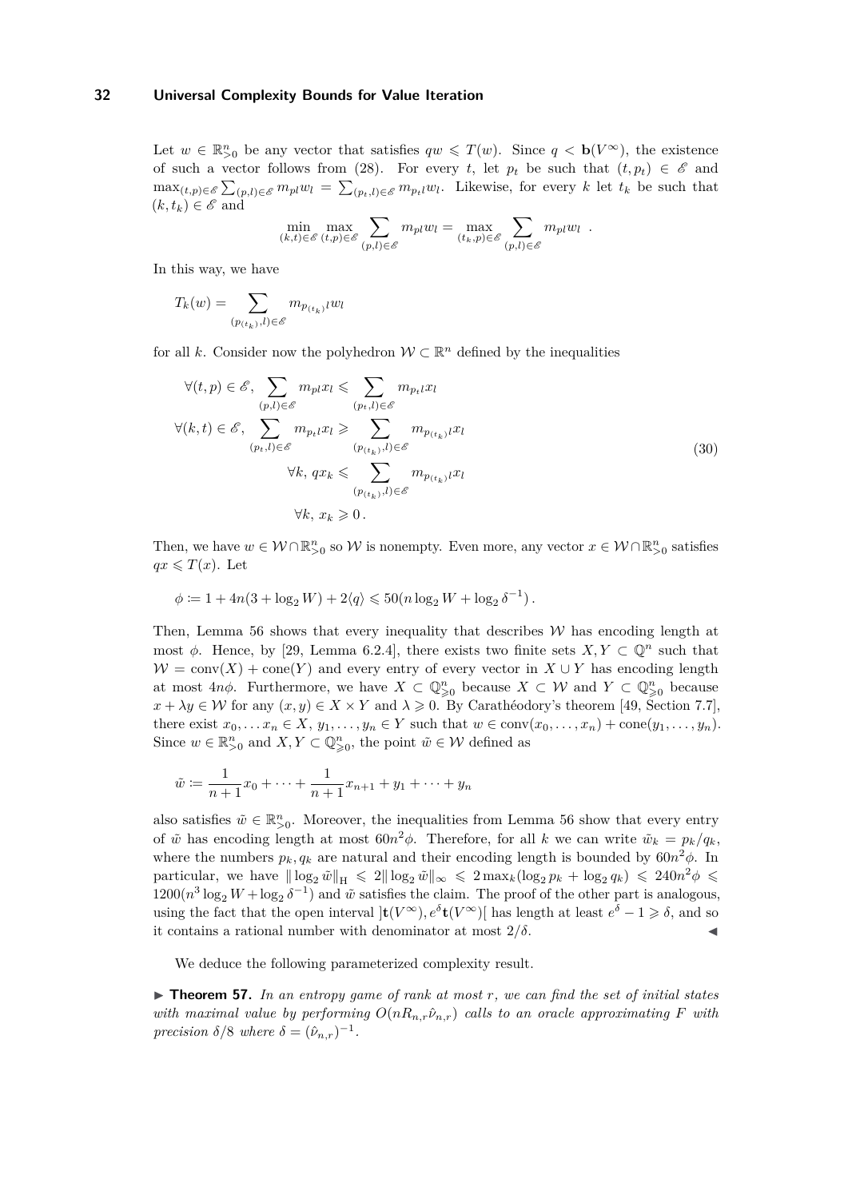Let $w \in \mathbb{R}^n_{>0}$ be any vector that satisfies $qw \leqslant T(w)$. Since $q < \mathbf{b}(V^\infty)$, the existence of such a vector follows from (28). For every $t$, let $p_t$ be such that $(t, p_t) \in \mathscr{E}$ and $\max_{(t,p)\in\mathscr{E}} \sum_{(p,l)\in\mathscr{E}} m_{pl} w_l = \sum_{(p_t,l)\in\mathscr{E}} m_{p_t l} w_l$. Likewise, for every $k$ let $t_k$ be such that $(k, t_k) \in \mathscr{E}$ and

$$\min_{(k,t)\in\mathscr{E}} \max_{(t,p)\in\mathscr{E}} \sum_{(p,l)\in\mathscr{E}} m_{pl} w_l = \max_{(t_k,p)\in\mathscr{E}} \sum_{(p,l)\in\mathscr{E}} m_{pl} w_l \enspace .$$

In this way, we have

$$T_k(w) = \sum_{(p_{(t_k)},l)\in\mathscr{E}} m_{p_{(t_k)} l} w_l$$

for all $k$. Consider now the polyhedron $\mathcal{W} \subset \mathbb{R}^n$ defined by the inequalities

$$\begin{aligned}
\forall (t,p) \in \mathscr{E}, \ \sum_{(p,l)\in\mathscr{E}} m_{pl} x_l &\leqslant \sum_{(p_t,l)\in\mathscr{E}} m_{p_t l} x_l \\
\forall (k,t) \in \mathscr{E}, \ \sum_{(p_t,l)\in\mathscr{E}} m_{p_t l} x_l &\geqslant \sum_{(p_{(t_k)},l)\in\mathscr{E}} m_{p_{(t_k)} l} x_l \\
\forall k, \ q x_k &\leqslant \sum_{(p_{(t_k)},l)\in\mathscr{E}} m_{p_{(t_k)} l} x_l \\
\forall k, \ x_k &\geqslant 0 \, .
\end{aligned} \tag{30}$$

Then, we have $w \in \mathcal{W} \cap \mathbb{R}^n_{>0}$ so $\mathcal{W}$ is nonempty. Even more, any vector $x \in \mathcal{W} \cap \mathbb{R}^n_{>0}$ satisfies $qx \leqslant T(x)$. Let

$$\phi \coloneqq 1 + 4n(3 + \log_2 W) + 2\langle q \rangle \leqslant 50(n \log_2 W + \log_2 \delta^{-1}) \, .$$

Then, Lemma 56 shows that every inequality that describes $\mathcal{W}$ has encoding length at most $\phi$. Hence, by [29, Lemma 6.2.4], there exists two finite sets $X, Y \subset \mathbb{Q}^n$ such that $\mathcal{W} = \operatorname{conv}(X) + \operatorname{cone}(Y)$ and every entry of every vector in $X \cup Y$ has encoding length at most $4n\phi$. Furthermore, we have $X \subset \mathbb{Q}^n_{\geqslant 0}$ because $X \subset \mathcal{W}$ and $Y \subset \mathbb{Q}^n_{\geqslant 0}$ because $x + \lambda y \in \mathcal{W}$ for any $(x, y) \in X \times Y$ and $\lambda \geqslant 0$. By Carathéodory's theorem [49, Section 7.7], there exist $x_0, \dots x_n \in X$, $y_1, \dots, y_n \in Y$ such that $w \in \operatorname{conv}(x_0, \dots, x_n) + \operatorname{cone}(y_1, \dots, y_n)$. Since $w \in \mathbb{R}^n_{>0}$ and $X, Y \subset \mathbb{Q}^n_{\geqslant 0}$, the point $\tilde{w} \in \mathcal{W}$ defined as

$$\tilde{w} \coloneqq \frac{1}{n+1} x_0 + \dots + \frac{1}{n+1} x_{n+1} + y_1 + \dots + y_n$$

also satisfies $\tilde{w} \in \mathbb{R}^n_{>0}$. Moreover, the inequalities from Lemma 56 show that every entry of $\tilde{w}$ has encoding length at most $60n^2\phi$. Therefore, for all $k$ we can write $\tilde{w}_k = p_k / q_k$, where the numbers $p_k, q_k$ are natural and their encoding length is bounded by $60n^2\phi$. In particular, we have $\|\log_2 \tilde{w}\|_{\mathrm{H}} \leqslant 2\|\log_2 \tilde{w}\|_\infty \leqslant 2 \max_k(\log_2 p_k + \log_2 q_k) \leqslant 240n^2\phi \leqslant 1200(n^3 \log_2 W + \log_2 \delta^{-1})$ and $\tilde{w}$ satisfies the claim. The proof of the other part is analogous, using the fact that the open interval $]\mathbf{t}(V^\infty), e^\delta \mathbf{t}(V^\infty)[$ has length at least $e^\delta - 1 \geqslant \delta$, and so it contains a rational number with denominator at most $2/\delta$. ◀

We deduce the following parameterized complexity result.

▶ **Theorem 57.** *In an entropy game of rank at most $r$, we can find the set of initial states with maximal value by performing $O(nR_{n,r}\hat{\nu}_{n,r})$ calls to an oracle approximating $F$ with precision $\delta/8$ where $\delta = (\hat{\nu}_{n,r})^{-1}$.*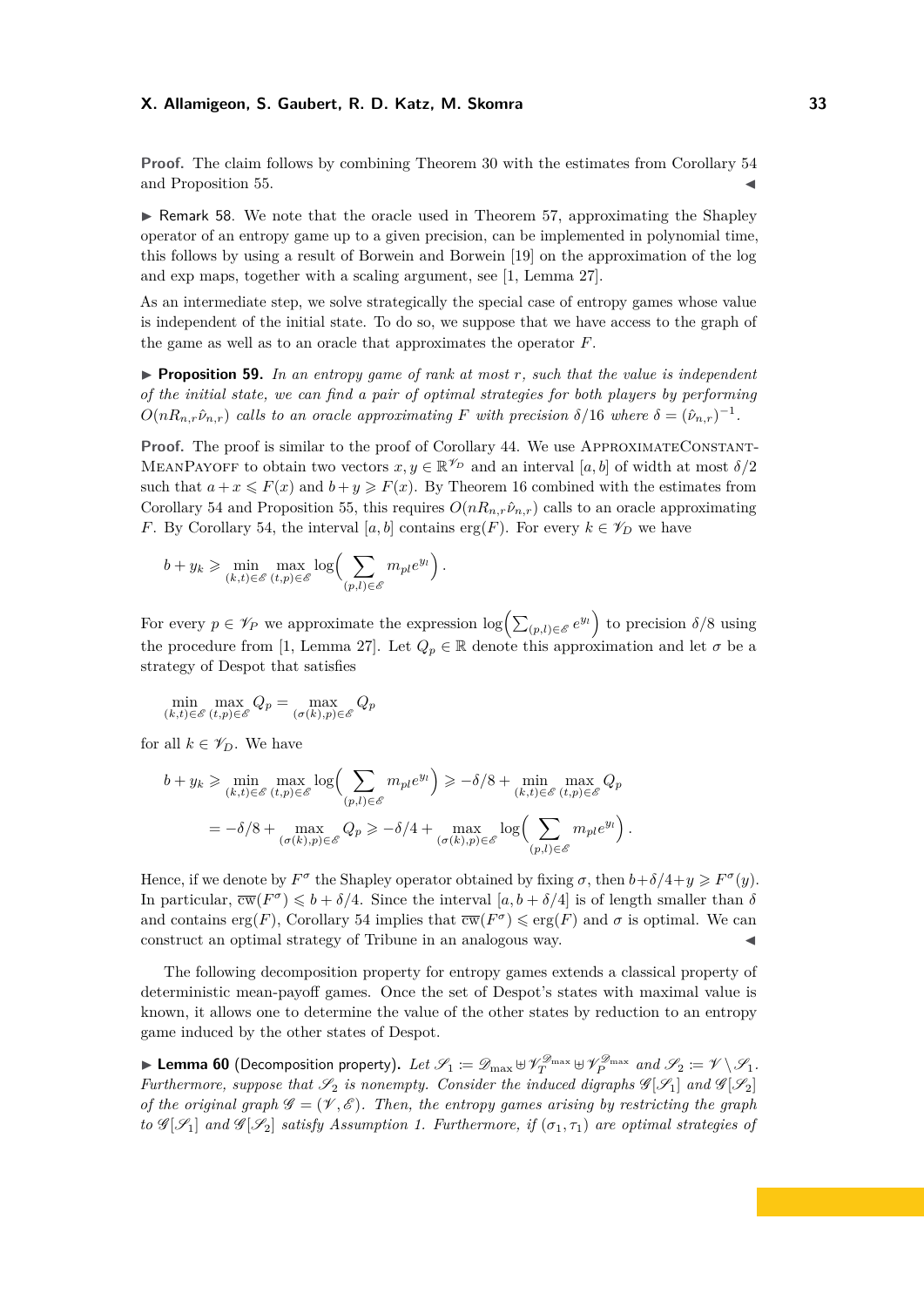**Proof.** The claim follows by combining Theorem 30 with the estimates from Corollary 54 and Proposition 55. ◀

▶ Remark 58. We note that the oracle used in Theorem 57, approximating the Shapley operator of an entropy game up to a given precision, can be implemented in polynomial time, this follows by using a result of Borwein and Borwein [19] on the approximation of the log and exp maps, together with a scaling argument, see [1, Lemma 27].

As an intermediate step, we solve strategically the special case of entropy games whose value is independent of the initial state. To do so, we suppose that we have access to the graph of the game as well as to an oracle that approximates the operator $F$.

▶ **Proposition 59.** *In an entropy game of rank at most $r$, such that the value is independent of the initial state, we can find a pair of optimal strategies for both players by performing $O(nR_{n,r}\hat{\nu}_{n,r})$ calls to an oracle approximating $F$ with precision $\delta/16$ where $\delta = (\hat{\nu}_{n,r})^{-1}$.*

**Proof.** The proof is similar to the proof of Corollary 44. We use ApproximateConstantMeanPayoff to obtain two vectors $x, y \in \mathbb{R}^{\mathscr{V}_D}$ and an interval $[a, b]$ of width at most $\delta/2$ such that $a + x \leqslant F(x)$ and $b + y \geqslant F(x)$. By Theorem 16 combined with the estimates from Corollary 54 and Proposition 55, this requires $O(nR_{n,r}\hat{\nu}_{n,r})$ calls to an oracle approximating $F$. By Corollary 54, the interval $[a, b]$ contains $\operatorname{erg}(F)$. For every $k \in \mathscr{V}_D$ we have

$$b + y_k \geqslant \min_{(k,t)\in\mathscr{E}} \max_{(t,p)\in\mathscr{E}} \log\Big(\sum_{(p,l)\in\mathscr{E}} m_{pl} e^{y_l}\Big) .$$

For every $p \in \mathscr{V}_P$ we approximate the expression $\log\Big(\sum_{(p,l)\in\mathscr{E}} e^{y_l}\Big)$ to precision $\delta/8$ using the procedure from [1, Lemma 27]. Let $Q_p \in \mathbb{R}$ denote this approximation and let $\sigma$ be a strategy of Despot that satisfies

$$\min_{(k,t)\in\mathscr{E}} \max_{(t,p)\in\mathscr{E}} Q_p = \max_{(\sigma(k),p)\in\mathscr{E}} Q_p$$

for all $k \in \mathscr{V}_D$. We have

$$\begin{aligned} b + y_k &\geqslant \min_{(k,t)\in\mathscr{E}} \max_{(t,p)\in\mathscr{E}} \log\Big(\sum_{(p,l)\in\mathscr{E}} m_{pl} e^{y_l}\Big) \geqslant -\delta/8 + \min_{(k,t)\in\mathscr{E}} \max_{(t,p)\in\mathscr{E}} Q_p \\ &= -\delta/8 + \max_{(\sigma(k),p)\in\mathscr{E}} Q_p \geqslant -\delta/4 + \max_{(\sigma(k),p)\in\mathscr{E}} \log\Big(\sum_{(p,l)\in\mathscr{E}} m_{pl} e^{y_l}\Big) . \end{aligned}$$

Hence, if we denote by $F^\sigma$ the Shapley operator obtained by fixing $\sigma$, then $b+\delta/4+y \geqslant F^\sigma(y)$. In particular, $\overline{\operatorname{cw}}(F^\sigma) \leqslant b + \delta/4$. Since the interval $[a, b + \delta/4]$ is of length smaller than $\delta$ and contains $\operatorname{erg}(F)$, Corollary 54 implies that $\overline{\operatorname{cw}}(F^\sigma) \leqslant \operatorname{erg}(F)$ and $\sigma$ is optimal. We can construct an optimal strategy of Tribune in an analogous way. ◀

The following decomposition property for entropy games extends a classical property of deterministic mean-payoff games. Once the set of Despot's states with maximal value is known, it allows one to determine the value of the other states by reduction to an entropy game induced by the other states of Despot.

▶ **Lemma 60** (Decomposition property). *Let $\mathscr{S}_1 := \mathscr{D}_{\max} \uplus \mathscr{V}_T^{\mathscr{D}_{\max}} \uplus \mathscr{V}_P^{\mathscr{D}_{\max}}$ and $\mathscr{S}_2 := \mathscr{V} \setminus \mathscr{S}_1$. Furthermore, suppose that $\mathscr{S}_2$ is nonempty. Consider the induced digraphs $\mathscr{G}[\mathscr{S}_1]$ and $\mathscr{G}[\mathscr{S}_2]$ of the original graph $\mathscr{G} = (\mathscr{V}, \mathscr{E})$. Then, the entropy games arising by restricting the graph to $\mathscr{G}[\mathscr{S}_1]$ and $\mathscr{G}[\mathscr{S}_2]$ satisfy Assumption 1. Furthermore, if $(\sigma_1, \tau_1)$ are optimal strategies of*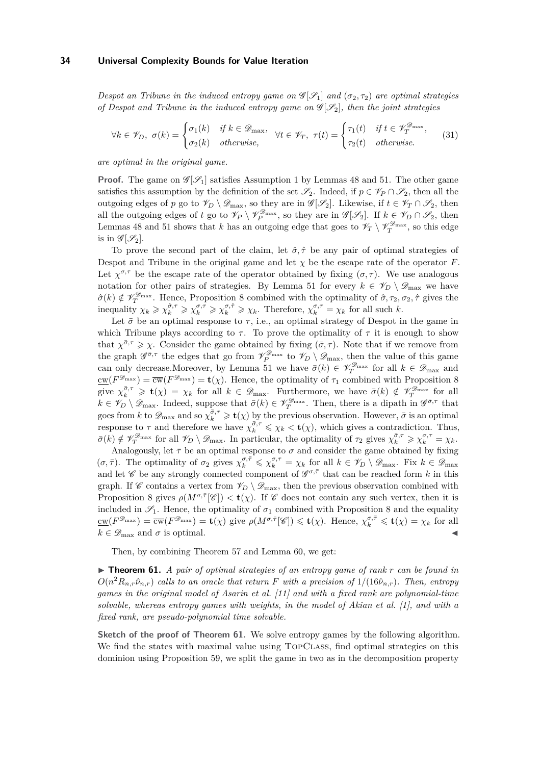*Despot an Tribune in the induced entropy game on $\mathscr{G}[\mathscr{S}_1]$ and $(\sigma_2, \tau_2)$ are optimal strategies of Despot and Tribune in the induced entropy game on $\mathscr{G}[\mathscr{S}_2]$, then the joint strategies*

$$\forall k \in \mathscr{V}_D,\ \sigma(k) = \begin{cases} \sigma_1(k) & \text{if } k \in \mathscr{D}_{\max}, \\ \sigma_2(k) & \text{otherwise,} \end{cases} \quad \forall t \in \mathscr{V}_T,\ \tau(t) = \begin{cases} \tau_1(t) & \text{if } t \in \mathscr{V}_T^{\mathscr{D}_{\max}}, \\ \tau_2(t) & \text{otherwise.} \end{cases} \tag{31}$$

*are optimal in the original game.*

**Proof.** The game on $\mathscr{G}[\mathscr{S}_1]$ satisfies Assumption 1 by Lemmas 48 and 51. The other game satisfies this assumption by the definition of the set $\mathscr{S}_2$. Indeed, if $p \in \mathscr{V}_P \cap \mathscr{S}_2$, then all the outgoing edges of $p$ go to $\mathscr{V}_D \setminus \mathscr{D}_{\max}$, so they are in $\mathscr{G}[\mathscr{S}_2]$. Likewise, if $t \in \mathscr{V}_T \cap \mathscr{S}_2$, then all the outgoing edges of $t$ go to $\mathscr{V}_P \setminus \mathscr{V}_P^{\mathscr{D}_{\max}}$, so they are in $\mathscr{G}[\mathscr{S}_2]$. If $k \in \mathscr{V}_D \cap \mathscr{S}_2$, then Lemmas 48 and 51 shows that $k$ has an outgoing edge that goes to $\mathscr{V}_T \setminus \mathscr{V}_T^{\mathscr{D}_{\max}}$, so this edge is in $\mathscr{G}[\mathscr{S}_2]$.

To prove the second part of the claim, let $\hat{\sigma}, \hat{\tau}$ be any pair of optimal strategies of Despot and Tribune in the original game and let $\chi$ be the escape rate of the operator $F$. Let $\chi^{\sigma,\tau}$ be the escape rate of the operator obtained by fixing $(\sigma, \tau)$. We use analogous notation for other pairs of strategies. By Lemma 51 for every $k \in \mathscr{V}_D \setminus \mathscr{D}_{\max}$ we have $\hat{\sigma}(k) \notin \mathscr{V}_T^{\mathscr{D}_{\max}}$. Hence, Proposition 8 combined with the optimality of $\hat{\sigma}, \tau_2, \sigma_2, \hat{\tau}$ gives the inequality $\chi_k \geqslant \chi_k^{\hat{\sigma},\tau} \geqslant \chi_k^{\sigma,\tau} \geqslant \chi_k^{\sigma,\hat{\tau}} \geqslant \chi_k$. Therefore, $\chi_k^{\sigma,\tau} = \chi_k$ for all such $k$.

Let $\bar{\sigma}$ be an optimal response to $\tau$, i.e., an optimal strategy of Despot in the game in which Tribune plays according to $\tau$. To prove the optimality of $\tau$ it is enough to show that $\chi^{\bar{\sigma},\tau} \geqslant \chi$. Consider the game obtained by fixing $(\bar{\sigma}, \tau)$. Note that if we remove from the graph $\mathscr{G}^{\bar{\sigma},\tau}$ the edges that go from $\mathscr{V}_P^{\mathscr{D}_{\max}}$ to $\mathscr{V}_D \setminus \mathscr{D}_{\max}$, then the value of this game can only decrease.Moreover, by Lemma 51 we have $\bar{\sigma}(k) \in \mathscr{V}_T^{\mathscr{D}_{\max}}$ for all $k \in \mathscr{D}_{\max}$ and $\underline{\mathrm{cw}}(F^{\mathscr{D}_{\max}}) = \overline{\mathrm{cw}}(F^{\mathscr{D}_{\max}}) = \mathbf{t}(\chi)$. Hence, the optimality of $\tau_1$ combined with Proposition 8 give $\chi_k^{\bar{\sigma},\tau} \geqslant \mathbf{t}(\chi) = \chi_k$ for all $k \in \mathscr{D}_{\max}$. Furthermore, we have $\bar{\sigma}(k) \notin \mathscr{V}_T^{\mathscr{D}_{\max}}$ for all $k \in \mathscr{V}_D \setminus \mathscr{D}_{\max}$. Indeed, suppose that $\bar{\sigma}(k) \in \mathscr{V}_T^{\mathscr{D}_{\max}}$. Then, there is a dipath in $\mathscr{G}^{\bar{\sigma},\tau}$ that goes from $k$ to $\mathscr{D}_{\max}$ and so $\chi_k^{\bar{\sigma},\tau} \geqslant \mathbf{t}(\chi)$ by the previous observation. However, $\bar{\sigma}$ is an optimal response to $\tau$ and therefore we have $\chi_k^{\bar{\sigma},\tau} \leqslant \chi_k < \mathbf{t}(\chi)$, which gives a contradiction. Thus, $\bar{\sigma}(k) \notin \mathscr{V}_T^{\mathscr{D}_{\max}}$ for all $\mathscr{V}_D \setminus \mathscr{D}_{\max}$. In particular, the optimality of $\tau_2$ gives $\chi_k^{\bar{\sigma},\tau} \geqslant \chi_k^{\sigma,\tau} = \chi_k$.

Analogously, let $\bar{\tau}$ be an optimal response to $\sigma$ and consider the game obtained by fixing $(\sigma, \bar{\tau})$. The optimality of $\sigma_2$ gives $\chi_k^{\sigma,\bar{\tau}} \leqslant \chi_k^{\sigma,\tau} = \chi_k$ for all $k \in \mathscr{V}_D \setminus \mathscr{D}_{\max}$. Fix $k \in \mathscr{D}_{\max}$ and let $\mathscr{C}$ be any strongly connected component of $\mathscr{G}^{\sigma,\bar{\tau}}$ that can be reached form $k$ in this graph. If $\mathscr{C}$ contains a vertex from $\mathscr{V}_D \setminus \mathscr{D}_{\max}$, then the previous observation combined with Proposition 8 gives $\rho(M^{\sigma,\bar{\tau}}[\mathscr{C}]) < \mathbf{t}(\chi)$. If $\mathscr{C}$ does not contain any such vertex, then it is included in $\mathscr{S}_1$. Hence, the optimality of $\sigma_1$ combined with Proposition 8 and the equality $\underline{\mathrm{cw}}(F^{\mathscr{D}_{\max}}) = \overline{\mathrm{cw}}(F^{\mathscr{D}_{\max}}) = \mathbf{t}(\chi)$ give $\rho(M^{\sigma,\bar{\tau}}[\mathscr{C}]) \leqslant \mathbf{t}(\chi)$. Hence, $\chi_k^{\sigma,\bar{\tau}} \leqslant \mathbf{t}(\chi) = \chi_k$ for all $k \in \mathscr{D}_{\max}$ and $\sigma$ is optimal. ◀

Then, by combining Theorem 57 and Lemma 60, we get:

▶ **Theorem 61.** *A pair of optimal strategies of an entropy game of rank $r$ can be found in $O(n^2 R_{n,r} \hat{\nu}_{n,r})$ calls to an oracle that return $F$ with a precision of $1/(16\hat{\nu}_{n,r})$. Then, entropy games in the original model of Asarin et al. [11] and with a fixed rank are polynomial-time solvable, whereas entropy games with weights, in the model of Akian et al. [1], and with a fixed rank, are pseudo-polynomial time solvable.*

**Sketch of the proof of Theorem 61.** We solve entropy games by the following algorithm. We find the states with maximal value using TopClass, find optimal strategies on this dominion using Proposition 59, we split the game in two as in the decomposition property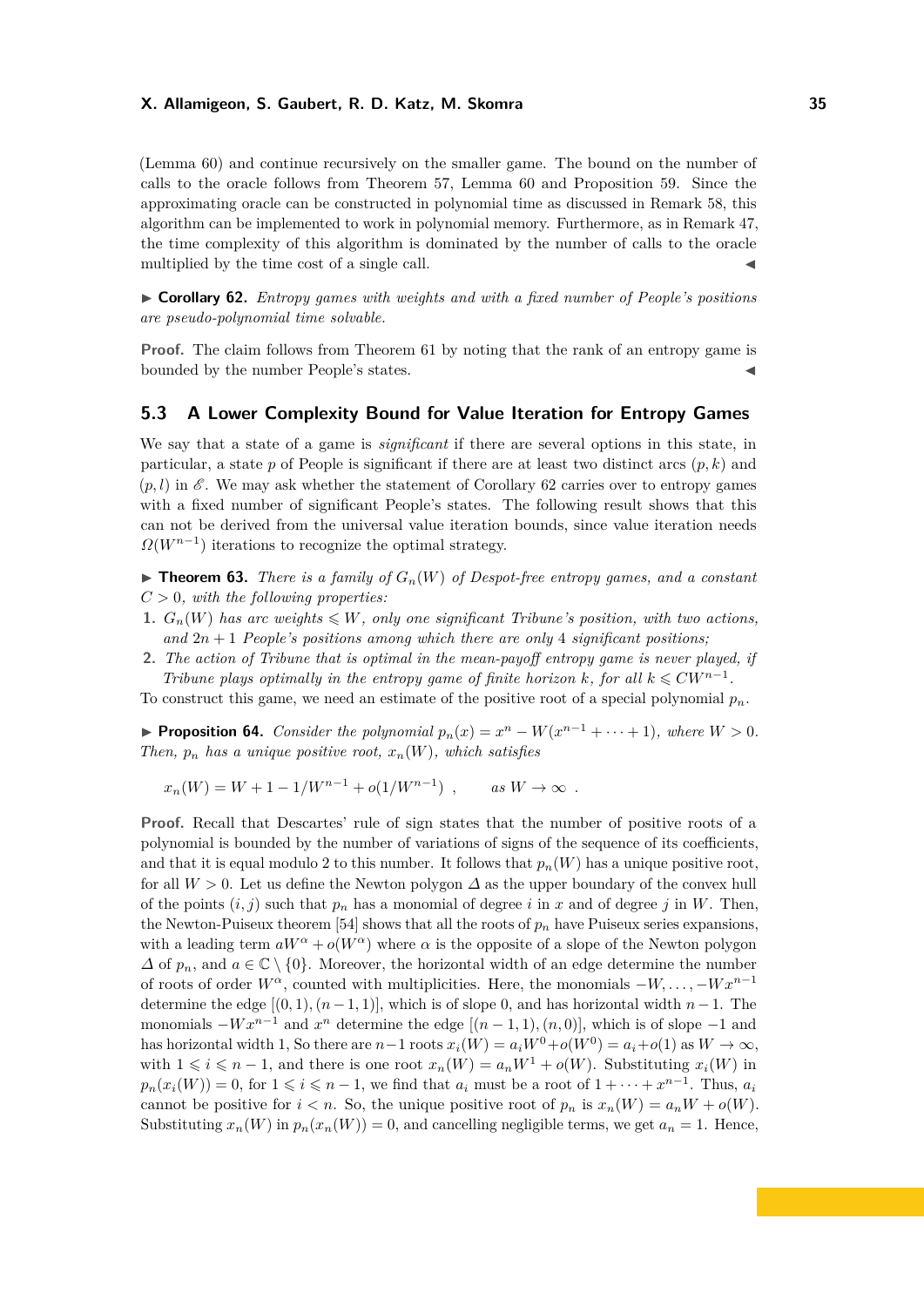(Lemma 60) and continue recursively on the smaller game. The bound on the number of calls to the oracle follows from Theorem 57, Lemma 60 and Proposition 59. Since the approximating oracle can be constructed in polynomial time as discussed in Remark 58, this algorithm can be implemented to work in polynomial memory. Furthermore, as in Remark 47, the time complexity of this algorithm is dominated by the number of calls to the oracle multiplied by the time cost of a single call. ◀

▶ **Corollary 62.** *Entropy games with weights and with a fixed number of People's positions are pseudo-polynomial time solvable.*

**Proof.** The claim follows from Theorem 61 by noting that the rank of an entropy game is bounded by the number People's states. ◀

## 5.3 A Lower Complexity Bound for Value Iteration for Entropy Games

We say that a state of a game is *significant* if there are several options in this state, in particular, a state $p$ of People is significant if there are at least two distinct arcs $(p, k)$ and $(p, l)$ in $\mathscr{E}$. We may ask whether the statement of Corollary 62 carries over to entropy games with a fixed number of significant People's states. The following result shows that this can not be derived from the universal value iteration bounds, since value iteration needs $\Omega(W^{n-1})$ iterations to recognize the optimal strategy.

▶ **Theorem 63.** *There is a family of $G_n(W)$ of Despot-free entropy games, and a constant $C > 0$, with the following properties:*

1. *$G_n(W)$ has arc weights $\leqslant W$, only one significant Tribune's position, with two actions, and $2n + 1$ People's positions among which there are only 4 significant positions;*
2. *The action of Tribune that is optimal in the mean-payoff entropy game is never played, if Tribune plays optimally in the entropy game of finite horizon $k$, for all $k \leqslant CW^{n-1}$.*

To construct this game, we need an estimate of the positive root of a special polynomial $p_n$.

▶ **Proposition 64.** *Consider the polynomial $p_n(x) = x^n - W(x^{n-1} + \cdots + 1)$, where $W > 0$. Then, $p_n$ has a unique positive root, $x_n(W)$, which satisfies*

$$x_n(W) = W + 1 - 1/W^{n-1} + o(1/W^{n-1}) \ , \qquad \textit{as } W \to \infty \ .$$

**Proof.** Recall that Descartes' rule of sign states that the number of positive roots of a polynomial is bounded by the number of variations of signs of the sequence of its coefficients, and that it is equal modulo 2 to this number. It follows that $p_n(W)$ has a unique positive root, for all $W > 0$. Let us define the Newton polygon $\varDelta$ as the upper boundary of the convex hull of the points $(i, j)$ such that $p_n$ has a monomial of degree $i$ in $x$ and of degree $j$ in $W$. Then, the Newton-Puiseux theorem [54] shows that all the roots of $p_n$ have Puiseux series expansions, with a leading term $aW^\alpha + o(W^\alpha)$ where $\alpha$ is the opposite of a slope of the Newton polygon $\varDelta$ of $p_n$, and $a \in \mathbb{C} \setminus \{0\}$. Moreover, the horizontal width of an edge determine the number of roots of order $W^\alpha$, counted with multiplicities. Here, the monomials $-W, \dots, -Wx^{n-1}$ determine the edge $[(0, 1), (n-1, 1)]$, which is of slope 0, and has horizontal width $n-1$. The monomials $-Wx^{n-1}$ and $x^n$ determine the edge $[(n-1, 1), (n, 0)]$, which is of slope $-1$ and has horizontal width 1, So there are $n-1$ roots $x_i(W) = a_i W^0 + o(W^0) = a_i + o(1)$ as $W \to \infty$, with $1 \leqslant i \leqslant n-1$, and there is one root $x_n(W) = a_n W^1 + o(W)$. Substituting $x_i(W)$ in $p_n(x_i(W)) = 0$, for $1 \leqslant i \leqslant n-1$, we find that $a_i$ must be a root of $1 + \cdots + x^{n-1}$. Thus, $a_i$ cannot be positive for $i < n$. So, the unique positive root of $p_n$ is $x_n(W) = a_n W + o(W)$. Substituting $x_n(W)$ in $p_n(x_n(W)) = 0$, and cancelling negligible terms, we get $a_n = 1$. Hence,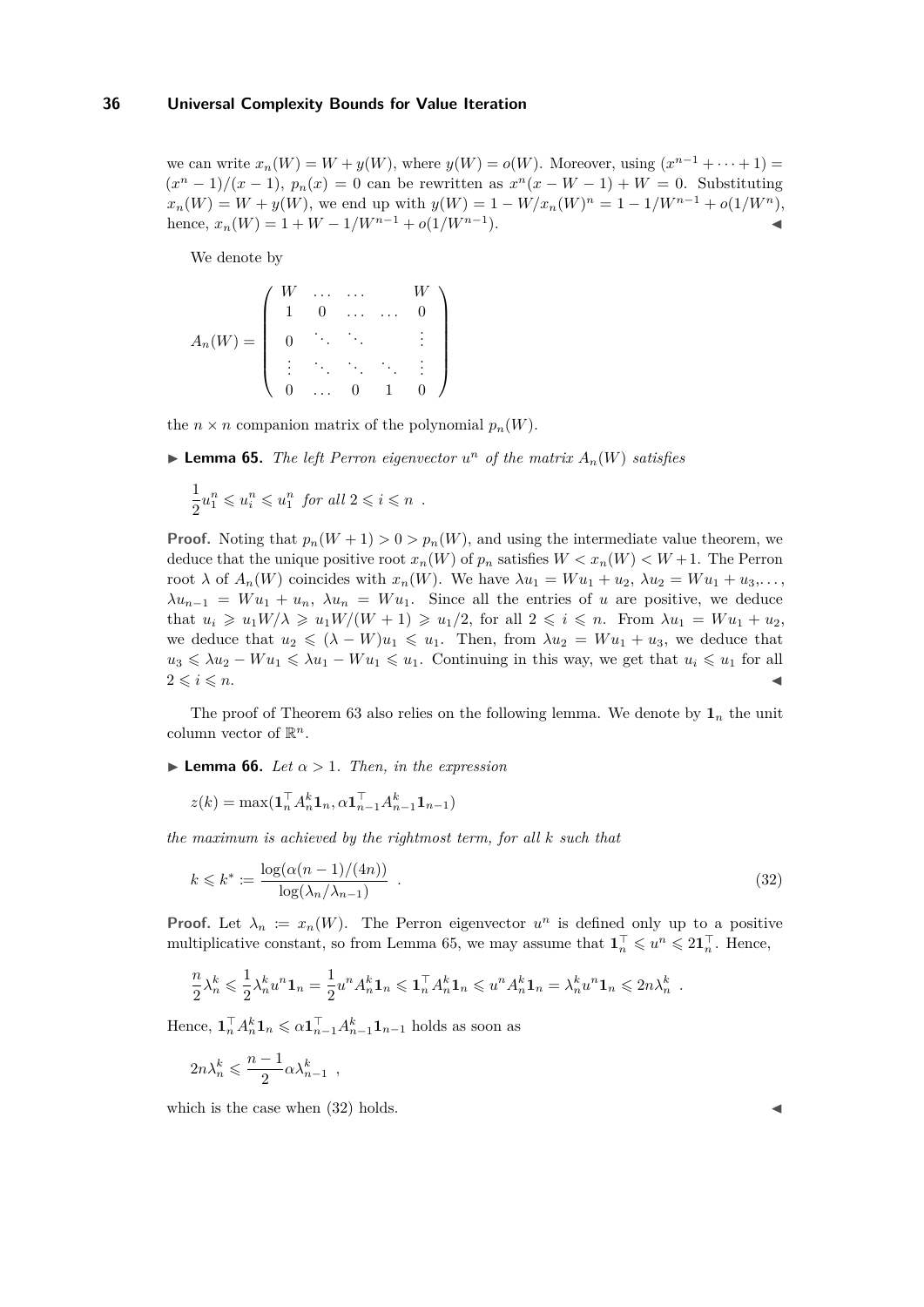we can write $x_n(W) = W + y(W)$, where $y(W) = o(W)$. Moreover, using $(x^{n-1} + \cdots + 1) = (x^n - 1)/(x-1)$, $p_n(x) = 0$ can be rewritten as $x^n(x - W - 1) + W = 0$. Substituting $x_n(W) = W + y(W)$, we end up with $y(W) = 1 - W/x_n(W)^n = 1 - 1/W^{n-1} + o(1/W^n)$, hence, $x_n(W) = 1 + W - 1/W^{n-1} + o(1/W^{n-1})$. ◀

We denote by

$$A_n(W) = \begin{pmatrix} W & \dots & \dots & & W \\ 1 & 0 & \dots & \dots & 0 \\ 0 & \ddots & \ddots & & \vdots \\ \vdots & \ddots & \ddots & \ddots & \vdots \\ 0 & \dots & 0 & 1 & 0 \end{pmatrix}$$

the $n \times n$ companion matrix of the polynomial $p_n(W)$.

▶ **Lemma 65.** *The left Perron eigenvector $u^n$ of the matrix $A_n(W)$ satisfies*

$$\frac{1}{2}u_1^n \leqslant u_i^n \leqslant u_1^n \text{ for all } 2 \leqslant i \leqslant n \ .$$

**Proof.** Noting that $p_n(W+1) > 0 > p_n(W)$, and using the intermediate value theorem, we deduce that the unique positive root $x_n(W)$ of $p_n$ satisfies $W < x_n(W) < W + 1$. The Perron root $\lambda$ of $A_n(W)$ coincides with $x_n(W)$. We have $\lambda u_1 = W u_1 + u_2$, $\lambda u_2 = W u_1 + u_3, \dots$, $\lambda u_{n-1} = W u_1 + u_n$, $\lambda u_n = W u_1$. Since all the entries of $u$ are positive, we deduce that $u_i \geqslant u_1 W/\lambda \geqslant u_1 W/(W+1) \geqslant u_1/2$, for all $2 \leqslant i \leqslant n$. From $\lambda u_1 = W u_1 + u_2$, we deduce that $u_2 \leqslant (\lambda - W)u_1 \leqslant u_1$. Then, from $\lambda u_2 = W u_1 + u_3$, we deduce that $u_3 \leqslant \lambda u_2 - W u_1 \leqslant \lambda u_1 - W u_1 \leqslant u_1$. Continuing in this way, we get that $u_i \leqslant u_1$ for all $2 \leqslant i \leqslant n$. ◀

The proof of Theorem 63 also relies on the following lemma. We denote by $\mathbf{1}_n$ the unit column vector of $\mathbb{R}^n$.

▶ **Lemma 66.** *Let $\alpha > 1$. Then, in the expression*

$$z(k) = \max(\mathbf{1}_n^\top A_n^k \mathbf{1}_n, \alpha \mathbf{1}_{n-1}^\top A_{n-1}^k \mathbf{1}_{n-1})$$

*the maximum is achieved by the rightmost term, for all $k$ such that*

$$k \leqslant k^* := \frac{\log(\alpha(n-1)/(4n))}{\log(\lambda_n/\lambda_{n-1})} \ . \tag{32}$$

**Proof.** Let $\lambda_n := x_n(W)$. The Perron eigenvector $u^n$ is defined only up to a positive multiplicative constant, so from Lemma 65, we may assume that $\mathbf{1}_n^\top \leqslant u^n \leqslant 2\mathbf{1}_n^\top$. Hence,

$$\frac{n}{2}\lambda_n^k \leqslant \frac{1}{2}\lambda_n^k u^n \mathbf{1}_n = \frac{1}{2}u^n A_n^k \mathbf{1}_n \leqslant \mathbf{1}_n^\top A_n^k \mathbf{1}_n \leqslant u^n A_n^k \mathbf{1}_n = \lambda_n^k u^n \mathbf{1}_n \leqslant 2n\lambda_n^k \ .$$

Hence, $\mathbf{1}_n^\top A_n^k \mathbf{1}_n \leqslant \alpha \mathbf{1}_{n-1}^\top A_{n-1}^k \mathbf{1}_{n-1}$ holds as soon as

$$2n\lambda_n^k \leqslant \frac{n-1}{2}\alpha\lambda_{n-1}^k \ ,$$

which is the case when (32) holds. ◀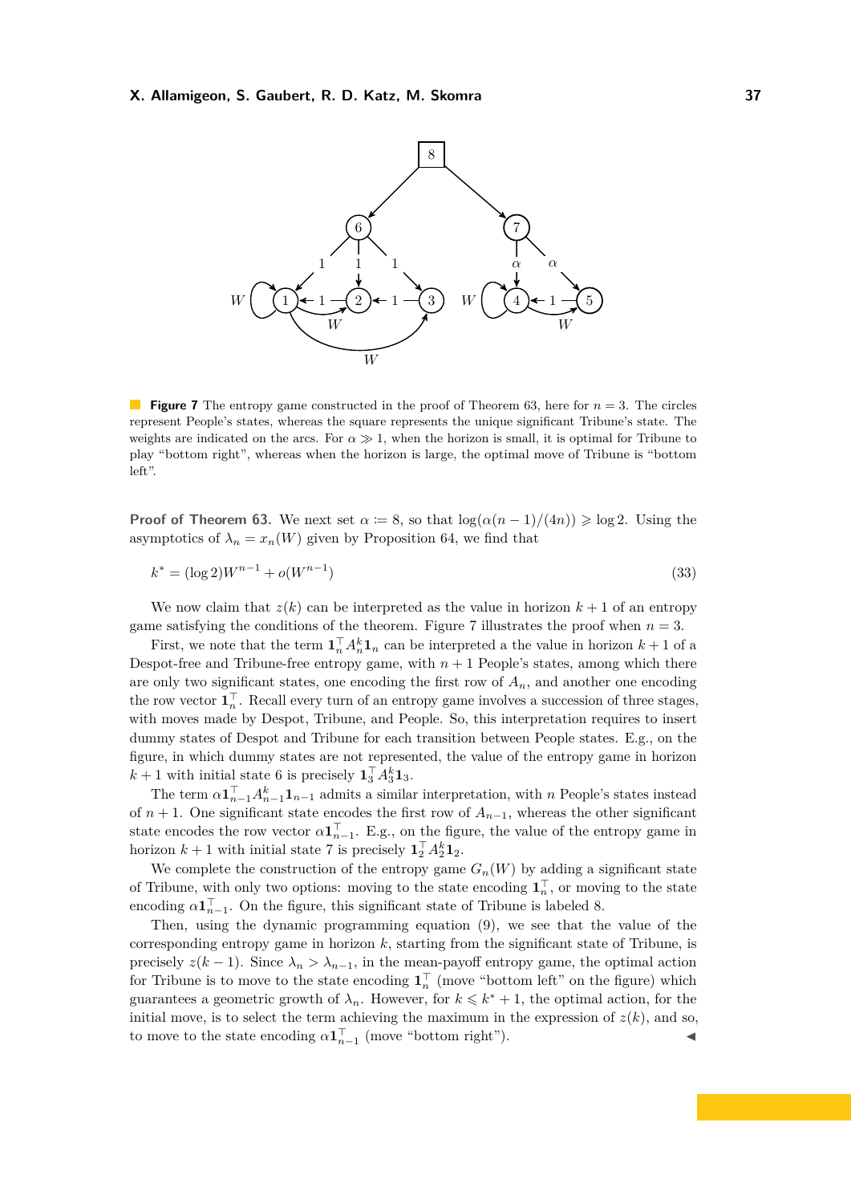**Figure 7** The entropy game constructed in the proof of Theorem 63, here for $n = 3$. The circles represent People's states, whereas the square represents the unique significant Tribune's state. The weights are indicated on the arcs. For $\alpha \gg 1$, when the horizon is small, it is optimal for Tribune to play "bottom right", whereas when the horizon is large, the optimal move of Tribune is "bottom left".

**Proof of Theorem 63.** We next set $\alpha := 8$, so that $\log(\alpha(n-1)/(4n)) \geqslant \log 2$. Using the asymptotics of $\lambda_n = x_n(W)$ given by Proposition 64, we find that

$$k^* = (\log 2)W^{n-1} + o(W^{n-1}) \tag{33}$$

We now claim that $z(k)$ can be interpreted as the value in horizon $k+1$ of an entropy game satisfying the conditions of the theorem. Figure 7 illustrates the proof when $n = 3$.

First, we note that the term $\mathbf{1}_n^\top A_n^k \mathbf{1}_n$ can be interpreted a the value in horizon $k+1$ of a Despot-free and Tribune-free entropy game, with $n+1$ People's states, among which there are only two significant states, one encoding the first row of $A_n$, and another one encoding the row vector $\mathbf{1}_n^\top$. Recall every turn of an entropy game involves a succession of three stages, with moves made by Despot, Tribune, and People. So, this interpretation requires to insert dummy states of Despot and Tribune for each transition between People states. E.g., on the figure, in which dummy states are not represented, the value of the entropy game in horizon $k+1$ with initial state 6 is precisely $\mathbf{1}_3^\top A_3^k \mathbf{1}_3$.

The term $\alpha \mathbf{1}_{n-1}^\top A_{n-1}^k \mathbf{1}_{n-1}$ admits a similar interpretation, with $n$ People's states instead of $n+1$. One significant state encodes the first row of $A_{n-1}$, whereas the other significant state encodes the row vector $\alpha \mathbf{1}_{n-1}^\top$. E.g., on the figure, the value of the entropy game in horizon $k+1$ with initial state 7 is precisely $\mathbf{1}_2^\top A_2^k \mathbf{1}_2$.

We complete the construction of the entropy game $G_n(W)$ by adding a significant state of Tribune, with only two options: moving to the state encoding $\mathbf{1}_n^\top$, or moving to the state encoding $\alpha \mathbf{1}_{n-1}^\top$. On the figure, this significant state of Tribune is labeled 8.

Then, using the dynamic programming equation (9), we see that the value of the corresponding entropy game in horizon $k$, starting from the significant state of Tribune, is precisely $z(k-1)$. Since $\lambda_n > \lambda_{n-1}$, in the mean-payoff entropy game, the optimal action for Tribune is to move to the state encoding $\mathbf{1}_n^\top$ (move "bottom left" on the figure) which guarantees a geometric growth of $\lambda_n$. However, for $k \leqslant k^* + 1$, the optimal action, for the initial move, is to select the term achieving the maximum in the expression of $z(k)$, and so, to move to the state encoding $\alpha \mathbf{1}_{n-1}^\top$ (move "bottom right"). ◀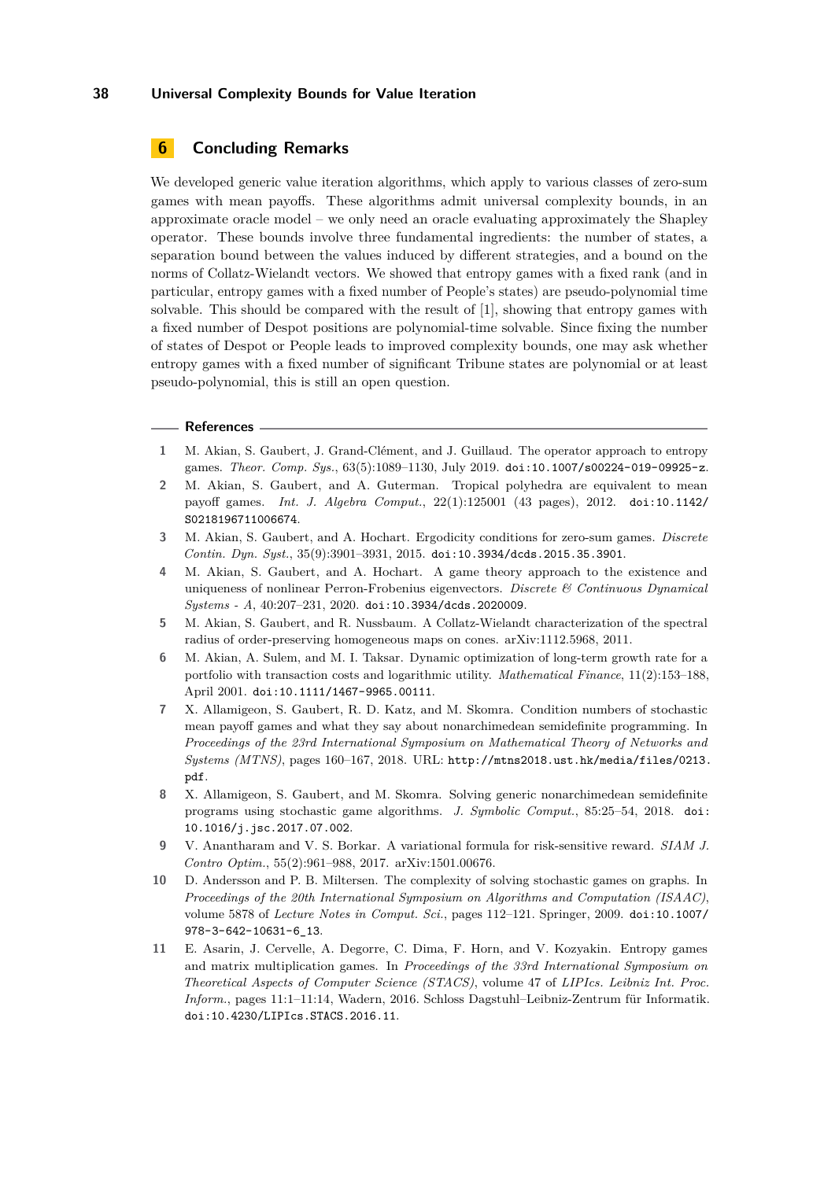## 6 Concluding Remarks

We developed generic value iteration algorithms, which apply to various classes of zero-sum games with mean payoffs. These algorithms admit universal complexity bounds, in an approximate oracle model – we only need an oracle evaluating approximately the Shapley operator. These bounds involve three fundamental ingredients: the number of states, a separation bound between the values induced by different strategies, and a bound on the norms of Collatz-Wielandt vectors. We showed that entropy games with a fixed rank (and in particular, entropy games with a fixed number of People's states) are pseudo-polynomial time solvable. This should be compared with the result of [1], showing that entropy games with a fixed number of Despot positions are polynomial-time solvable. Since fixing the number of states of Despot or People leads to improved complexity bounds, one may ask whether entropy games with a fixed number of significant Tribune states are polynomial or at least pseudo-polynomial, this is still an open question.

## References

1. M. Akian, S. Gaubert, J. Grand-Clément, and J. Guillaud. The operator approach to entropy games. *Theor. Comp. Sys.*, 63(5):1089–1130, July 2019. doi:10.1007/s00224-019-09925-z.
2. M. Akian, S. Gaubert, and A. Guterman. Tropical polyhedra are equivalent to mean payoff games. *Int. J. Algebra Comput.*, 22(1):125001 (43 pages), 2012. doi:10.1142/S0218196711006674.
3. M. Akian, S. Gaubert, and A. Hochart. Ergodicity conditions for zero-sum games. *Discrete Contin. Dyn. Syst.*, 35(9):3901–3931, 2015. doi:10.3934/dcds.2015.35.3901.
4. M. Akian, S. Gaubert, and A. Hochart. A game theory approach to the existence and uniqueness of nonlinear Perron-Frobenius eigenvectors. *Discrete & Continuous Dynamical Systems - A*, 40:207–231, 2020. doi:10.3934/dcds.2020009.
5. M. Akian, S. Gaubert, and R. Nussbaum. A Collatz-Wielandt characterization of the spectral radius of order-preserving homogeneous maps on cones. arXiv:1112.5968, 2011.
6. M. Akian, A. Sulem, and M. I. Taksar. Dynamic optimization of long-term growth rate for a portfolio with transaction costs and logarithmic utility. *Mathematical Finance*, 11(2):153–188, April 2001. doi:10.1111/1467-9965.00111.
7. X. Allamigeon, S. Gaubert, R. D. Katz, and M. Skomra. Condition numbers of stochastic mean payoff games and what they say about nonarchimedean semidefinite programming. In *Proceedings of the 23rd International Symposium on Mathematical Theory of Networks and Systems (MTNS)*, pages 160–167, 2018. URL: http://mtns2018.ust.hk/media/files/0213.pdf.
8. X. Allamigeon, S. Gaubert, and M. Skomra. Solving generic nonarchimedean semidefinite programs using stochastic game algorithms. *J. Symbolic Comput.*, 85:25–54, 2018. doi:10.1016/j.jsc.2017.07.002.
9. V. Anantharam and V. S. Borkar. A variational formula for risk-sensitive reward. *SIAM J. Contro Optim.*, 55(2):961–988, 2017. arXiv:1501.00676.
10. D. Andersson and P. B. Miltersen. The complexity of solving stochastic games on graphs. In *Proceedings of the 20th International Symposium on Algorithms and Computation (ISAAC)*, volume 5878 of *Lecture Notes in Comput. Sci.*, pages 112–121. Springer, 2009. doi:10.1007/978-3-642-10631-6_13.
11. E. Asarin, J. Cervelle, A. Degorre, C. Dima, F. Horn, and V. Kozyakin. Entropy games and matrix multiplication games. In *Proceedings of the 33rd International Symposium on Theoretical Aspects of Computer Science (STACS)*, volume 47 of *LIPIcs. Leibniz Int. Proc. Inform.*, pages 11:1–11:14, Wadern, 2016. Schloss Dagstuhl–Leibniz-Zentrum für Informatik. doi:10.4230/LIPIcs.STACS.2016.11.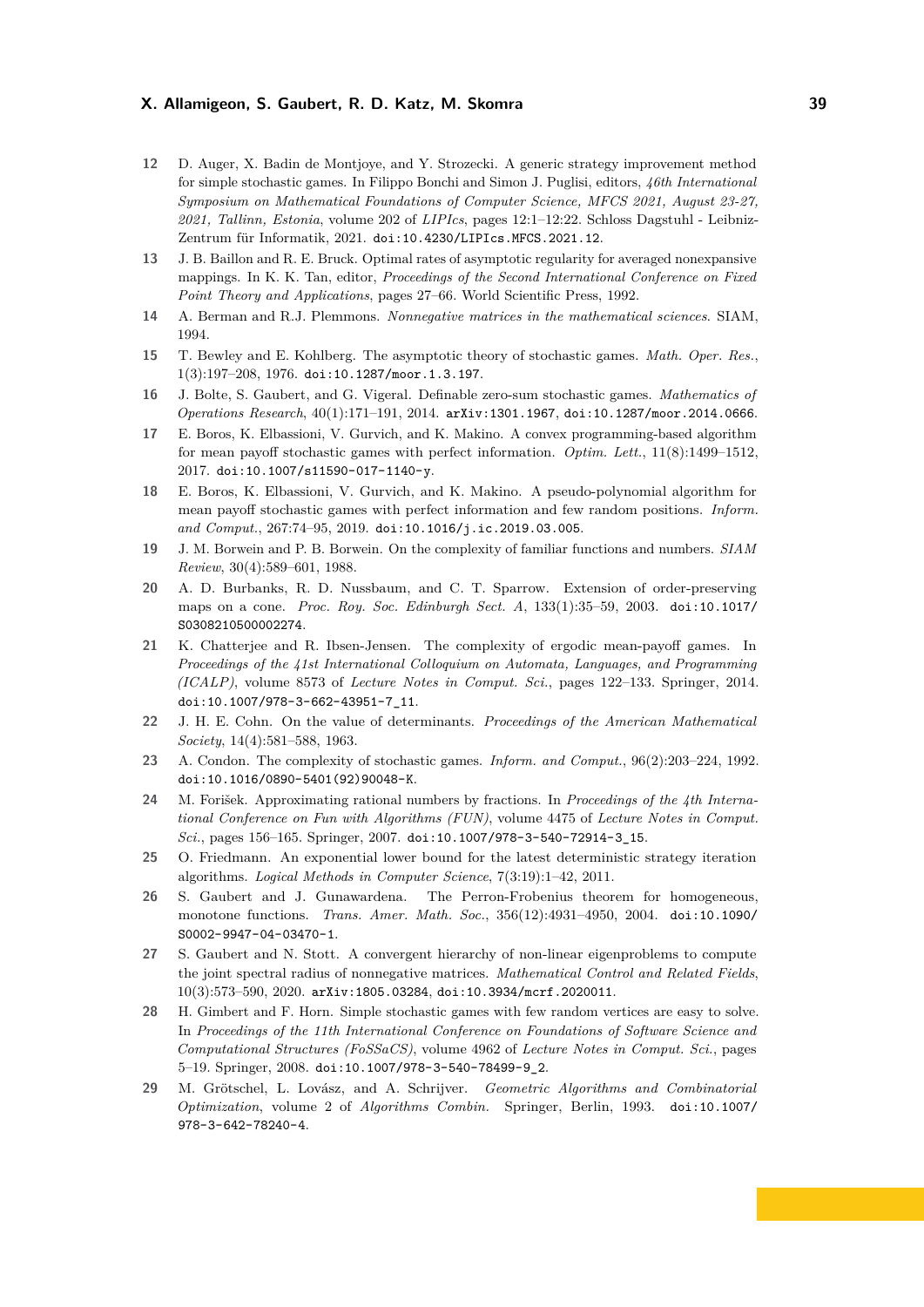12 D. Auger, X. Badin de Montjoye, and Y. Strozecki. A generic strategy improvement method for simple stochastic games. In Filippo Bonchi and Simon J. Puglisi, editors, *46th International Symposium on Mathematical Foundations of Computer Science, MFCS 2021, August 23-27, 2021, Tallinn, Estonia*, volume 202 of *LIPIcs*, pages 12:1–12:22. Schloss Dagstuhl - Leibniz-Zentrum für Informatik, 2021. doi:10.4230/LIPIcs.MFCS.2021.12.

13 J. B. Baillon and R. E. Bruck. Optimal rates of asymptotic regularity for averaged nonexpansive mappings. In K. K. Tan, editor, *Proceedings of the Second International Conference on Fixed Point Theory and Applications*, pages 27–66. World Scientific Press, 1992.

14 A. Berman and R.J. Plemmons. *Nonnegative matrices in the mathematical sciences*. SIAM, 1994.

15 T. Bewley and E. Kohlberg. The asymptotic theory of stochastic games. *Math. Oper. Res.*, 1(3):197–208, 1976. doi:10.1287/moor.1.3.197.

16 J. Bolte, S. Gaubert, and G. Vigeral. Definable zero-sum stochastic games. *Mathematics of Operations Research*, 40(1):171–191, 2014. arXiv:1301.1967, doi:10.1287/moor.2014.0666.

17 E. Boros, K. Elbassioni, V. Gurvich, and K. Makino. A convex programming-based algorithm for mean payoff stochastic games with perfect information. *Optim. Lett.*, 11(8):1499–1512, 2017. doi:10.1007/s11590-017-1140-y.

18 E. Boros, K. Elbassioni, V. Gurvich, and K. Makino. A pseudo-polynomial algorithm for mean payoff stochastic games with perfect information and few random positions. *Inform. and Comput.*, 267:74–95, 2019. doi:10.1016/j.ic.2019.03.005.

19 J. M. Borwein and P. B. Borwein. On the complexity of familiar functions and numbers. *SIAM Review*, 30(4):589–601, 1988.

20 A. D. Burbanks, R. D. Nussbaum, and C. T. Sparrow. Extension of order-preserving maps on a cone. *Proc. Roy. Soc. Edinburgh Sect. A*, 133(1):35–59, 2003. doi:10.1017/S0308210500002274.

21 K. Chatterjee and R. Ibsen-Jensen. The complexity of ergodic mean-payoff games. In *Proceedings of the 41st International Colloquium on Automata, Languages, and Programming (ICALP)*, volume 8573 of *Lecture Notes in Comput. Sci.*, pages 122–133. Springer, 2014. doi:10.1007/978-3-662-43951-7_11.

22 J. H. E. Cohn. On the value of determinants. *Proceedings of the American Mathematical Society*, 14(4):581–588, 1963.

23 A. Condon. The complexity of stochastic games. *Inform. and Comput.*, 96(2):203–224, 1992. doi:10.1016/0890-5401(92)90048-K.

24 M. Forišek. Approximating rational numbers by fractions. In *Proceedings of the 4th International Conference on Fun with Algorithms (FUN)*, volume 4475 of *Lecture Notes in Comput. Sci.*, pages 156–165. Springer, 2007. doi:10.1007/978-3-540-72914-3_15.

25 O. Friedmann. An exponential lower bound for the latest deterministic strategy iteration algorithms. *Logical Methods in Computer Science*, 7(3:19):1–42, 2011.

26 S. Gaubert and J. Gunawardena. The Perron-Frobenius theorem for homogeneous, monotone functions. *Trans. Amer. Math. Soc.*, 356(12):4931–4950, 2004. doi:10.1090/S0002-9947-04-03470-1.

27 S. Gaubert and N. Stott. A convergent hierarchy of non-linear eigenproblems to compute the joint spectral radius of nonnegative matrices. *Mathematical Control and Related Fields*, 10(3):573–590, 2020. arXiv:1805.03284, doi:10.3934/mcrf.2020011.

28 H. Gimbert and F. Horn. Simple stochastic games with few random vertices are easy to solve. In *Proceedings of the 11th International Conference on Foundations of Software Science and Computational Structures (FoSSaCS)*, volume 4962 of *Lecture Notes in Comput. Sci.*, pages 5–19. Springer, 2008. doi:10.1007/978-3-540-78499-9_2.

29 M. Grötschel, L. Lovász, and A. Schrijver. *Geometric Algorithms and Combinatorial Optimization*, volume 2 of *Algorithms Combin.* Springer, Berlin, 1993. doi:10.1007/978-3-642-78240-4.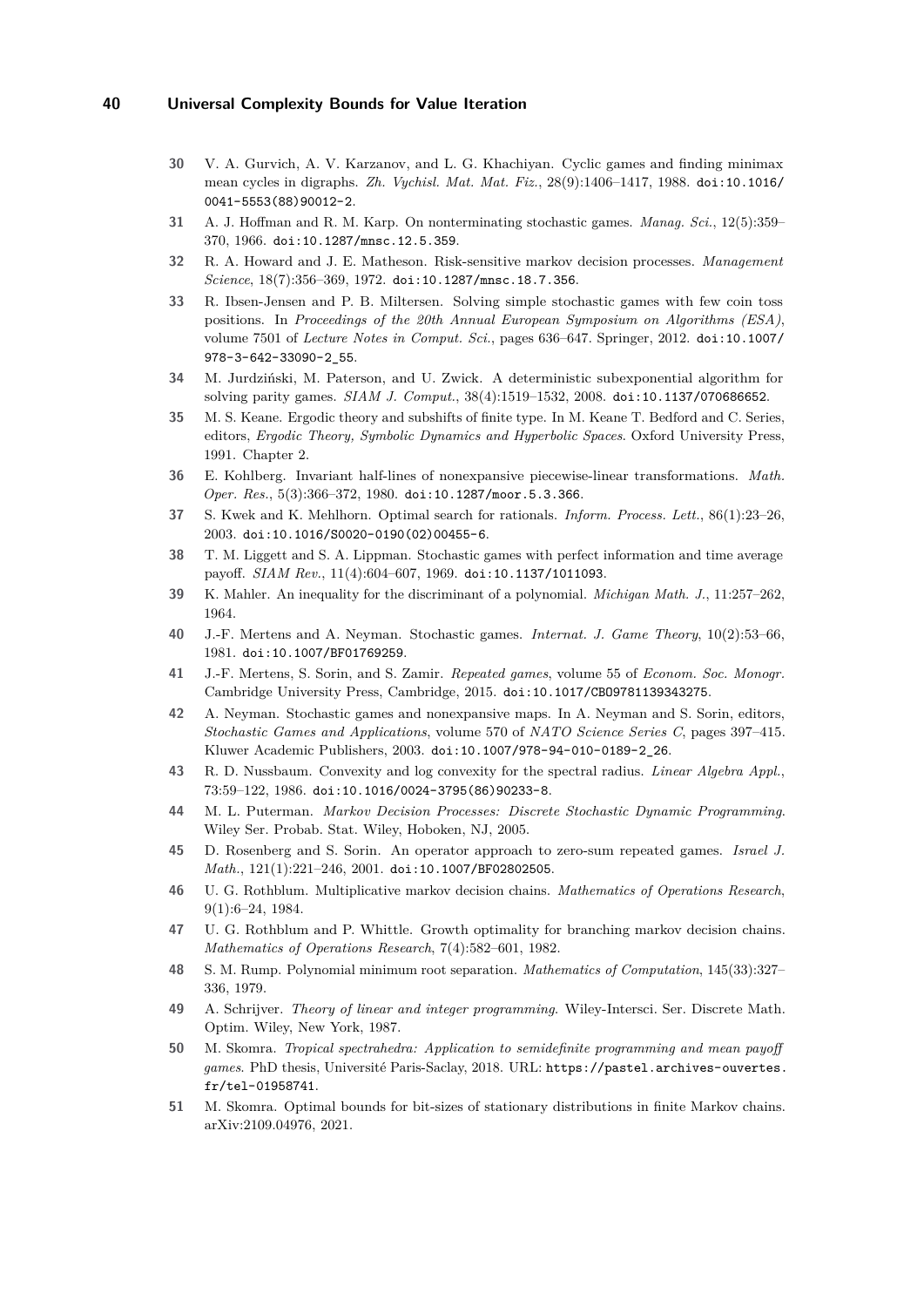30 V. A. Gurvich, A. V. Karzanov, and L. G. Khachiyan. Cyclic games and finding minimax mean cycles in digraphs. *Zh. Vychisl. Mat. Mat. Fiz.*, 28(9):1406–1417, 1988. doi:10.1016/0041-5553(88)90012-2.

31 A. J. Hoffman and R. M. Karp. On nonterminating stochastic games. *Manag. Sci.*, 12(5):359–370, 1966. doi:10.1287/mnsc.12.5.359.

32 R. A. Howard and J. E. Matheson. Risk-sensitive markov decision processes. *Management Science*, 18(7):356–369, 1972. doi:10.1287/mnsc.18.7.356.

33 R. Ibsen-Jensen and P. B. Miltersen. Solving simple stochastic games with few coin toss positions. In *Proceedings of the 20th Annual European Symposium on Algorithms (ESA)*, volume 7501 of *Lecture Notes in Comput. Sci.*, pages 636–647. Springer, 2012. doi:10.1007/978-3-642-33090-2_55.

34 M. Jurdziński, M. Paterson, and U. Zwick. A deterministic subexponential algorithm for solving parity games. *SIAM J. Comput.*, 38(4):1519–1532, 2008. doi:10.1137/070686652.

35 M. S. Keane. Ergodic theory and subshifts of finite type. In M. Keane T. Bedford and C. Series, editors, *Ergodic Theory, Symbolic Dynamics and Hyperbolic Spaces*. Oxford University Press, 1991. Chapter 2.

36 E. Kohlberg. Invariant half-lines of nonexpansive piecewise-linear transformations. *Math. Oper. Res.*, 5(3):366–372, 1980. doi:10.1287/moor.5.3.366.

37 S. Kwek and K. Mehlhorn. Optimal search for rationals. *Inform. Process. Lett.*, 86(1):23–26, 2003. doi:10.1016/S0020-0190(02)00455-6.

38 T. M. Liggett and S. A. Lippman. Stochastic games with perfect information and time average payoff. *SIAM Rev.*, 11(4):604–607, 1969. doi:10.1137/1011093.

39 K. Mahler. An inequality for the discriminant of a polynomial. *Michigan Math. J.*, 11:257–262, 1964.

40 J.-F. Mertens and A. Neyman. Stochastic games. *Internat. J. Game Theory*, 10(2):53–66, 1981. doi:10.1007/BF01769259.

41 J.-F. Mertens, S. Sorin, and S. Zamir. *Repeated games*, volume 55 of *Econom. Soc. Monogr.* Cambridge University Press, Cambridge, 2015. doi:10.1017/CBO9781139343275.

42 A. Neyman. Stochastic games and nonexpansive maps. In A. Neyman and S. Sorin, editors, *Stochastic Games and Applications*, volume 570 of *NATO Science Series C*, pages 397–415. Kluwer Academic Publishers, 2003. doi:10.1007/978-94-010-0189-2_26.

43 R. D. Nussbaum. Convexity and log convexity for the spectral radius. *Linear Algebra Appl.*, 73:59–122, 1986. doi:10.1016/0024-3795(86)90233-8.

44 M. L. Puterman. *Markov Decision Processes: Discrete Stochastic Dynamic Programming*. Wiley Ser. Probab. Stat. Wiley, Hoboken, NJ, 2005.

45 D. Rosenberg and S. Sorin. An operator approach to zero-sum repeated games. *Israel J. Math.*, 121(1):221–246, 2001. doi:10.1007/BF02802505.

46 U. G. Rothblum. Multiplicative markov decision chains. *Mathematics of Operations Research*, 9(1):6–24, 1984.

47 U. G. Rothblum and P. Whittle. Growth optimality for branching markov decision chains. *Mathematics of Operations Research*, 7(4):582–601, 1982.

48 S. M. Rump. Polynomial minimum root separation. *Mathematics of Computation*, 145(33):327–336, 1979.

49 A. Schrijver. *Theory of linear and integer programming*. Wiley-Intersci. Ser. Discrete Math. Optim. Wiley, New York, 1987.

50 M. Skomra. *Tropical spectrahedra: Application to semidefinite programming and mean payoff games*. PhD thesis, Université Paris-Saclay, 2018. URL: https://pastel.archives-ouvertes.fr/tel-01958741.

51 M. Skomra. Optimal bounds for bit-sizes of stationary distributions in finite Markov chains. arXiv:2109.04976, 2021.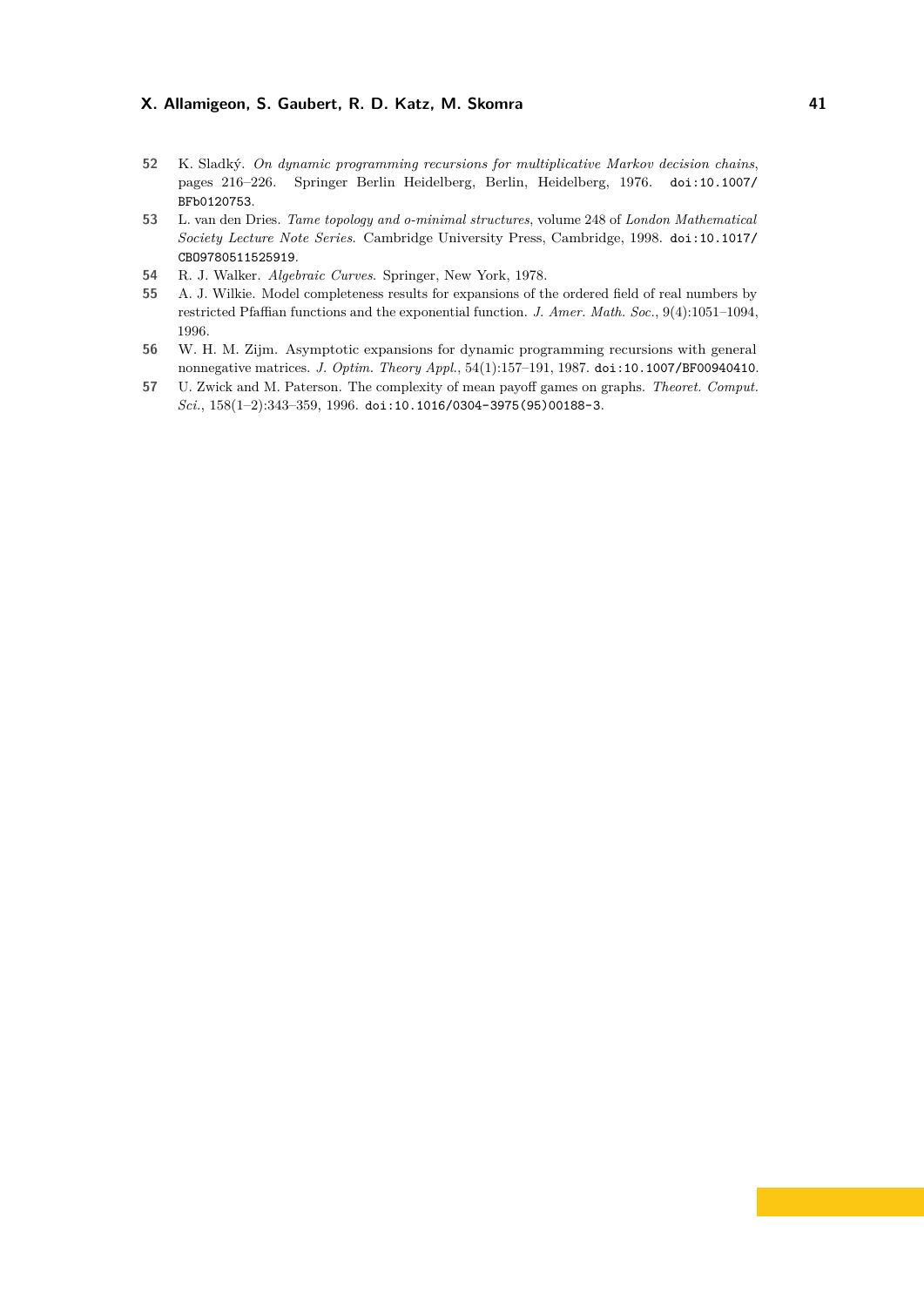52 K. Sladký. *On dynamic programming recursions for multiplicative Markov decision chains*, pages 216–226. Springer Berlin Heidelberg, Berlin, Heidelberg, 1976. doi:10.1007/BFb0120753.

53 L. van den Dries. *Tame topology and o-minimal structures*, volume 248 of *London Mathematical Society Lecture Note Series*. Cambridge University Press, Cambridge, 1998. doi:10.1017/CBO9780511525919.

54 R. J. Walker. *Algebraic Curves*. Springer, New York, 1978.

55 A. J. Wilkie. Model completeness results for expansions of the ordered field of real numbers by restricted Pfaffian functions and the exponential function. *J. Amer. Math. Soc.*, 9(4):1051–1094, 1996.

56 W. H. M. Zijm. Asymptotic expansions for dynamic programming recursions with general nonnegative matrices. *J. Optim. Theory Appl.*, 54(1):157–191, 1987. doi:10.1007/BF00940410.

57 U. Zwick and M. Paterson. The complexity of mean payoff games on graphs. *Theoret. Comput. Sci.*, 158(1–2):343–359, 1996. doi:10.1016/0304-3975(95)00188-3.